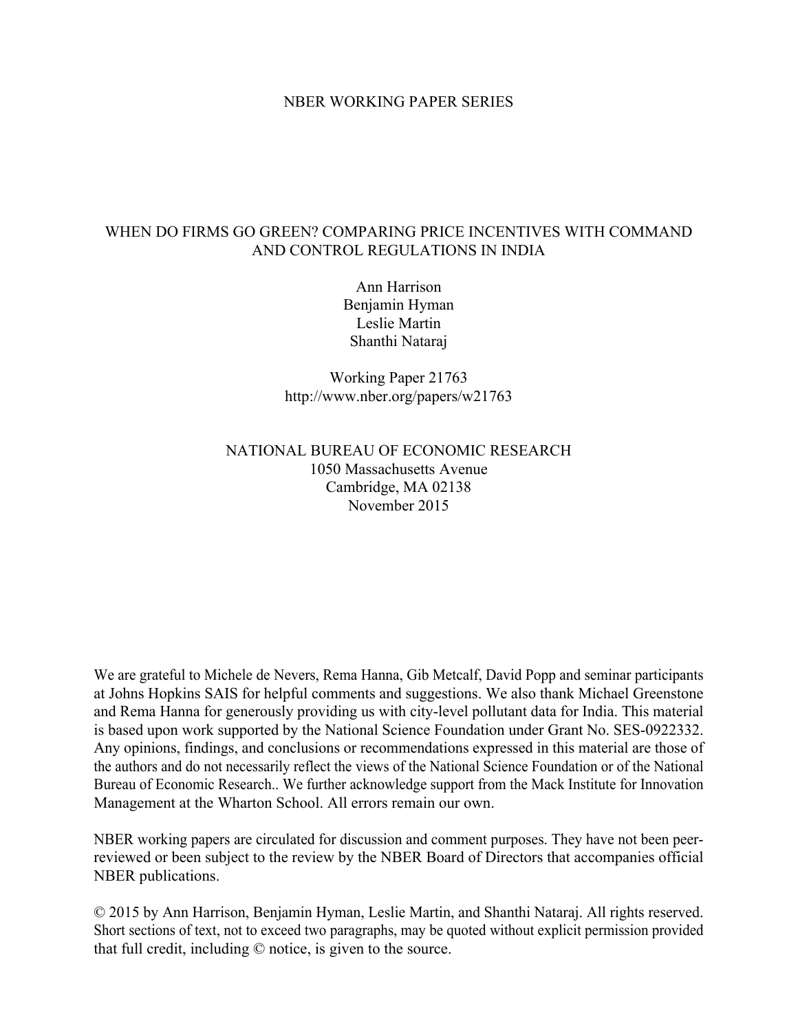NBER WORKING PAPER SERIES

# WHEN DO FIRMS GO GREEN? COMPARING PRICE INCENTIVES WITH COMMAND AND CONTROL REGULATIONS IN INDIA

Ann Harrison
Benjamin Hyman
Leslie Martin
Shanthi Nataraj

Working Paper 21763
http://www.nber.org/papers/w21763

NATIONAL BUREAU OF ECONOMIC RESEARCH
1050 Massachusetts Avenue
Cambridge, MA 02138
November 2015

We are grateful to Michele de Nevers, Rema Hanna, Gib Metcalf, David Popp and seminar participants at Johns Hopkins SAIS for helpful comments and suggestions. We also thank Michael Greenstone and Rema Hanna for generously providing us with city-level pollutant data for India. This material is based upon work supported by the National Science Foundation under Grant No. SES-0922332. Any opinions, findings, and conclusions or recommendations expressed in this material are those of the authors and do not necessarily reflect the views of the National Science Foundation or of the National Bureau of Economic Research.. We further acknowledge support from the Mack Institute for Innovation Management at the Wharton School. All errors remain our own.

NBER working papers are circulated for discussion and comment purposes. They have not been peer-reviewed or been subject to the review by the NBER Board of Directors that accompanies official NBER publications.

© 2015 by Ann Harrison, Benjamin Hyman, Leslie Martin, and Shanthi Nataraj. All rights reserved. Short sections of text, not to exceed two paragraphs, may be quoted without explicit permission provided that full credit, including © notice, is given to the source.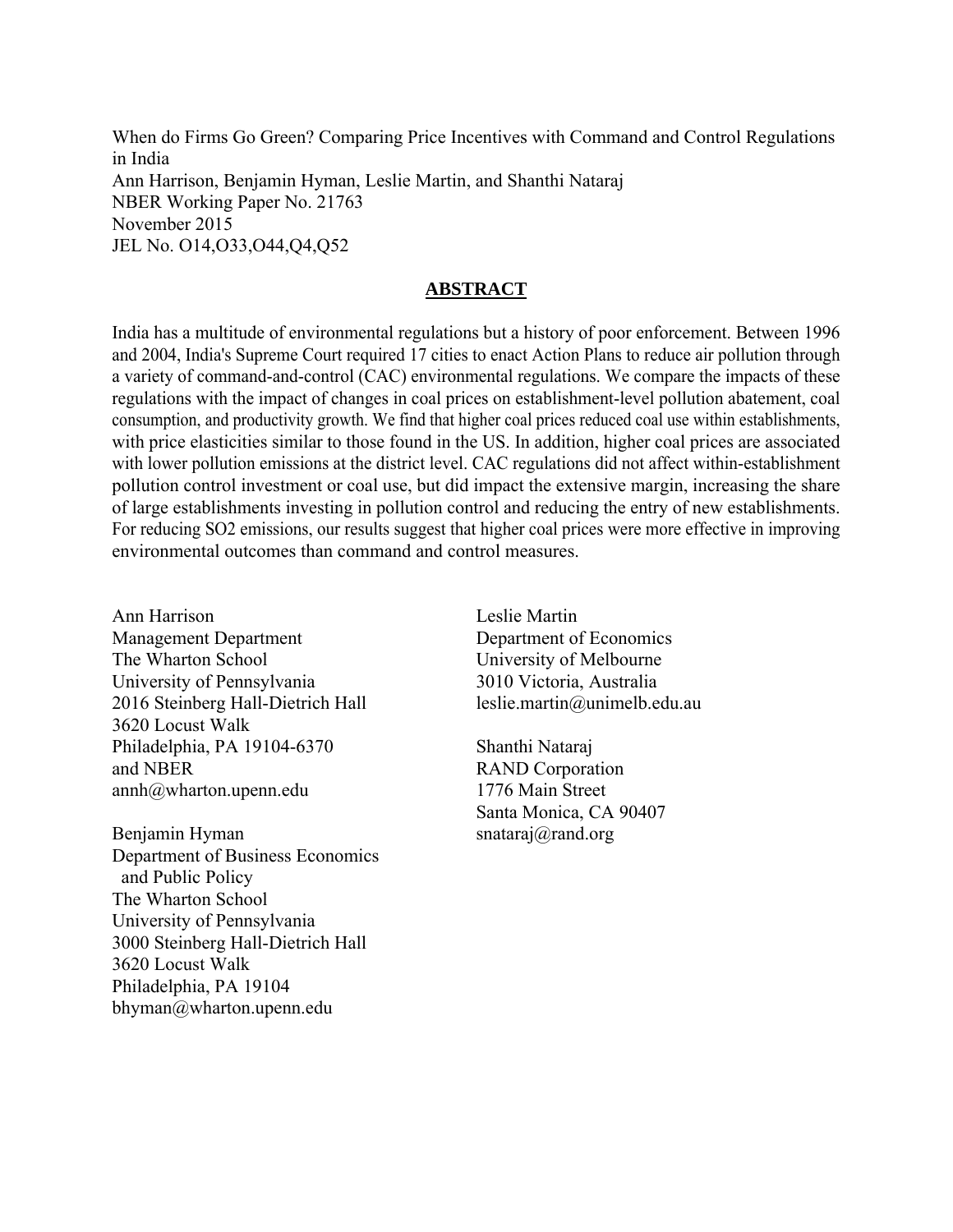When do Firms Go Green? Comparing Price Incentives with Command and Control Regulations in India
Ann Harrison, Benjamin Hyman, Leslie Martin, and Shanthi Nataraj
NBER Working Paper No. 21763
November 2015
JEL No. O14,O33,O44,Q4,Q52

## ABSTRACT

India has a multitude of environmental regulations but a history of poor enforcement. Between 1996 and 2004, India's Supreme Court required 17 cities to enact Action Plans to reduce air pollution through a variety of command-and-control (CAC) environmental regulations. We compare the impacts of these regulations with the impact of changes in coal prices on establishment-level pollution abatement, coal consumption, and productivity growth. We find that higher coal prices reduced coal use within establishments, with price elasticities similar to those found in the US. In addition, higher coal prices are associated with lower pollution emissions at the district level. CAC regulations did not affect within-establishment pollution control investment or coal use, but did impact the extensive margin, increasing the share of large establishments investing in pollution control and reducing the entry of new establishments. For reducing SO2 emissions, our results suggest that higher coal prices were more effective in improving environmental outcomes than command and control measures.

Ann Harrison
Management Department
The Wharton School
University of Pennsylvania
2016 Steinberg Hall-Dietrich Hall
3620 Locust Walk
Philadelphia, PA 19104-6370
and NBER
annh@wharton.upenn.edu

Benjamin Hyman
Department of Business Economics
and Public Policy
The Wharton School
University of Pennsylvania
3000 Steinberg Hall-Dietrich Hall
3620 Locust Walk
Philadelphia, PA 19104
bhyman@wharton.upenn.edu

Leslie Martin
Department of Economics
University of Melbourne
3010 Victoria, Australia
leslie.martin@unimelb.edu.au

Shanthi Nataraj
RAND Corporation
1776 Main Street
Santa Monica, CA 90407
snataraj@rand.org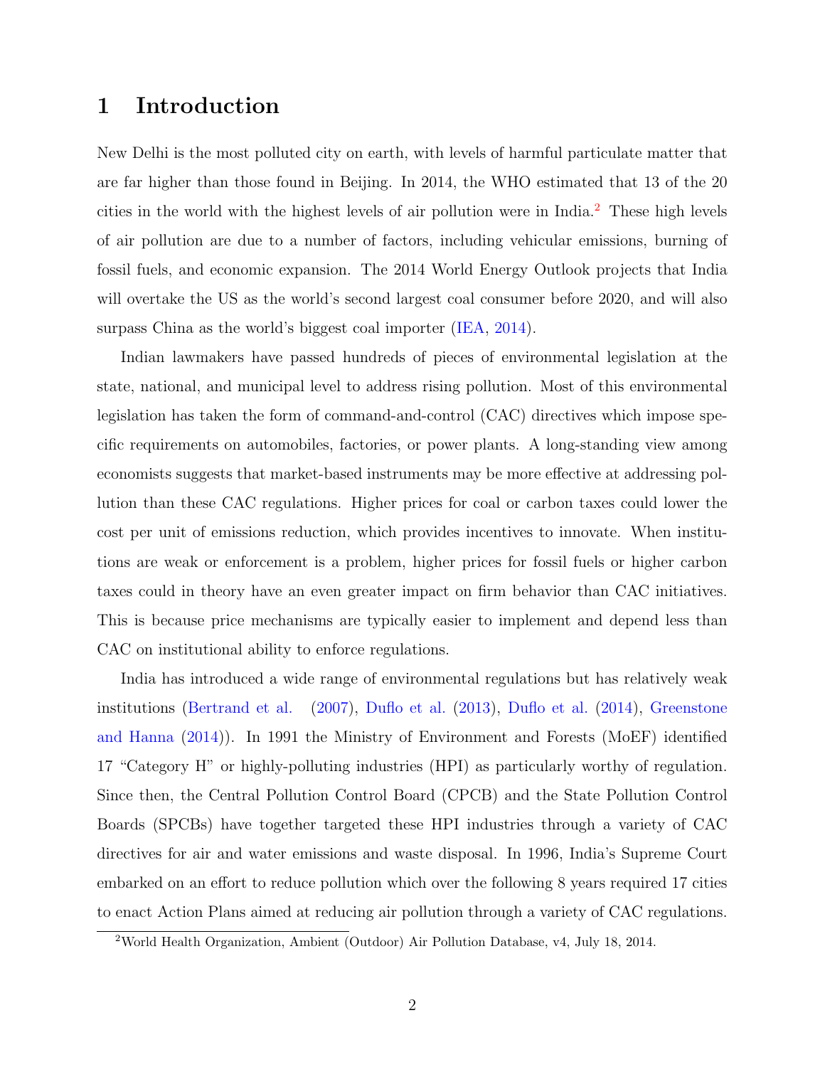# 1 Introduction

New Delhi is the most polluted city on earth, with levels of harmful particulate matter that are far higher than those found in Beijing. In 2014, the WHO estimated that 13 of the 20 cities in the world with the highest levels of air pollution were in India.[2] These high levels of air pollution are due to a number of factors, including vehicular emissions, burning of fossil fuels, and economic expansion. The 2014 World Energy Outlook projects that India will overtake the US as the world's second largest coal consumer before 2020, and will also surpass China as the world's biggest coal importer (IEA, 2014).

Indian lawmakers have passed hundreds of pieces of environmental legislation at the state, national, and municipal level to address rising pollution. Most of this environmental legislation has taken the form of command-and-control (CAC) directives which impose specific requirements on automobiles, factories, or power plants. A long-standing view among economists suggests that market-based instruments may be more effective at addressing pollution than these CAC regulations. Higher prices for coal or carbon taxes could lower the cost per unit of emissions reduction, which provides incentives to innovate. When institutions are weak or enforcement is a problem, higher prices for fossil fuels or higher carbon taxes could in theory have an even greater impact on firm behavior than CAC initiatives. This is because price mechanisms are typically easier to implement and depend less than CAC on institutional ability to enforce regulations.

India has introduced a wide range of environmental regulations but has relatively weak institutions (Bertrand et al. (2007), Duflo et al. (2013), Duflo et al. (2014), Greenstone and Hanna (2014)). In 1991 the Ministry of Environment and Forests (MoEF) identified 17 "Category H" or highly-polluting industries (HPI) as particularly worthy of regulation. Since then, the Central Pollution Control Board (CPCB) and the State Pollution Control Boards (SPCBs) have together targeted these HPI industries through a variety of CAC directives for air and water emissions and waste disposal. In 1996, India's Supreme Court embarked on an effort to reduce pollution which over the following 8 years required 17 cities to enact Action Plans aimed at reducing air pollution through a variety of CAC regulations.

[2] World Health Organization, Ambient (Outdoor) Air Pollution Database, v4, July 18, 2014.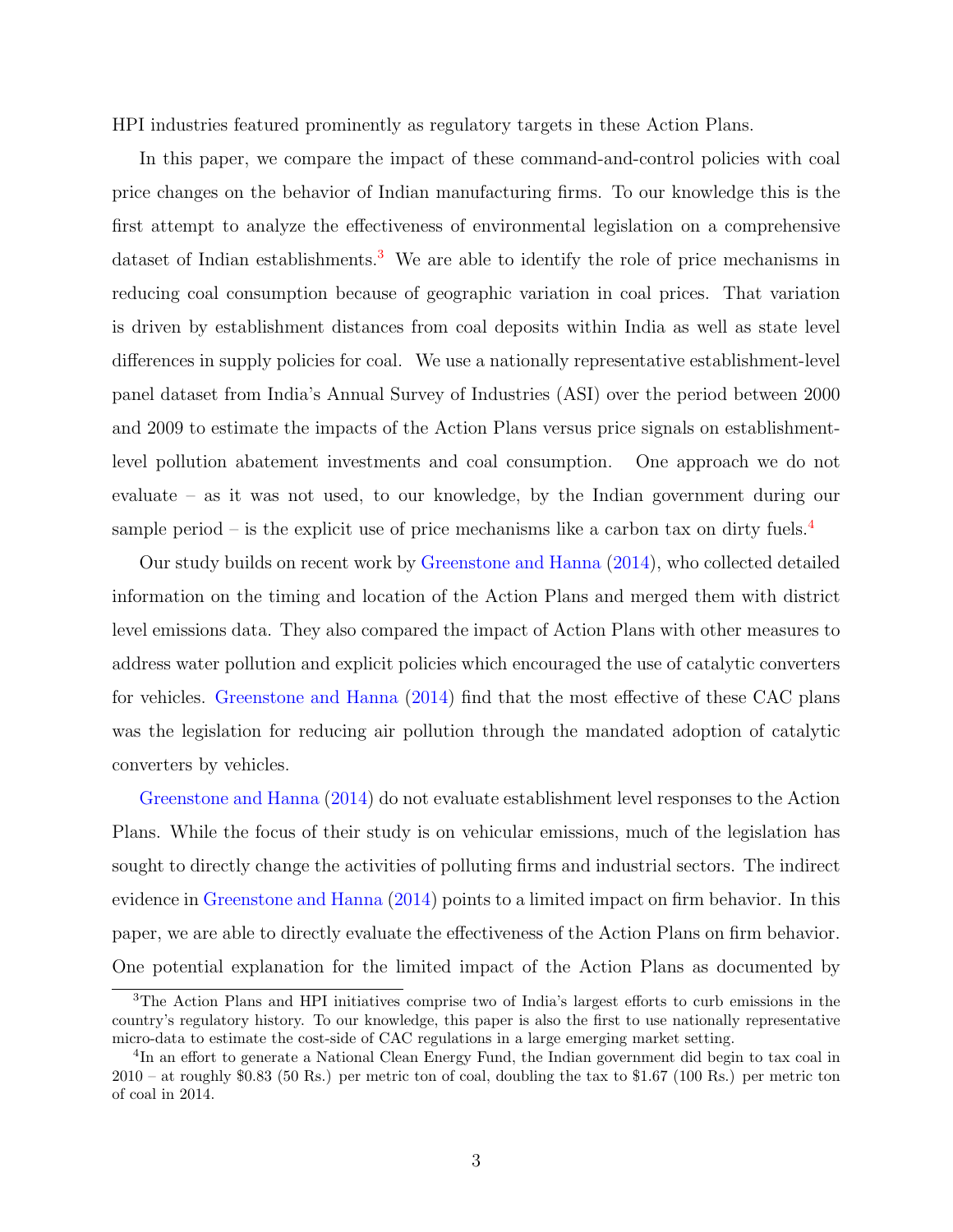HPI industries featured prominently as regulatory targets in these Action Plans.

In this paper, we compare the impact of these command-and-control policies with coal price changes on the behavior of Indian manufacturing firms. To our knowledge this is the first attempt to analyze the effectiveness of environmental legislation on a comprehensive dataset of Indian establishments.[3] We are able to identify the role of price mechanisms in reducing coal consumption because of geographic variation in coal prices. That variation is driven by establishment distances from coal deposits within India as well as state level differences in supply policies for coal. We use a nationally representative establishment-level panel dataset from India's Annual Survey of Industries (ASI) over the period between 2000 and 2009 to estimate the impacts of the Action Plans versus price signals on establishment-level pollution abatement investments and coal consumption. One approach we do not evaluate – as it was not used, to our knowledge, by the Indian government during our sample period – is the explicit use of price mechanisms like a carbon tax on dirty fuels.[4]

Our study builds on recent work by Greenstone and Hanna (2014), who collected detailed information on the timing and location of the Action Plans and merged them with district level emissions data. They also compared the impact of Action Plans with other measures to address water pollution and explicit policies which encouraged the use of catalytic converters for vehicles. Greenstone and Hanna (2014) find that the most effective of these CAC plans was the legislation for reducing air pollution through the mandated adoption of catalytic converters by vehicles.

Greenstone and Hanna (2014) do not evaluate establishment level responses to the Action Plans. While the focus of their study is on vehicular emissions, much of the legislation has sought to directly change the activities of polluting firms and industrial sectors. The indirect evidence in Greenstone and Hanna (2014) points to a limited impact on firm behavior. In this paper, we are able to directly evaluate the effectiveness of the Action Plans on firm behavior. One potential explanation for the limited impact of the Action Plans as documented by

[3] The Action Plans and HPI initiatives comprise two of India's largest efforts to curb emissions in the country's regulatory history. To our knowledge, this paper is also the first to use nationally representative micro-data to estimate the cost-side of CAC regulations in a large emerging market setting.

[4] In an effort to generate a National Clean Energy Fund, the Indian government did begin to tax coal in 2010 – at roughly \$0.83 (50 Rs.) per metric ton of coal, doubling the tax to \$1.67 (100 Rs.) per metric ton of coal in 2014.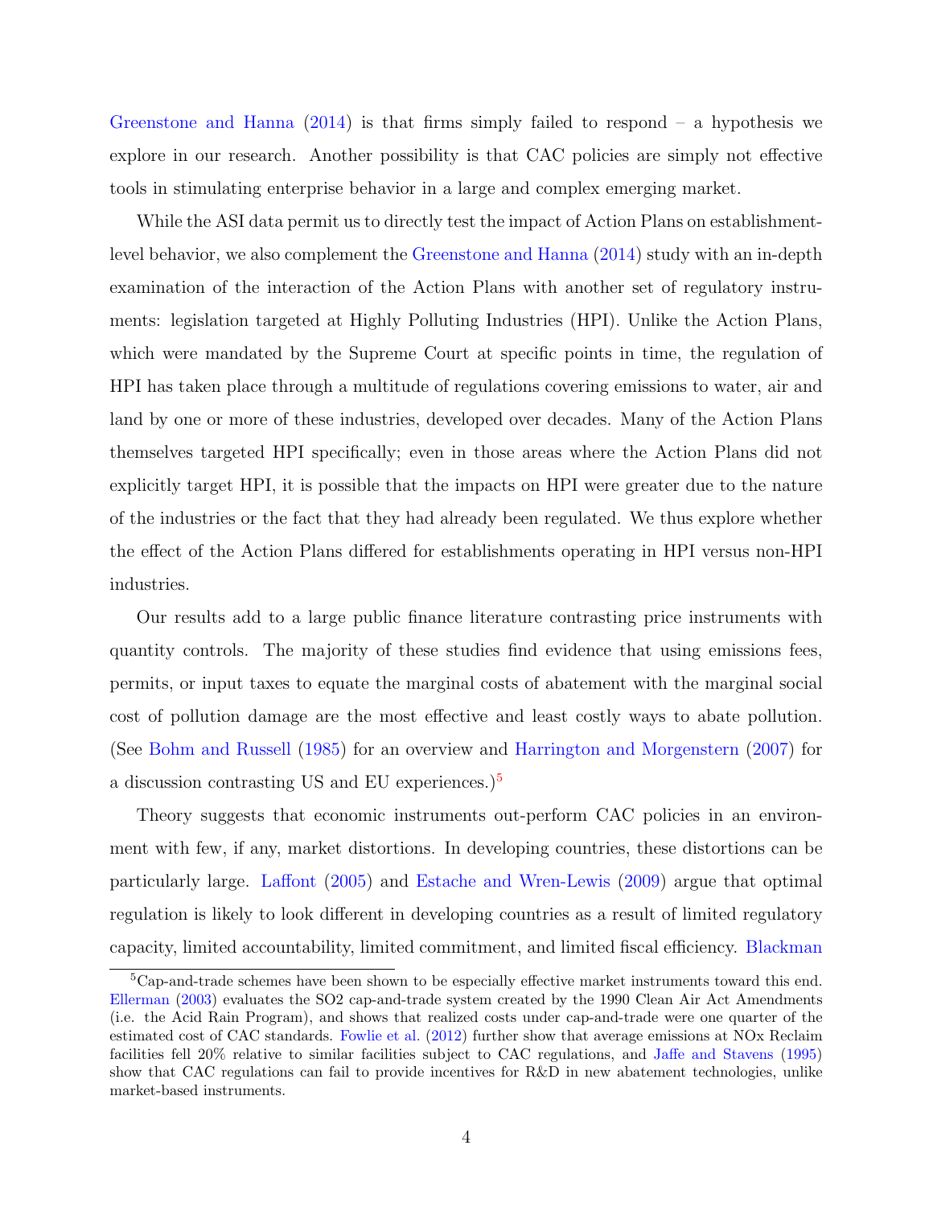Greenstone and Hanna (2014) is that firms simply failed to respond – a hypothesis we explore in our research. Another possibility is that CAC policies are simply not effective tools in stimulating enterprise behavior in a large and complex emerging market.

While the ASI data permit us to directly test the impact of Action Plans on establishment-level behavior, we also complement the Greenstone and Hanna (2014) study with an in-depth examination of the interaction of the Action Plans with another set of regulatory instruments: legislation targeted at Highly Polluting Industries (HPI). Unlike the Action Plans, which were mandated by the Supreme Court at specific points in time, the regulation of HPI has taken place through a multitude of regulations covering emissions to water, air and land by one or more of these industries, developed over decades. Many of the Action Plans themselves targeted HPI specifically; even in those areas where the Action Plans did not explicitly target HPI, it is possible that the impacts on HPI were greater due to the nature of the industries or the fact that they had already been regulated. We thus explore whether the effect of the Action Plans differed for establishments operating in HPI versus non-HPI industries.

Our results add to a large public finance literature contrasting price instruments with quantity controls. The majority of these studies find evidence that using emissions fees, permits, or input taxes to equate the marginal costs of abatement with the marginal social cost of pollution damage are the most effective and least costly ways to abate pollution. (See Bohm and Russell (1985) for an overview and Harrington and Morgenstern (2007) for a discussion contrasting US and EU experiences.)[5]

Theory suggests that economic instruments out-perform CAC policies in an environment with few, if any, market distortions. In developing countries, these distortions can be particularly large. Laffont (2005) and Estache and Wren-Lewis (2009) argue that optimal regulation is likely to look different in developing countries as a result of limited regulatory capacity, limited accountability, limited commitment, and limited fiscal efficiency. Blackman

[5] Cap-and-trade schemes have been shown to be especially effective market instruments toward this end. Ellerman (2003) evaluates the SO2 cap-and-trade system created by the 1990 Clean Air Act Amendments (i.e. the Acid Rain Program), and shows that realized costs under cap-and-trade were one quarter of the estimated cost of CAC standards. Fowlie et al. (2012) further show that average emissions at NOx Reclaim facilities fell 20% relative to similar facilities subject to CAC regulations, and Jaffe and Stavens (1995) show that CAC regulations can fail to provide incentives for R&D in new abatement technologies, unlike market-based instruments.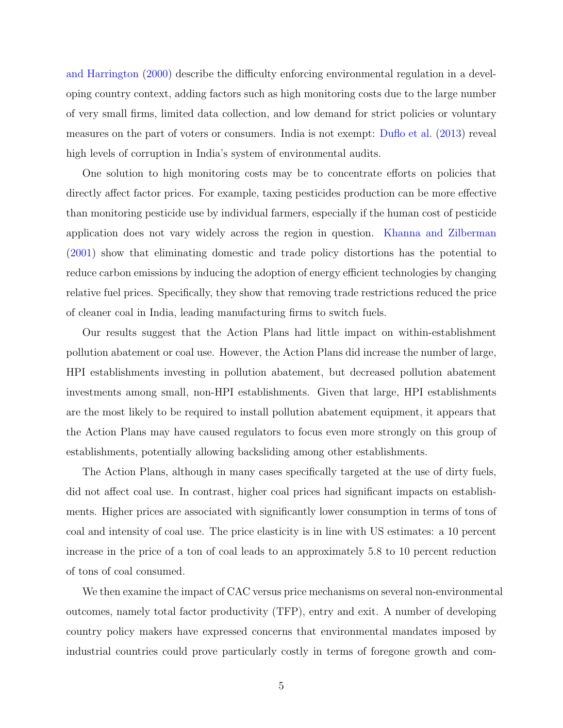and Harrington (2000) describe the difficulty enforcing environmental regulation in a developing country context, adding factors such as high monitoring costs due to the large number of very small firms, limited data collection, and low demand for strict policies or voluntary measures on the part of voters or consumers. India is not exempt: Duflo et al. (2013) reveal high levels of corruption in India's system of environmental audits.

One solution to high monitoring costs may be to concentrate efforts on policies that directly affect factor prices. For example, taxing pesticides production can be more effective than monitoring pesticide use by individual farmers, especially if the human cost of pesticide application does not vary widely across the region in question. Khanna and Zilberman (2001) show that eliminating domestic and trade policy distortions has the potential to reduce carbon emissions by inducing the adoption of energy efficient technologies by changing relative fuel prices. Specifically, they show that removing trade restrictions reduced the price of cleaner coal in India, leading manufacturing firms to switch fuels.

Our results suggest that the Action Plans had little impact on within-establishment pollution abatement or coal use. However, the Action Plans did increase the number of large, HPI establishments investing in pollution abatement, but decreased pollution abatement investments among small, non-HPI establishments. Given that large, HPI establishments are the most likely to be required to install pollution abatement equipment, it appears that the Action Plans may have caused regulators to focus even more strongly on this group of establishments, potentially allowing backsliding among other establishments.

The Action Plans, although in many cases specifically targeted at the use of dirty fuels, did not affect coal use. In contrast, higher coal prices had significant impacts on establishments. Higher prices are associated with significantly lower consumption in terms of tons of coal and intensity of coal use. The price elasticity is in line with US estimates: a 10 percent increase in the price of a ton of coal leads to an approximately 5.8 to 10 percent reduction of tons of coal consumed.

We then examine the impact of CAC versus price mechanisms on several non-environmental outcomes, namely total factor productivity (TFP), entry and exit. A number of developing country policy makers have expressed concerns that environmental mandates imposed by industrial countries could prove particularly costly in terms of foregone growth and com-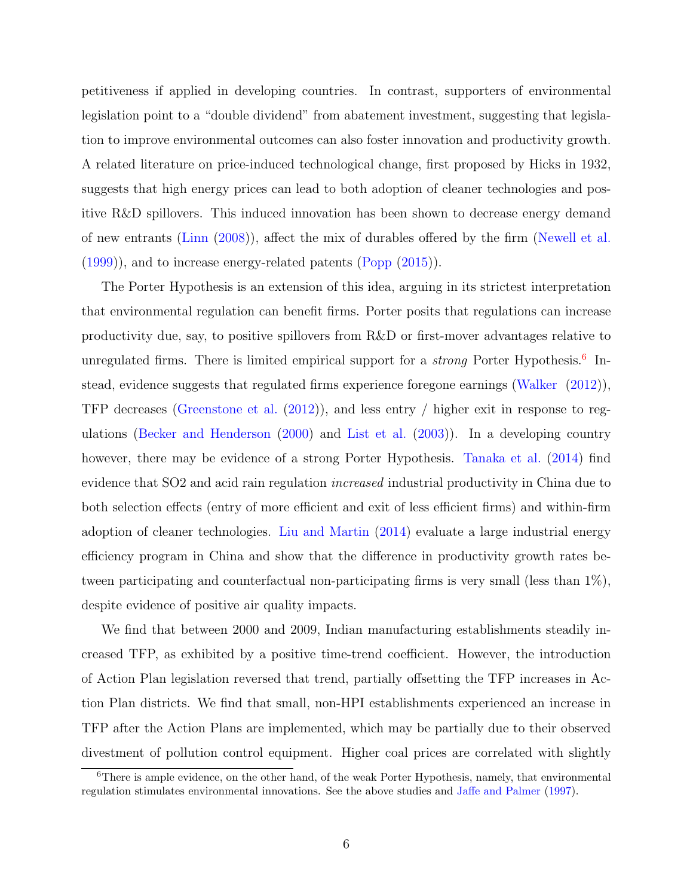petitiveness if applied in developing countries. In contrast, supporters of environmental legislation point to a "double dividend" from abatement investment, suggesting that legislation to improve environmental outcomes can also foster innovation and productivity growth. A related literature on price-induced technological change, first proposed by Hicks in 1932, suggests that high energy prices can lead to both adoption of cleaner technologies and positive R&D spillovers. This induced innovation has been shown to decrease energy demand of new entrants (Linn (2008)), affect the mix of durables offered by the firm (Newell et al. (1999)), and to increase energy-related patents (Popp (2015)).

The Porter Hypothesis is an extension of this idea, arguing in its strictest interpretation that environmental regulation can benefit firms. Porter posits that regulations can increase productivity due, say, to positive spillovers from R&D or first-mover advantages relative to unregulated firms. There is limited empirical support for a *strong* Porter Hypothesis.[6] Instead, evidence suggests that regulated firms experience foregone earnings (Walker (2012)), TFP decreases (Greenstone et al. (2012)), and less entry / higher exit in response to regulations (Becker and Henderson (2000) and List et al. (2003)). In a developing country however, there may be evidence of a strong Porter Hypothesis. Tanaka et al. (2014) find evidence that SO2 and acid rain regulation *increased* industrial productivity in China due to both selection effects (entry of more efficient and exit of less efficient firms) and within-firm adoption of cleaner technologies. Liu and Martin (2014) evaluate a large industrial energy efficiency program in China and show that the difference in productivity growth rates between participating and counterfactual non-participating firms is very small (less than 1%), despite evidence of positive air quality impacts.

We find that between 2000 and 2009, Indian manufacturing establishments steadily increased TFP, as exhibited by a positive time-trend coefficient. However, the introduction of Action Plan legislation reversed that trend, partially offsetting the TFP increases in Action Plan districts. We find that small, non-HPI establishments experienced an increase in TFP after the Action Plans are implemented, which may be partially due to their observed divestment of pollution control equipment. Higher coal prices are correlated with slightly

[6] There is ample evidence, on the other hand, of the weak Porter Hypothesis, namely, that environmental regulation stimulates environmental innovations. See the above studies and Jaffe and Palmer (1997).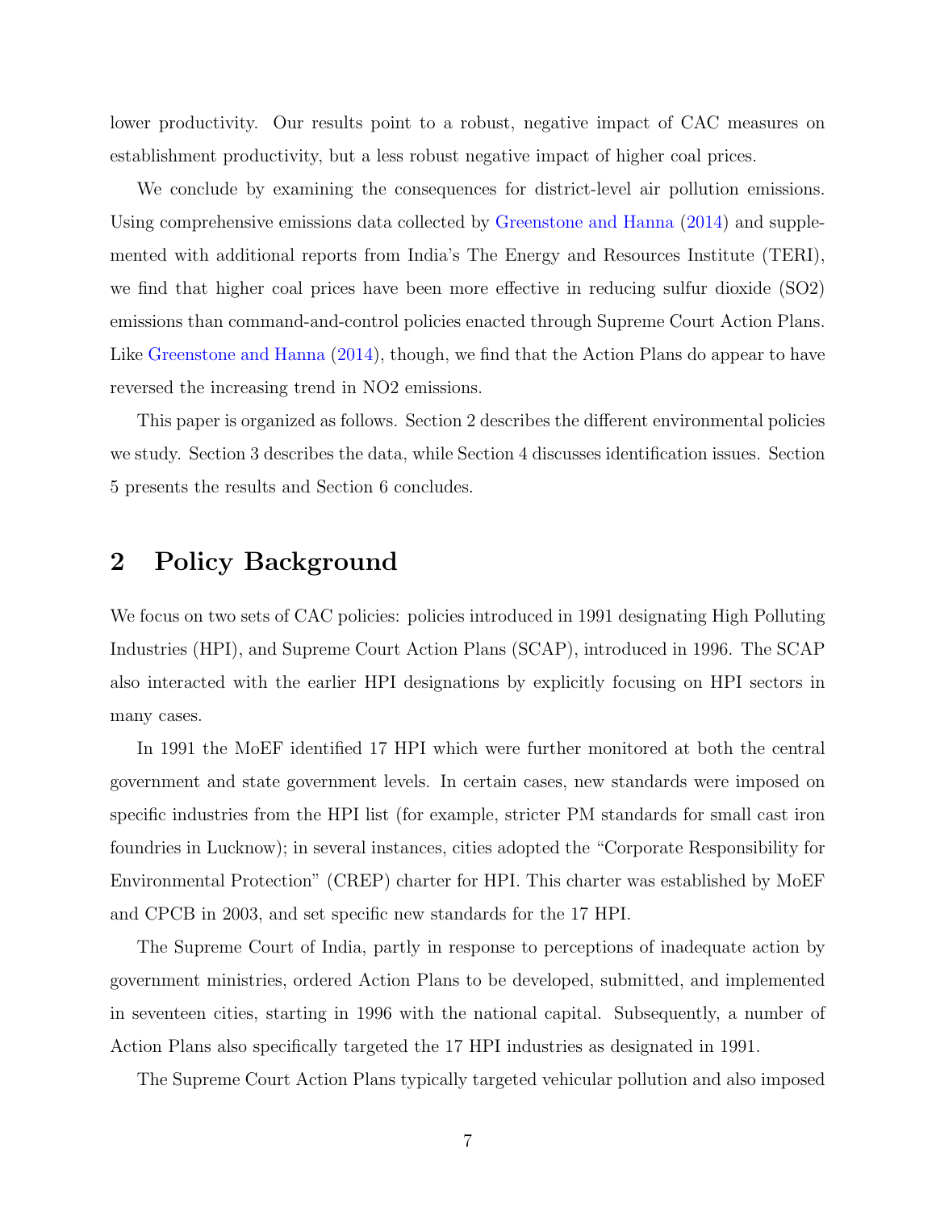lower productivity. Our results point to a robust, negative impact of CAC measures on establishment productivity, but a less robust negative impact of higher coal prices.

We conclude by examining the consequences for district-level air pollution emissions. Using comprehensive emissions data collected by Greenstone and Hanna (2014) and supplemented with additional reports from India's The Energy and Resources Institute (TERI), we find that higher coal prices have been more effective in reducing sulfur dioxide (SO2) emissions than command-and-control policies enacted through Supreme Court Action Plans. Like Greenstone and Hanna (2014), though, we find that the Action Plans do appear to have reversed the increasing trend in NO2 emissions.

This paper is organized as follows. Section 2 describes the different environmental policies we study. Section 3 describes the data, while Section 4 discusses identification issues. Section 5 presents the results and Section 6 concludes.

## 2 Policy Background

We focus on two sets of CAC policies: policies introduced in 1991 designating High Polluting Industries (HPI), and Supreme Court Action Plans (SCAP), introduced in 1996. The SCAP also interacted with the earlier HPI designations by explicitly focusing on HPI sectors in many cases.

In 1991 the MoEF identified 17 HPI which were further monitored at both the central government and state government levels. In certain cases, new standards were imposed on specific industries from the HPI list (for example, stricter PM standards for small cast iron foundries in Lucknow); in several instances, cities adopted the "Corporate Responsibility for Environmental Protection" (CREP) charter for HPI. This charter was established by MoEF and CPCB in 2003, and set specific new standards for the 17 HPI.

The Supreme Court of India, partly in response to perceptions of inadequate action by government ministries, ordered Action Plans to be developed, submitted, and implemented in seventeen cities, starting in 1996 with the national capital. Subsequently, a number of Action Plans also specifically targeted the 17 HPI industries as designated in 1991.

The Supreme Court Action Plans typically targeted vehicular pollution and also imposed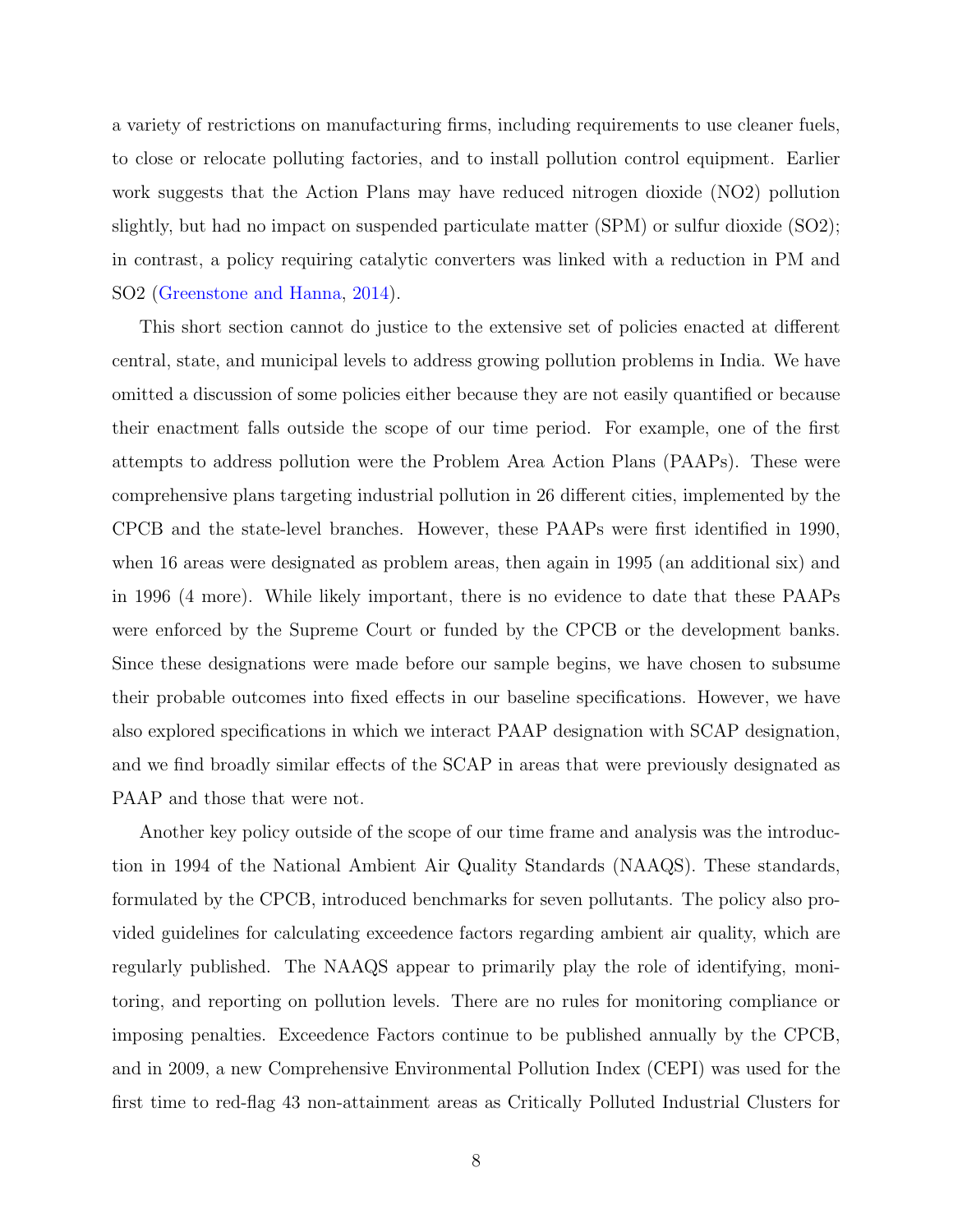a variety of restrictions on manufacturing firms, including requirements to use cleaner fuels, to close or relocate polluting factories, and to install pollution control equipment. Earlier work suggests that the Action Plans may have reduced nitrogen dioxide (NO2) pollution slightly, but had no impact on suspended particulate matter (SPM) or sulfur dioxide (SO2); in contrast, a policy requiring catalytic converters was linked with a reduction in PM and SO2 (Greenstone and Hanna, 2014).

This short section cannot do justice to the extensive set of policies enacted at different central, state, and municipal levels to address growing pollution problems in India. We have omitted a discussion of some policies either because they are not easily quantified or because their enactment falls outside the scope of our time period. For example, one of the first attempts to address pollution were the Problem Area Action Plans (PAAPs). These were comprehensive plans targeting industrial pollution in 26 different cities, implemented by the CPCB and the state-level branches. However, these PAAPs were first identified in 1990, when 16 areas were designated as problem areas, then again in 1995 (an additional six) and in 1996 (4 more). While likely important, there is no evidence to date that these PAAPs were enforced by the Supreme Court or funded by the CPCB or the development banks. Since these designations were made before our sample begins, we have chosen to subsume their probable outcomes into fixed effects in our baseline specifications. However, we have also explored specifications in which we interact PAAP designation with SCAP designation, and we find broadly similar effects of the SCAP in areas that were previously designated as PAAP and those that were not.

Another key policy outside of the scope of our time frame and analysis was the introduction in 1994 of the National Ambient Air Quality Standards (NAAQS). These standards, formulated by the CPCB, introduced benchmarks for seven pollutants. The policy also provided guidelines for calculating exceedence factors regarding ambient air quality, which are regularly published. The NAAQS appear to primarily play the role of identifying, monitoring, and reporting on pollution levels. There are no rules for monitoring compliance or imposing penalties. Exceedence Factors continue to be published annually by the CPCB, and in 2009, a new Comprehensive Environmental Pollution Index (CEPI) was used for the first time to red-flag 43 non-attainment areas as Critically Polluted Industrial Clusters for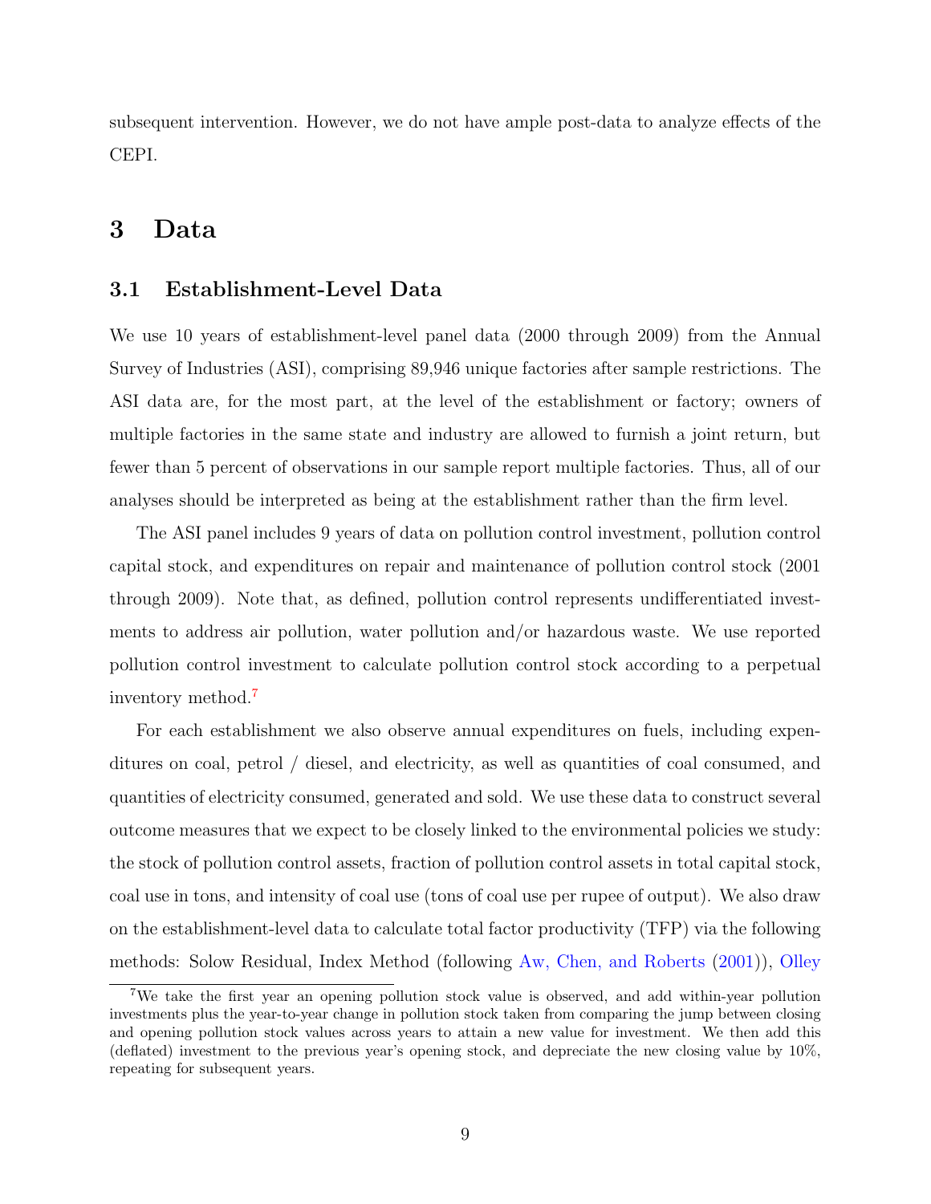subsequent intervention. However, we do not have ample post-data to analyze effects of the CEPI.

# 3 Data

## 3.1 Establishment-Level Data

We use 10 years of establishment-level panel data (2000 through 2009) from the Annual Survey of Industries (ASI), comprising 89,946 unique factories after sample restrictions. The ASI data are, for the most part, at the level of the establishment or factory; owners of multiple factories in the same state and industry are allowed to furnish a joint return, but fewer than 5 percent of observations in our sample report multiple factories. Thus, all of our analyses should be interpreted as being at the establishment rather than the firm level.

The ASI panel includes 9 years of data on pollution control investment, pollution control capital stock, and expenditures on repair and maintenance of pollution control stock (2001 through 2009). Note that, as defined, pollution control represents undifferentiated investments to address air pollution, water pollution and/or hazardous waste. We use reported pollution control investment to calculate pollution control stock according to a perpetual inventory method.[7]

For each establishment we also observe annual expenditures on fuels, including expenditures on coal, petrol / diesel, and electricity, as well as quantities of coal consumed, and quantities of electricity consumed, generated and sold. We use these data to construct several outcome measures that we expect to be closely linked to the environmental policies we study: the stock of pollution control assets, fraction of pollution control assets in total capital stock, coal use in tons, and intensity of coal use (tons of coal use per rupee of output). We also draw on the establishment-level data to calculate total factor productivity (TFP) via the following methods: Solow Residual, Index Method (following Aw, Chen, and Roberts (2001)), Olley

[7] We take the first year an opening pollution stock value is observed, and add within-year pollution investments plus the year-to-year change in pollution stock taken from comparing the jump between closing and opening pollution stock values across years to attain a new value for investment. We then add this (deflated) investment to the previous year's opening stock, and depreciate the new closing value by 10%, repeating for subsequent years.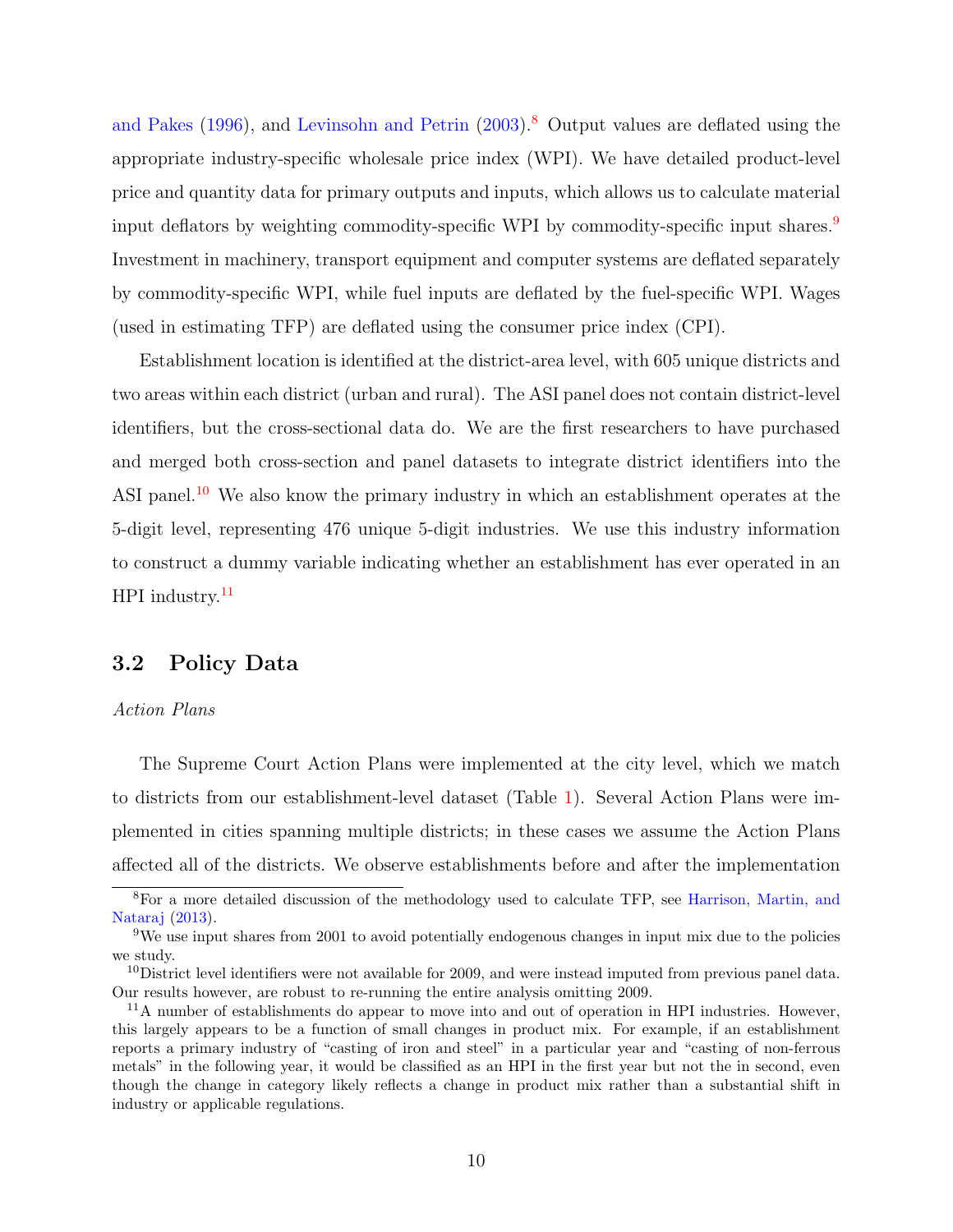and Pakes (1996), and Levinsohn and Petrin (2003).[8] Output values are deflated using the appropriate industry-specific wholesale price index (WPI). We have detailed product-level price and quantity data for primary outputs and inputs, which allows us to calculate material input deflators by weighting commodity-specific WPI by commodity-specific input shares.[9] Investment in machinery, transport equipment and computer systems are deflated separately by commodity-specific WPI, while fuel inputs are deflated by the fuel-specific WPI. Wages (used in estimating TFP) are deflated using the consumer price index (CPI).

Establishment location is identified at the district-area level, with 605 unique districts and two areas within each district (urban and rural). The ASI panel does not contain district-level identifiers, but the cross-sectional data do. We are the first researchers to have purchased and merged both cross-section and panel datasets to integrate district identifiers into the ASI panel.[10] We also know the primary industry in which an establishment operates at the 5-digit level, representing 476 unique 5-digit industries. We use this industry information to construct a dummy variable indicating whether an establishment has ever operated in an HPI industry.[11]

## 3.2 Policy Data

*Action Plans*

The Supreme Court Action Plans were implemented at the city level, which we match to districts from our establishment-level dataset (Table 1). Several Action Plans were implemented in cities spanning multiple districts; in these cases we assume the Action Plans affected all of the districts. We observe establishments before and after the implementation

---

[8] For a more detailed discussion of the methodology used to calculate TFP, see Harrison, Martin, and Nataraj (2013).

[9] We use input shares from 2001 to avoid potentially endogenous changes in input mix due to the policies we study.

[10] District level identifiers were not available for 2009, and were instead imputed from previous panel data. Our results however, are robust to re-running the entire analysis omitting 2009.

[11] A number of establishments do appear to move into and out of operation in HPI industries. However, this largely appears to be a function of small changes in product mix. For example, if an establishment reports a primary industry of "casting of iron and steel" in a particular year and "casting of non-ferrous metals" in the following year, it would be classified as an HPI in the first year but not the in second, even though the change in category likely reflects a change in product mix rather than a substantial shift in industry or applicable regulations.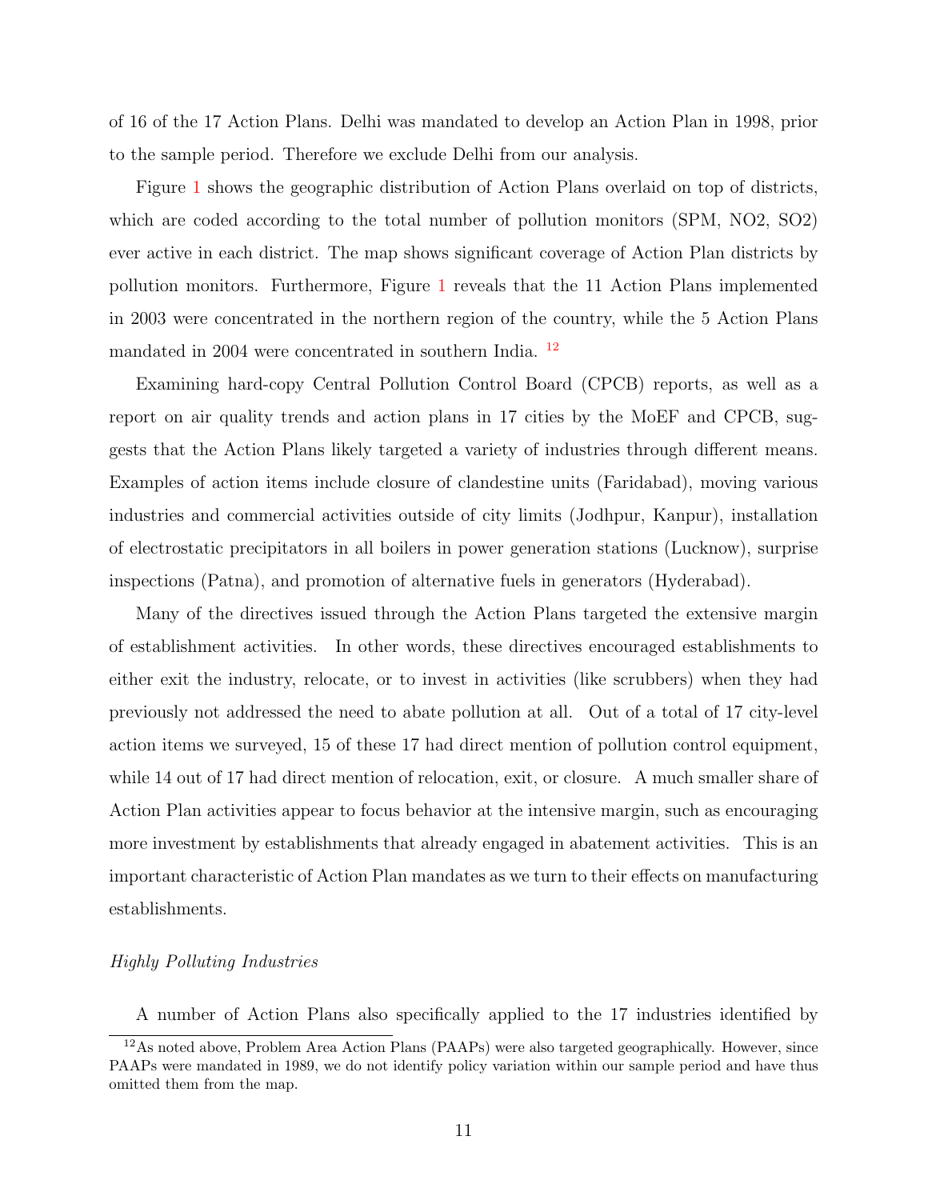of 16 of the 17 Action Plans. Delhi was mandated to develop an Action Plan in 1998, prior to the sample period. Therefore we exclude Delhi from our analysis.

Figure 1 shows the geographic distribution of Action Plans overlaid on top of districts, which are coded according to the total number of pollution monitors (SPM, NO2, SO2) ever active in each district. The map shows significant coverage of Action Plan districts by pollution monitors. Furthermore, Figure 1 reveals that the 11 Action Plans implemented in 2003 were concentrated in the northern region of the country, while the 5 Action Plans mandated in 2004 were concentrated in southern India. [12]

Examining hard-copy Central Pollution Control Board (CPCB) reports, as well as a report on air quality trends and action plans in 17 cities by the MoEF and CPCB, suggests that the Action Plans likely targeted a variety of industries through different means. Examples of action items include closure of clandestine units (Faridabad), moving various industries and commercial activities outside of city limits (Jodhpur, Kanpur), installation of electrostatic precipitators in all boilers in power generation stations (Lucknow), surprise inspections (Patna), and promotion of alternative fuels in generators (Hyderabad).

Many of the directives issued through the Action Plans targeted the extensive margin of establishment activities. In other words, these directives encouraged establishments to either exit the industry, relocate, or to invest in activities (like scrubbers) when they had previously not addressed the need to abate pollution at all. Out of a total of 17 city-level action items we surveyed, 15 of these 17 had direct mention of pollution control equipment, while 14 out of 17 had direct mention of relocation, exit, or closure. A much smaller share of Action Plan activities appear to focus behavior at the intensive margin, such as encouraging more investment by establishments that already engaged in abatement activities. This is an important characteristic of Action Plan mandates as we turn to their effects on manufacturing establishments.

*Highly Polluting Industries*

A number of Action Plans also specifically applied to the 17 industries identified by

[12] As noted above, Problem Area Action Plans (PAAPs) were also targeted geographically. However, since PAAPs were mandated in 1989, we do not identify policy variation within our sample period and have thus omitted them from the map.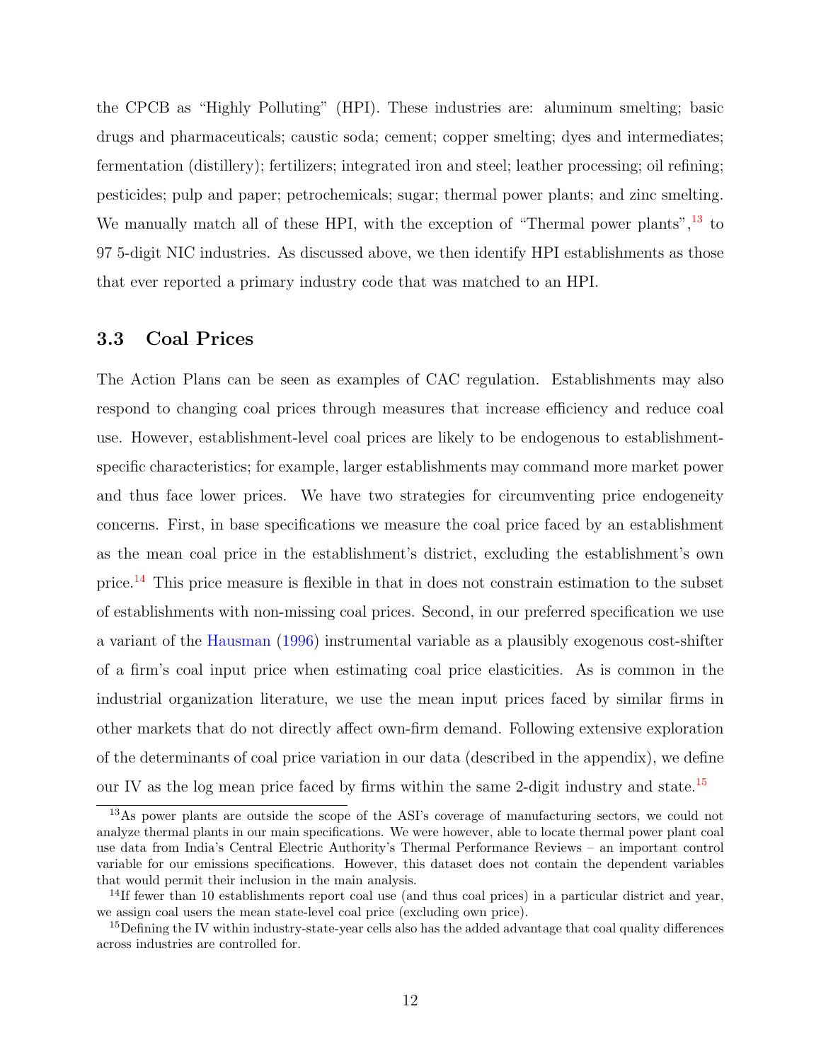the CPCB as "Highly Polluting" (HPI). These industries are: aluminum smelting; basic drugs and pharmaceuticals; caustic soda; cement; copper smelting; dyes and intermediates; fermentation (distillery); fertilizers; integrated iron and steel; leather processing; oil refining; pesticides; pulp and paper; petrochemicals; sugar; thermal power plants; and zinc smelting. We manually match all of these HPI, with the exception of "Thermal power plants",[13] to 97 5-digit NIC industries. As discussed above, we then identify HPI establishments as those that ever reported a primary industry code that was matched to an HPI.

### 3.3 Coal Prices

The Action Plans can be seen as examples of CAC regulation. Establishments may also respond to changing coal prices through measures that increase efficiency and reduce coal use. However, establishment-level coal prices are likely to be endogenous to establishment-specific characteristics; for example, larger establishments may command more market power and thus face lower prices. We have two strategies for circumventing price endogeneity concerns. First, in base specifications we measure the coal price faced by an establishment as the mean coal price in the establishment's district, excluding the establishment's own price.[14] This price measure is flexible in that in does not constrain estimation to the subset of establishments with non-missing coal prices. Second, in our preferred specification we use a variant of the Hausman (1996) instrumental variable as a plausibly exogenous cost-shifter of a firm's coal input price when estimating coal price elasticities. As is common in the industrial organization literature, we use the mean input prices faced by similar firms in other markets that do not directly affect own-firm demand. Following extensive exploration of the determinants of coal price variation in our data (described in the appendix), we define our IV as the log mean price faced by firms within the same 2-digit industry and state.[15]

[13] As power plants are outside the scope of the ASI's coverage of manufacturing sectors, we could not analyze thermal plants in our main specifications. We were however, able to locate thermal power plant coal use data from India's Central Electric Authority's Thermal Performance Reviews – an important control variable for our emissions specifications. However, this dataset does not contain the dependent variables that would permit their inclusion in the main analysis.

[14] If fewer than 10 establishments report coal use (and thus coal prices) in a particular district and year, we assign coal users the mean state-level coal price (excluding own price).

[15] Defining the IV within industry-state-year cells also has the added advantage that coal quality differences across industries are controlled for.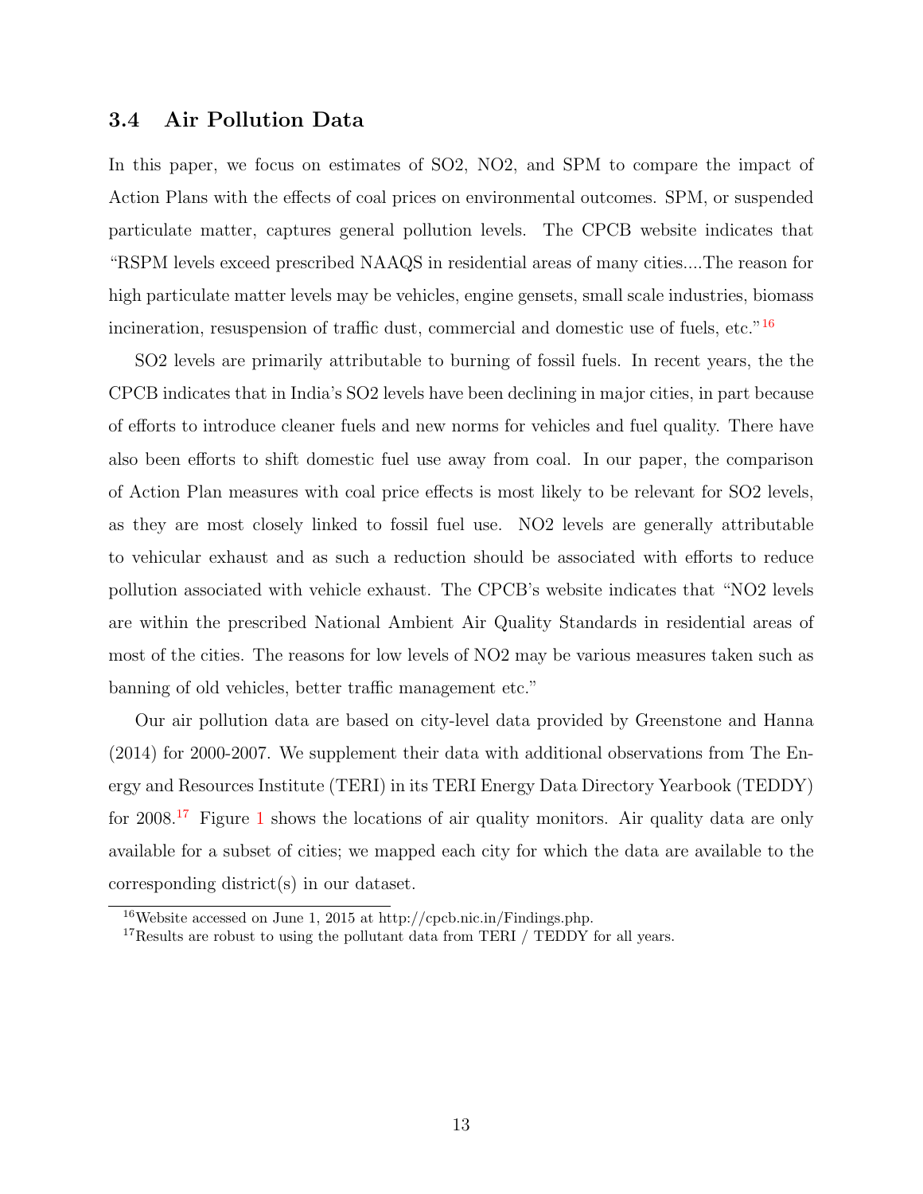### 3.4 Air Pollution Data

In this paper, we focus on estimates of SO2, NO2, and SPM to compare the impact of Action Plans with the effects of coal prices on environmental outcomes. SPM, or suspended particulate matter, captures general pollution levels. The CPCB website indicates that "RSPM levels exceed prescribed NAAQS in residential areas of many cities....The reason for high particulate matter levels may be vehicles, engine gensets, small scale industries, biomass incineration, resuspension of traffic dust, commercial and domestic use of fuels, etc."[16]

SO2 levels are primarily attributable to burning of fossil fuels. In recent years, the the CPCB indicates that in India's SO2 levels have been declining in major cities, in part because of efforts to introduce cleaner fuels and new norms for vehicles and fuel quality. There have also been efforts to shift domestic fuel use away from coal. In our paper, the comparison of Action Plan measures with coal price effects is most likely to be relevant for SO2 levels, as they are most closely linked to fossil fuel use. NO2 levels are generally attributable to vehicular exhaust and as such a reduction should be associated with efforts to reduce pollution associated with vehicle exhaust. The CPCB's website indicates that "NO2 levels are within the prescribed National Ambient Air Quality Standards in residential areas of most of the cities. The reasons for low levels of NO2 may be various measures taken such as banning of old vehicles, better traffic management etc."

Our air pollution data are based on city-level data provided by Greenstone and Hanna (2014) for 2000-2007. We supplement their data with additional observations from The Energy and Resources Institute (TERI) in its TERI Energy Data Directory Yearbook (TEDDY) for 2008.[17] Figure 1 shows the locations of air quality monitors. Air quality data are only available for a subset of cities; we mapped each city for which the data are available to the corresponding district(s) in our dataset.

[16]Website accessed on June 1, 2015 at http://cpcb.nic.in/Findings.php.

[17]Results are robust to using the pollutant data from TERI / TEDDY for all years.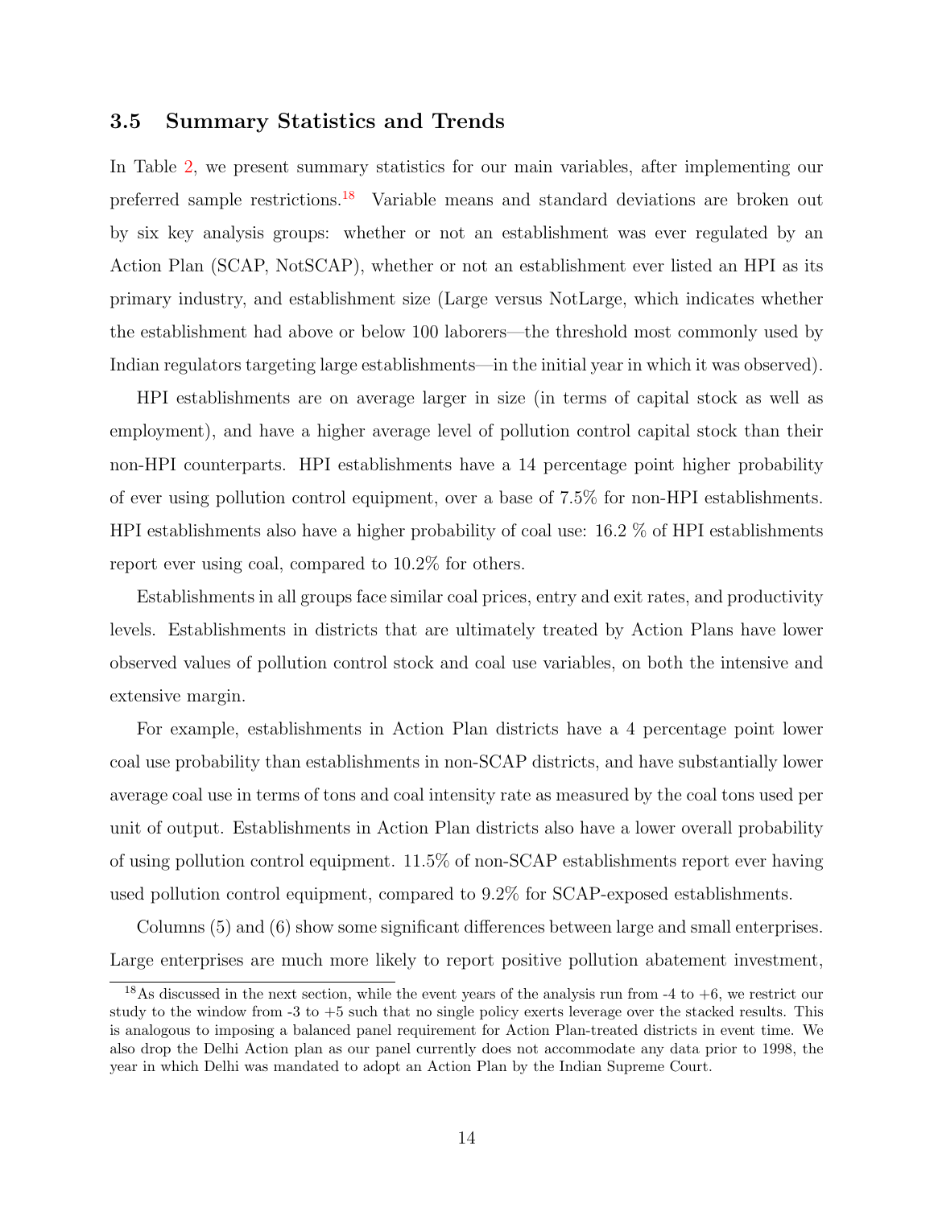### 3.5 Summary Statistics and Trends

In Table 2, we present summary statistics for our main variables, after implementing our preferred sample restrictions.[18] Variable means and standard deviations are broken out by six key analysis groups: whether or not an establishment was ever regulated by an Action Plan (SCAP, NotSCAP), whether or not an establishment ever listed an HPI as its primary industry, and establishment size (Large versus NotLarge, which indicates whether the establishment had above or below 100 laborers—the threshold most commonly used by Indian regulators targeting large establishments—in the initial year in which it was observed).

HPI establishments are on average larger in size (in terms of capital stock as well as employment), and have a higher average level of pollution control capital stock than their non-HPI counterparts. HPI establishments have a 14 percentage point higher probability of ever using pollution control equipment, over a base of 7.5% for non-HPI establishments. HPI establishments also have a higher probability of coal use: 16.2 % of HPI establishments report ever using coal, compared to 10.2% for others.

Establishments in all groups face similar coal prices, entry and exit rates, and productivity levels. Establishments in districts that are ultimately treated by Action Plans have lower observed values of pollution control stock and coal use variables, on both the intensive and extensive margin.

For example, establishments in Action Plan districts have a 4 percentage point lower coal use probability than establishments in non-SCAP districts, and have substantially lower average coal use in terms of tons and coal intensity rate as measured by the coal tons used per unit of output. Establishments in Action Plan districts also have a lower overall probability of using pollution control equipment. 11.5% of non-SCAP establishments report ever having used pollution control equipment, compared to 9.2% for SCAP-exposed establishments.

Columns (5) and (6) show some significant differences between large and small enterprises. Large enterprises are much more likely to report positive pollution abatement investment,

[18] As discussed in the next section, while the event years of the analysis run from -4 to +6, we restrict our study to the window from -3 to +5 such that no single policy exerts leverage over the stacked results. This is analogous to imposing a balanced panel requirement for Action Plan-treated districts in event time. We also drop the Delhi Action plan as our panel currently does not accommodate any data prior to 1998, the year in which Delhi was mandated to adopt an Action Plan by the Indian Supreme Court.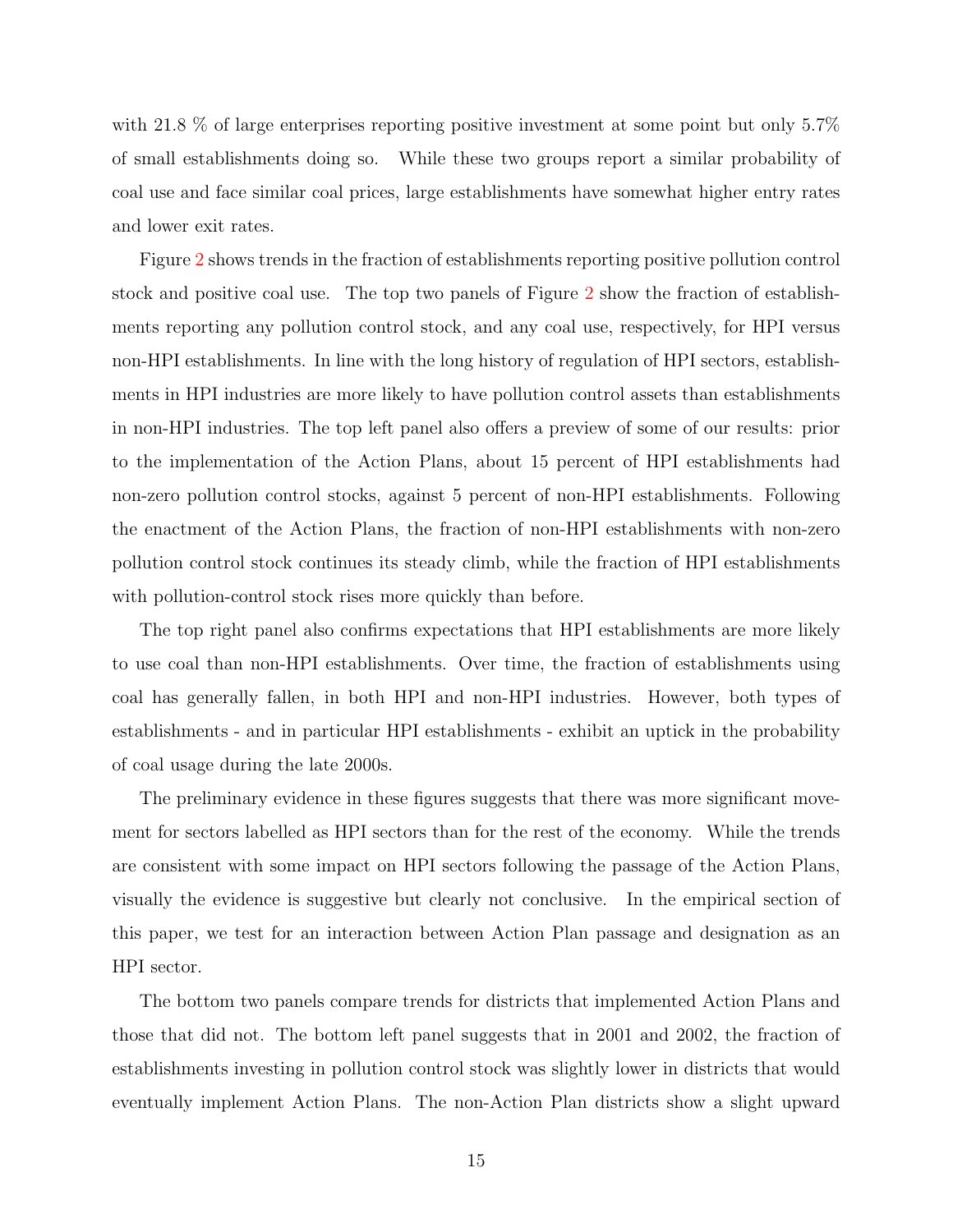with 21.8 % of large enterprises reporting positive investment at some point but only 5.7% of small establishments doing so. While these two groups report a similar probability of coal use and face similar coal prices, large establishments have somewhat higher entry rates and lower exit rates.

Figure 2 shows trends in the fraction of establishments reporting positive pollution control stock and positive coal use. The top two panels of Figure 2 show the fraction of establishments reporting any pollution control stock, and any coal use, respectively, for HPI versus non-HPI establishments. In line with the long history of regulation of HPI sectors, establishments in HPI industries are more likely to have pollution control assets than establishments in non-HPI industries. The top left panel also offers a preview of some of our results: prior to the implementation of the Action Plans, about 15 percent of HPI establishments had non-zero pollution control stocks, against 5 percent of non-HPI establishments. Following the enactment of the Action Plans, the fraction of non-HPI establishments with non-zero pollution control stock continues its steady climb, while the fraction of HPI establishments with pollution-control stock rises more quickly than before.

The top right panel also confirms expectations that HPI establishments are more likely to use coal than non-HPI establishments. Over time, the fraction of establishments using coal has generally fallen, in both HPI and non-HPI industries. However, both types of establishments - and in particular HPI establishments - exhibit an uptick in the probability of coal usage during the late 2000s.

The preliminary evidence in these figures suggests that there was more significant movement for sectors labelled as HPI sectors than for the rest of the economy. While the trends are consistent with some impact on HPI sectors following the passage of the Action Plans, visually the evidence is suggestive but clearly not conclusive. In the empirical section of this paper, we test for an interaction between Action Plan passage and designation as an HPI sector.

The bottom two panels compare trends for districts that implemented Action Plans and those that did not. The bottom left panel suggests that in 2001 and 2002, the fraction of establishments investing in pollution control stock was slightly lower in districts that would eventually implement Action Plans. The non-Action Plan districts show a slight upward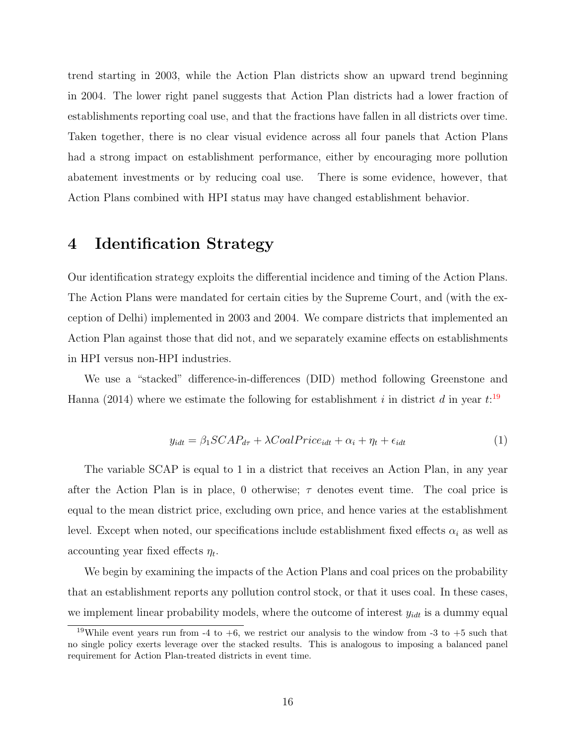trend starting in 2003, while the Action Plan districts show an upward trend beginning in 2004. The lower right panel suggests that Action Plan districts had a lower fraction of establishments reporting coal use, and that the fractions have fallen in all districts over time. Taken together, there is no clear visual evidence across all four panels that Action Plans had a strong impact on establishment performance, either by encouraging more pollution abatement investments or by reducing coal use. There is some evidence, however, that Action Plans combined with HPI status may have changed establishment behavior.

## 4 Identification Strategy

Our identification strategy exploits the differential incidence and timing of the Action Plans. The Action Plans were mandated for certain cities by the Supreme Court, and (with the exception of Delhi) implemented in 2003 and 2004. We compare districts that implemented an Action Plan against those that did not, and we separately examine effects on establishments in HPI versus non-HPI industries.

We use a "stacked" difference-in-differences (DID) method following Greenstone and Hanna (2014) where we estimate the following for establishment $i$ in district $d$ in year $t$:[19]

$$y_{idt} = \beta_1 SCAP_{d\tau} + \lambda CoalPrice_{idt} + \alpha_i + \eta_t + \epsilon_{idt} \tag{1}$$

The variable SCAP is equal to 1 in a district that receives an Action Plan, in any year after the Action Plan is in place, 0 otherwise; $\tau$ denotes event time. The coal price is equal to the mean district price, excluding own price, and hence varies at the establishment level. Except when noted, our specifications include establishment fixed effects $\alpha_i$ as well as accounting year fixed effects $\eta_t$.

We begin by examining the impacts of the Action Plans and coal prices on the probability that an establishment reports any pollution control stock, or that it uses coal. In these cases, we implement linear probability models, where the outcome of interest $y_{idt}$ is a dummy equal

[19] While event years run from -4 to +6, we restrict our analysis to the window from -3 to +5 such that no single policy exerts leverage over the stacked results. This is analogous to imposing a balanced panel requirement for Action Plan-treated districts in event time.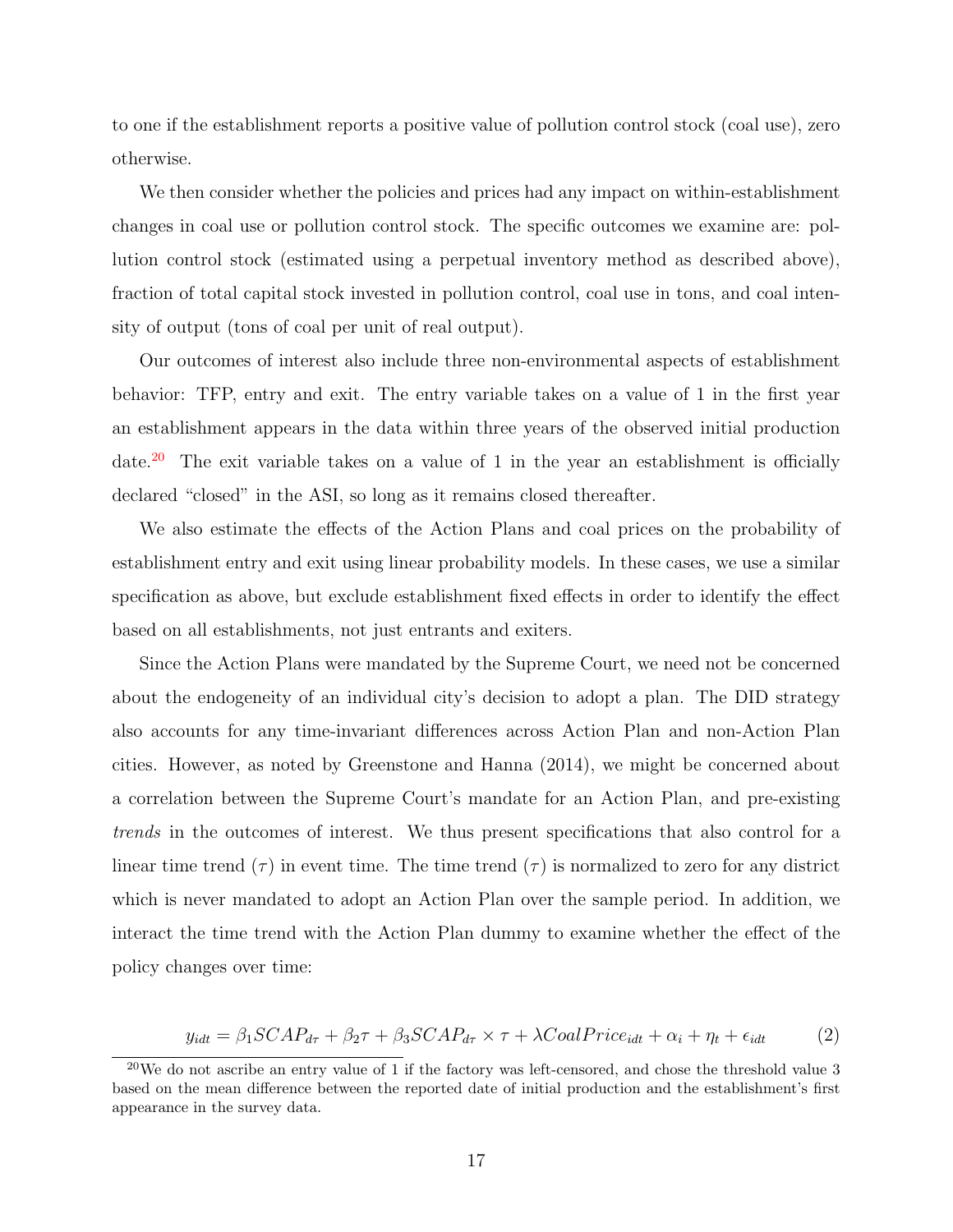to one if the establishment reports a positive value of pollution control stock (coal use), zero otherwise.

We then consider whether the policies and prices had any impact on within-establishment changes in coal use or pollution control stock. The specific outcomes we examine are: pollution control stock (estimated using a perpetual inventory method as described above), fraction of total capital stock invested in pollution control, coal use in tons, and coal intensity of output (tons of coal per unit of real output).

Our outcomes of interest also include three non-environmental aspects of establishment behavior: TFP, entry and exit. The entry variable takes on a value of 1 in the first year an establishment appears in the data within three years of the observed initial production date.[20] The exit variable takes on a value of 1 in the year an establishment is officially declared "closed" in the ASI, so long as it remains closed thereafter.

We also estimate the effects of the Action Plans and coal prices on the probability of establishment entry and exit using linear probability models. In these cases, we use a similar specification as above, but exclude establishment fixed effects in order to identify the effect based on all establishments, not just entrants and exiters.

Since the Action Plans were mandated by the Supreme Court, we need not be concerned about the endogeneity of an individual city's decision to adopt a plan. The DID strategy also accounts for any time-invariant differences across Action Plan and non-Action Plan cities. However, as noted by Greenstone and Hanna (2014), we might be concerned about a correlation between the Supreme Court's mandate for an Action Plan, and pre-existing *trends* in the outcomes of interest. We thus present specifications that also control for a linear time trend ($\tau$) in event time. The time trend ($\tau$) is normalized to zero for any district which is never mandated to adopt an Action Plan over the sample period. In addition, we interact the time trend with the Action Plan dummy to examine whether the effect of the policy changes over time:

$$y_{idt} = \beta_1 SCAP_{d\tau} + \beta_2 \tau + \beta_3 SCAP_{d\tau} \times \tau + \lambda CoalPrice_{idt} + \alpha_i + \eta_t + \epsilon_{idt} \tag{2}$$

[20] We do not ascribe an entry value of 1 if the factory was left-censored, and chose the threshold value 3 based on the mean difference between the reported date of initial production and the establishment's first appearance in the survey data.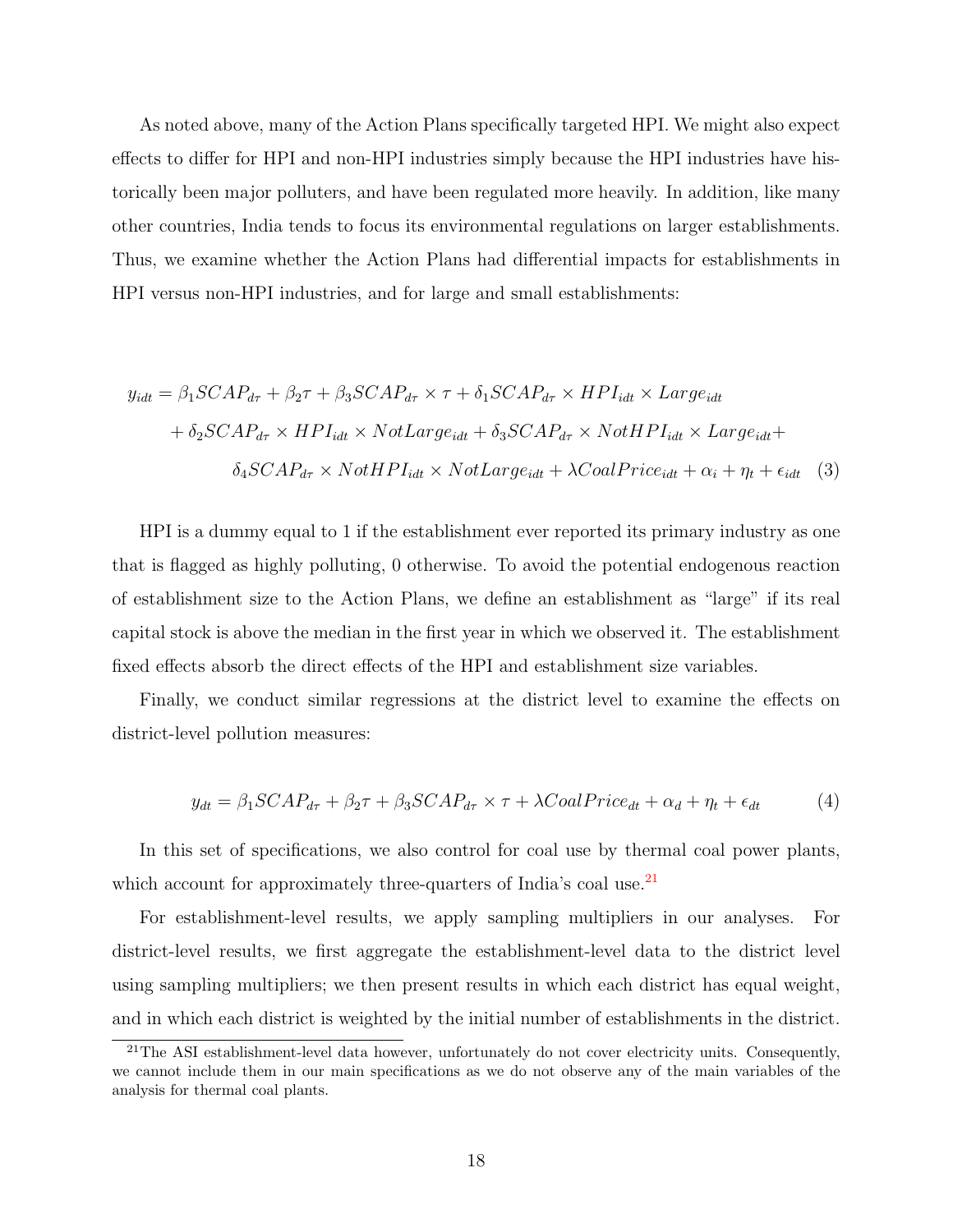As noted above, many of the Action Plans specifically targeted HPI. We might also expect effects to differ for HPI and non-HPI industries simply because the HPI industries have historically been major polluters, and have been regulated more heavily. In addition, like many other countries, India tends to focus its environmental regulations on larger establishments. Thus, we examine whether the Action Plans had differential impacts for establishments in HPI versus non-HPI industries, and for large and small establishments:

$$
\begin{aligned}
y_{idt} = \beta_1 SCAP_{d\tau} + \beta_2 \tau + \beta_3 SCAP_{d\tau} \times \tau + \delta_1 SCAP_{d\tau} \times HPI_{idt} \times Large_{idt} \\
+ \delta_2 SCAP_{d\tau} \times HPI_{idt} \times NotLarge_{idt} + \delta_3 SCAP_{d\tau} \times NotHPI_{idt} \times Large_{idt} + \\
\delta_4 SCAP_{d\tau} \times NotHPI_{idt} \times NotLarge_{idt} + \lambda CoalPrice_{idt} + \alpha_i + \eta_t + \epsilon_{idt} \quad (3)
\end{aligned}
$$

HPI is a dummy equal to 1 if the establishment ever reported its primary industry as one that is flagged as highly polluting, 0 otherwise. To avoid the potential endogenous reaction of establishment size to the Action Plans, we define an establishment as "large" if its real capital stock is above the median in the first year in which we observed it. The establishment fixed effects absorb the direct effects of the HPI and establishment size variables.

Finally, we conduct similar regressions at the district level to examine the effects on district-level pollution measures:

$$
y_{dt} = \beta_1 SCAP_{d\tau} + \beta_2 \tau + \beta_3 SCAP_{d\tau} \times \tau + \lambda CoalPrice_{dt} + \alpha_d + \eta_t + \epsilon_{dt} \quad (4)
$$

In this set of specifications, we also control for coal use by thermal coal power plants, which account for approximately three-quarters of India's coal use.[21]

For establishment-level results, we apply sampling multipliers in our analyses. For district-level results, we first aggregate the establishment-level data to the district level using sampling multipliers; we then present results in which each district has equal weight, and in which each district is weighted by the initial number of establishments in the district.

[21] The ASI establishment-level data however, unfortunately do not cover electricity units. Consequently, we cannot include them in our main specifications as we do not observe any of the main variables of the analysis for thermal coal plants.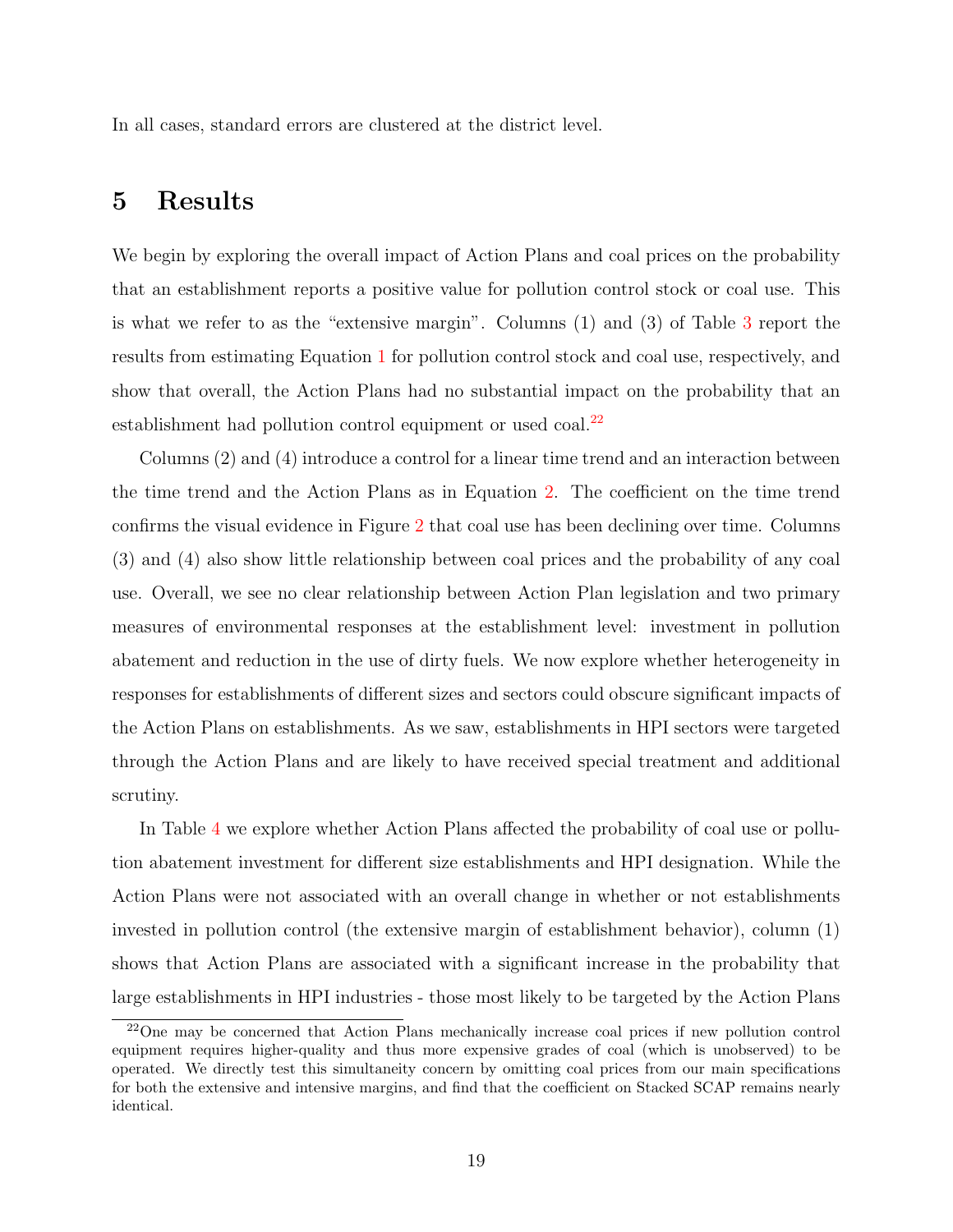In all cases, standard errors are clustered at the district level.

# 5 Results

We begin by exploring the overall impact of Action Plans and coal prices on the probability that an establishment reports a positive value for pollution control stock or coal use. This is what we refer to as the "extensive margin". Columns (1) and (3) of Table 3 report the results from estimating Equation 1 for pollution control stock and coal use, respectively, and show that overall, the Action Plans had no substantial impact on the probability that an establishment had pollution control equipment or used coal.[22]

Columns (2) and (4) introduce a control for a linear time trend and an interaction between the time trend and the Action Plans as in Equation 2. The coefficient on the time trend confirms the visual evidence in Figure 2 that coal use has been declining over time. Columns (3) and (4) also show little relationship between coal prices and the probability of any coal use. Overall, we see no clear relationship between Action Plan legislation and two primary measures of environmental responses at the establishment level: investment in pollution abatement and reduction in the use of dirty fuels. We now explore whether heterogeneity in responses for establishments of different sizes and sectors could obscure significant impacts of the Action Plans on establishments. As we saw, establishments in HPI sectors were targeted through the Action Plans and are likely to have received special treatment and additional scrutiny.

In Table 4 we explore whether Action Plans affected the probability of coal use or pollution abatement investment for different size establishments and HPI designation. While the Action Plans were not associated with an overall change in whether or not establishments invested in pollution control (the extensive margin of establishment behavior), column (1) shows that Action Plans are associated with a significant increase in the probability that large establishments in HPI industries - those most likely to be targeted by the Action Plans

[22] One may be concerned that Action Plans mechanically increase coal prices if new pollution control equipment requires higher-quality and thus more expensive grades of coal (which is unobserved) to be operated. We directly test this simultaneity concern by omitting coal prices from our main specifications for both the extensive and intensive margins, and find that the coefficient on Stacked SCAP remains nearly identical.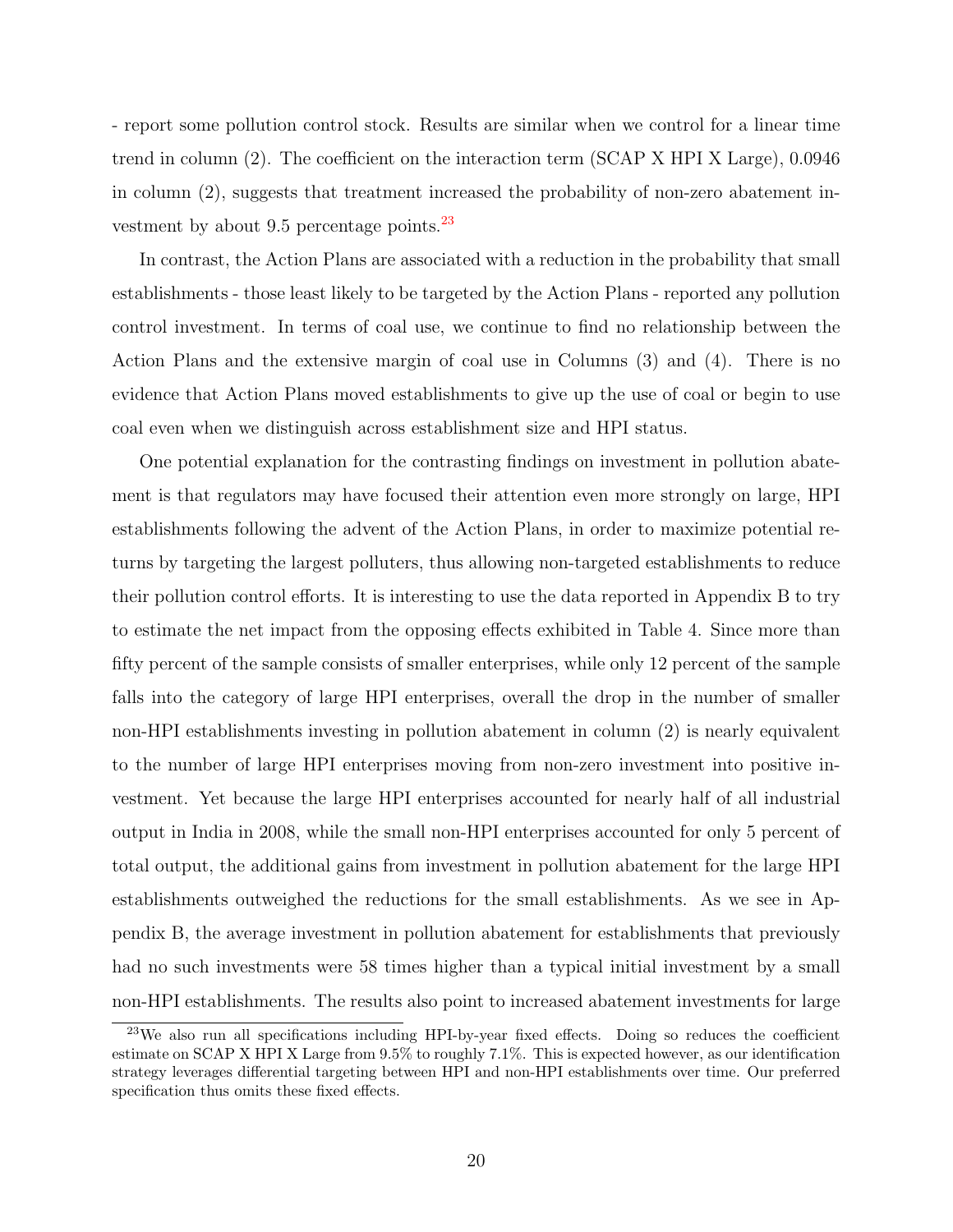- report some pollution control stock. Results are similar when we control for a linear time trend in column (2). The coefficient on the interaction term (SCAP X HPI X Large), 0.0946 in column (2), suggests that treatment increased the probability of non-zero abatement investment by about 9.5 percentage points.[23]

In contrast, the Action Plans are associated with a reduction in the probability that small establishments - those least likely to be targeted by the Action Plans - reported any pollution control investment. In terms of coal use, we continue to find no relationship between the Action Plans and the extensive margin of coal use in Columns (3) and (4). There is no evidence that Action Plans moved establishments to give up the use of coal or begin to use coal even when we distinguish across establishment size and HPI status.

One potential explanation for the contrasting findings on investment in pollution abatement is that regulators may have focused their attention even more strongly on large, HPI establishments following the advent of the Action Plans, in order to maximize potential returns by targeting the largest polluters, thus allowing non-targeted establishments to reduce their pollution control efforts. It is interesting to use the data reported in Appendix B to try to estimate the net impact from the opposing effects exhibited in Table 4. Since more than fifty percent of the sample consists of smaller enterprises, while only 12 percent of the sample falls into the category of large HPI enterprises, overall the drop in the number of smaller non-HPI establishments investing in pollution abatement in column (2) is nearly equivalent to the number of large HPI enterprises moving from non-zero investment into positive investment. Yet because the large HPI enterprises accounted for nearly half of all industrial output in India in 2008, while the small non-HPI enterprises accounted for only 5 percent of total output, the additional gains from investment in pollution abatement for the large HPI establishments outweighed the reductions for the small establishments. As we see in Appendix B, the average investment in pollution abatement for establishments that previously had no such investments were 58 times higher than a typical initial investment by a small non-HPI establishments. The results also point to increased abatement investments for large

[23] We also run all specifications including HPI-by-year fixed effects. Doing so reduces the coefficient estimate on SCAP X HPI X Large from 9.5% to roughly 7.1%. This is expected however, as our identification strategy leverages differential targeting between HPI and non-HPI establishments over time. Our preferred specification thus omits these fixed effects.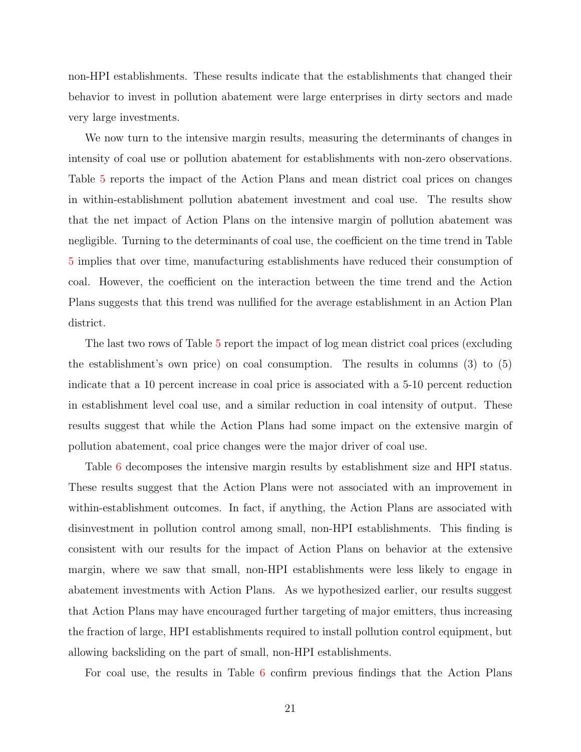non-HPI establishments. These results indicate that the establishments that changed their behavior to invest in pollution abatement were large enterprises in dirty sectors and made very large investments.

We now turn to the intensive margin results, measuring the determinants of changes in intensity of coal use or pollution abatement for establishments with non-zero observations. Table 5 reports the impact of the Action Plans and mean district coal prices on changes in within-establishment pollution abatement investment and coal use. The results show that the net impact of Action Plans on the intensive margin of pollution abatement was negligible. Turning to the determinants of coal use, the coefficient on the time trend in Table 5 implies that over time, manufacturing establishments have reduced their consumption of coal. However, the coefficient on the interaction between the time trend and the Action Plans suggests that this trend was nullified for the average establishment in an Action Plan district.

The last two rows of Table 5 report the impact of log mean district coal prices (excluding the establishment's own price) on coal consumption. The results in columns (3) to (5) indicate that a 10 percent increase in coal price is associated with a 5-10 percent reduction in establishment level coal use, and a similar reduction in coal intensity of output. These results suggest that while the Action Plans had some impact on the extensive margin of pollution abatement, coal price changes were the major driver of coal use.

Table 6 decomposes the intensive margin results by establishment size and HPI status. These results suggest that the Action Plans were not associated with an improvement in within-establishment outcomes. In fact, if anything, the Action Plans are associated with disinvestment in pollution control among small, non-HPI establishments. This finding is consistent with our results for the impact of Action Plans on behavior at the extensive margin, where we saw that small, non-HPI establishments were less likely to engage in abatement investments with Action Plans. As we hypothesized earlier, our results suggest that Action Plans may have encouraged further targeting of major emitters, thus increasing the fraction of large, HPI establishments required to install pollution control equipment, but allowing backsliding on the part of small, non-HPI establishments.

For coal use, the results in Table 6 confirm previous findings that the Action Plans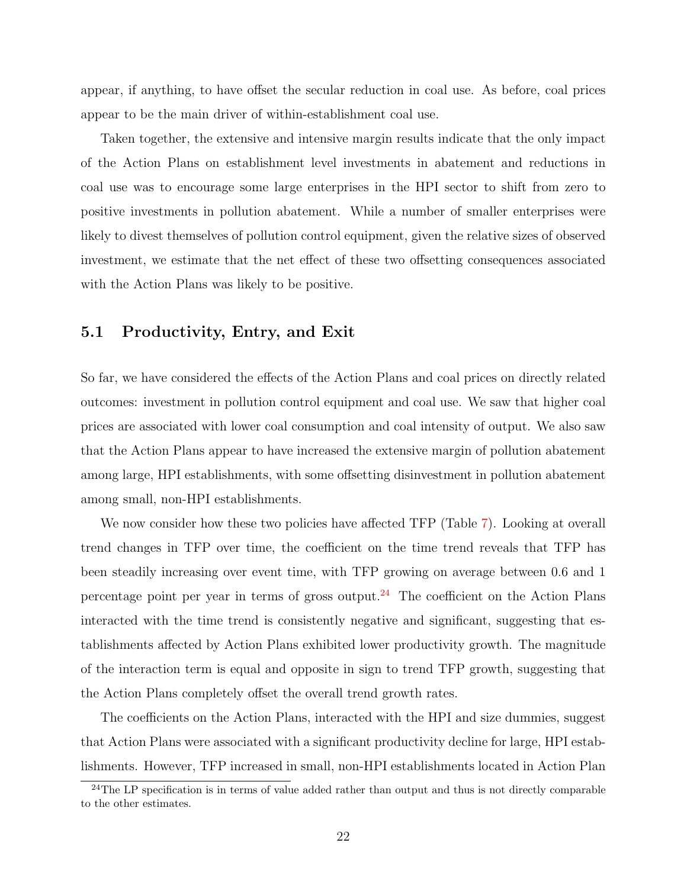appear, if anything, to have offset the secular reduction in coal use. As before, coal prices appear to be the main driver of within-establishment coal use.

Taken together, the extensive and intensive margin results indicate that the only impact of the Action Plans on establishment level investments in abatement and reductions in coal use was to encourage some large enterprises in the HPI sector to shift from zero to positive investments in pollution abatement. While a number of smaller enterprises were likely to divest themselves of pollution control equipment, given the relative sizes of observed investment, we estimate that the net effect of these two offsetting consequences associated with the Action Plans was likely to be positive.

## 5.1 Productivity, Entry, and Exit

So far, we have considered the effects of the Action Plans and coal prices on directly related outcomes: investment in pollution control equipment and coal use. We saw that higher coal prices are associated with lower coal consumption and coal intensity of output. We also saw that the Action Plans appear to have increased the extensive margin of pollution abatement among large, HPI establishments, with some offsetting disinvestment in pollution abatement among small, non-HPI establishments.

We now consider how these two policies have affected TFP (Table 7). Looking at overall trend changes in TFP over time, the coefficient on the time trend reveals that TFP has been steadily increasing over event time, with TFP growing on average between 0.6 and 1 percentage point per year in terms of gross output.[24] The coefficient on the Action Plans interacted with the time trend is consistently negative and significant, suggesting that establishments affected by Action Plans exhibited lower productivity growth. The magnitude of the interaction term is equal and opposite in sign to trend TFP growth, suggesting that the Action Plans completely offset the overall trend growth rates.

The coefficients on the Action Plans, interacted with the HPI and size dummies, suggest that Action Plans were associated with a significant productivity decline for large, HPI establishments. However, TFP increased in small, non-HPI establishments located in Action Plan

[24] The LP specification is in terms of value added rather than output and thus is not directly comparable to the other estimates.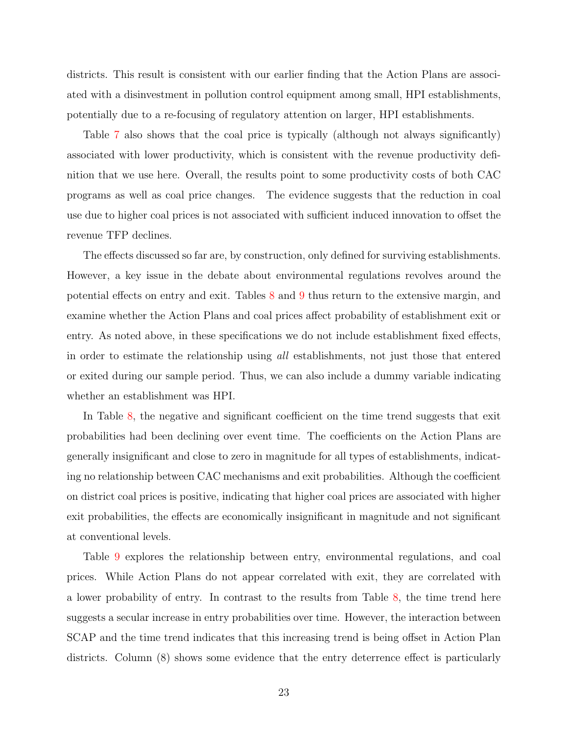districts. This result is consistent with our earlier finding that the Action Plans are associated with a disinvestment in pollution control equipment among small, HPI establishments, potentially due to a re-focusing of regulatory attention on larger, HPI establishments.

Table 7 also shows that the coal price is typically (although not always significantly) associated with lower productivity, which is consistent with the revenue productivity definition that we use here. Overall, the results point to some productivity costs of both CAC programs as well as coal price changes. The evidence suggests that the reduction in coal use due to higher coal prices is not associated with sufficient induced innovation to offset the revenue TFP declines.

The effects discussed so far are, by construction, only defined for surviving establishments. However, a key issue in the debate about environmental regulations revolves around the potential effects on entry and exit. Tables 8 and 9 thus return to the extensive margin, and examine whether the Action Plans and coal prices affect probability of establishment exit or entry. As noted above, in these specifications we do not include establishment fixed effects, in order to estimate the relationship using *all* establishments, not just those that entered or exited during our sample period. Thus, we can also include a dummy variable indicating whether an establishment was HPI.

In Table 8, the negative and significant coefficient on the time trend suggests that exit probabilities had been declining over event time. The coefficients on the Action Plans are generally insignificant and close to zero in magnitude for all types of establishments, indicating no relationship between CAC mechanisms and exit probabilities. Although the coefficient on district coal prices is positive, indicating that higher coal prices are associated with higher exit probabilities, the effects are economically insignificant in magnitude and not significant at conventional levels.

Table 9 explores the relationship between entry, environmental regulations, and coal prices. While Action Plans do not appear correlated with exit, they are correlated with a lower probability of entry. In contrast to the results from Table 8, the time trend here suggests a secular increase in entry probabilities over time. However, the interaction between SCAP and the time trend indicates that this increasing trend is being offset in Action Plan districts. Column (8) shows some evidence that the entry deterrence effect is particularly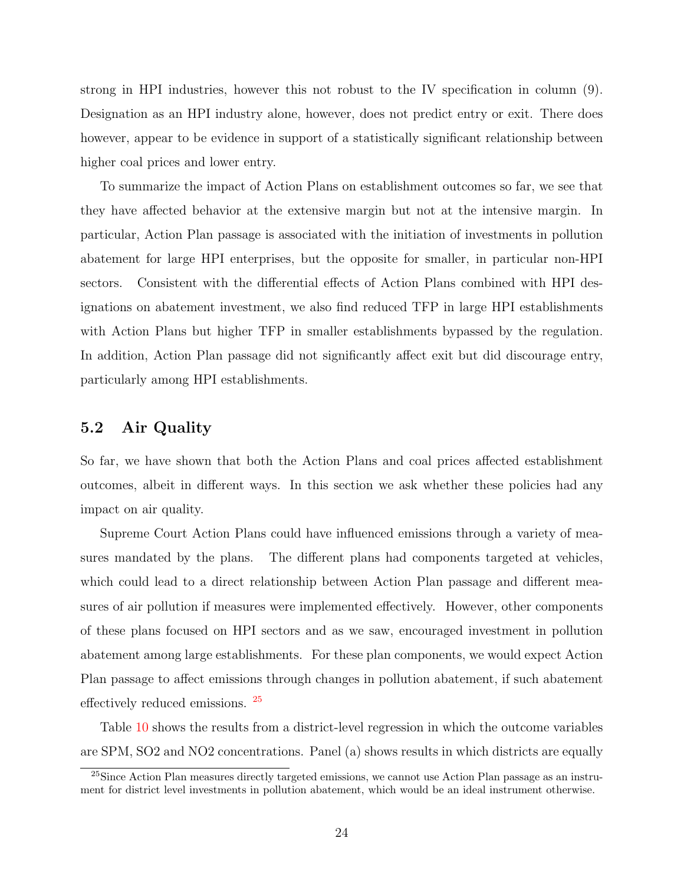strong in HPI industries, however this not robust to the IV specification in column (9). Designation as an HPI industry alone, however, does not predict entry or exit. There does however, appear to be evidence in support of a statistically significant relationship between higher coal prices and lower entry.

To summarize the impact of Action Plans on establishment outcomes so far, we see that they have affected behavior at the extensive margin but not at the intensive margin. In particular, Action Plan passage is associated with the initiation of investments in pollution abatement for large HPI enterprises, but the opposite for smaller, in particular non-HPI sectors. Consistent with the differential effects of Action Plans combined with HPI designations on abatement investment, we also find reduced TFP in large HPI establishments with Action Plans but higher TFP in smaller establishments bypassed by the regulation. In addition, Action Plan passage did not significantly affect exit but did discourage entry, particularly among HPI establishments.

## 5.2 Air Quality

So far, we have shown that both the Action Plans and coal prices affected establishment outcomes, albeit in different ways. In this section we ask whether these policies had any impact on air quality.

Supreme Court Action Plans could have influenced emissions through a variety of measures mandated by the plans. The different plans had components targeted at vehicles, which could lead to a direct relationship between Action Plan passage and different measures of air pollution if measures were implemented effectively. However, other components of these plans focused on HPI sectors and as we saw, encouraged investment in pollution abatement among large establishments. For these plan components, we would expect Action Plan passage to affect emissions through changes in pollution abatement, if such abatement effectively reduced emissions. [25]

Table 10 shows the results from a district-level regression in which the outcome variables are SPM, $SO_2$ and $NO_2$ concentrations. Panel (a) shows results in which districts are equally

[25] Since Action Plan measures directly targeted emissions, we cannot use Action Plan passage as an instrument for district level investments in pollution abatement, which would be an ideal instrument otherwise.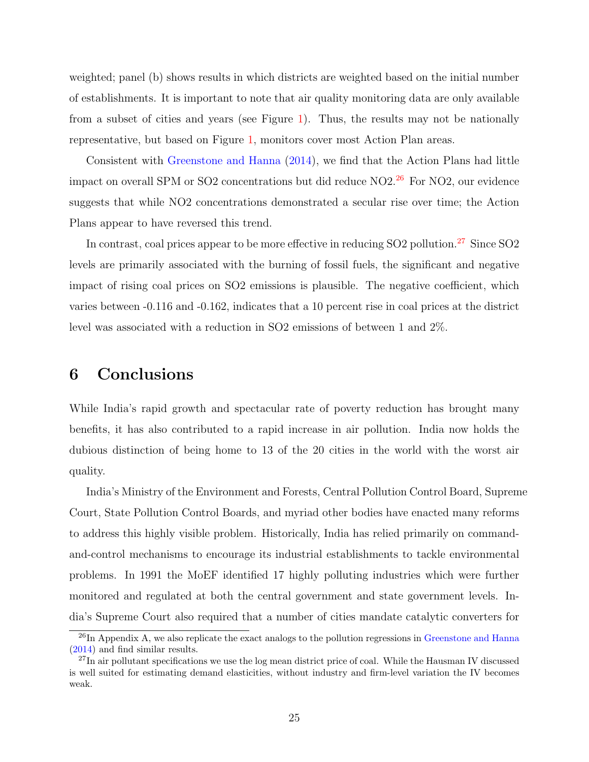weighted; panel (b) shows results in which districts are weighted based on the initial number of establishments. It is important to note that air quality monitoring data are only available from a subset of cities and years (see Figure 1). Thus, the results may not be nationally representative, but based on Figure 1, monitors cover most Action Plan areas.

Consistent with Greenstone and Hanna (2014), we find that the Action Plans had little impact on overall SPM or $SO_2$ concentrations but did reduce $NO_2$.[26] For $NO_2$, our evidence suggests that while $NO_2$ concentrations demonstrated a secular rise over time; the Action Plans appear to have reversed this trend.

In contrast, coal prices appear to be more effective in reducing $SO_2$ pollution.[27] Since $SO_2$ levels are primarily associated with the burning of fossil fuels, the significant and negative impact of rising coal prices on $SO_2$ emissions is plausible. The negative coefficient, which varies between -0.116 and -0.162, indicates that a 10 percent rise in coal prices at the district level was associated with a reduction in $SO_2$ emissions of between 1 and 2%.

# 6 Conclusions

While India's rapid growth and spectacular rate of poverty reduction has brought many benefits, it has also contributed to a rapid increase in air pollution. India now holds the dubious distinction of being home to 13 of the 20 cities in the world with the worst air quality.

India's Ministry of the Environment and Forests, Central Pollution Control Board, Supreme Court, State Pollution Control Boards, and myriad other bodies have enacted many reforms to address this highly visible problem. Historically, India has relied primarily on command-and-control mechanisms to encourage its industrial establishments to tackle environmental problems. In 1991 the MoEF identified 17 highly polluting industries which were further monitored and regulated at both the central government and state government levels. India's Supreme Court also required that a number of cities mandate catalytic converters for

[26] In Appendix A, we also replicate the exact analogs to the pollution regressions in Greenstone and Hanna (2014) and find similar results.

[27] In air pollutant specifications we use the log mean district price of coal. While the Hausman IV discussed is well suited for estimating demand elasticities, without industry and firm-level variation the IV becomes weak.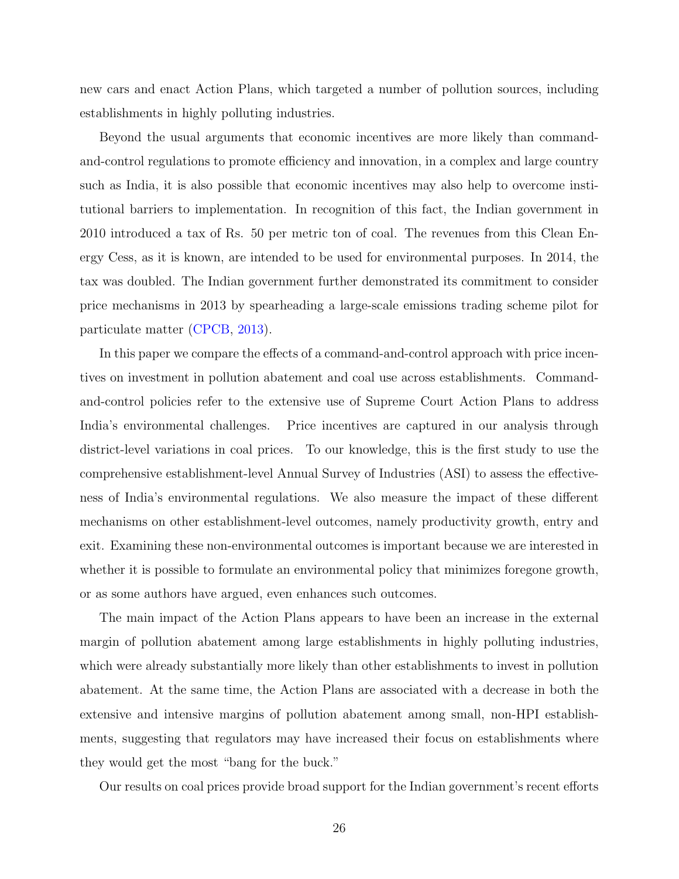new cars and enact Action Plans, which targeted a number of pollution sources, including establishments in highly polluting industries.

Beyond the usual arguments that economic incentives are more likely than command-and-control regulations to promote efficiency and innovation, in a complex and large country such as India, it is also possible that economic incentives may also help to overcome institutional barriers to implementation. In recognition of this fact, the Indian government in 2010 introduced a tax of Rs. 50 per metric ton of coal. The revenues from this Clean Energy Cess, as it is known, are intended to be used for environmental purposes. In 2014, the tax was doubled. The Indian government further demonstrated its commitment to consider price mechanisms in 2013 by spearheading a large-scale emissions trading scheme pilot for particulate matter (CPCB, 2013).

In this paper we compare the effects of a command-and-control approach with price incentives on investment in pollution abatement and coal use across establishments. Command-and-control policies refer to the extensive use of Supreme Court Action Plans to address India's environmental challenges. Price incentives are captured in our analysis through district-level variations in coal prices. To our knowledge, this is the first study to use the comprehensive establishment-level Annual Survey of Industries (ASI) to assess the effectiveness of India's environmental regulations. We also measure the impact of these different mechanisms on other establishment-level outcomes, namely productivity growth, entry and exit. Examining these non-environmental outcomes is important because we are interested in whether it is possible to formulate an environmental policy that minimizes foregone growth, or as some authors have argued, even enhances such outcomes.

The main impact of the Action Plans appears to have been an increase in the external margin of pollution abatement among large establishments in highly polluting industries, which were already substantially more likely than other establishments to invest in pollution abatement. At the same time, the Action Plans are associated with a decrease in both the extensive and intensive margins of pollution abatement among small, non-HPI establishments, suggesting that regulators may have increased their focus on establishments where they would get the most "bang for the buck."

Our results on coal prices provide broad support for the Indian government's recent efforts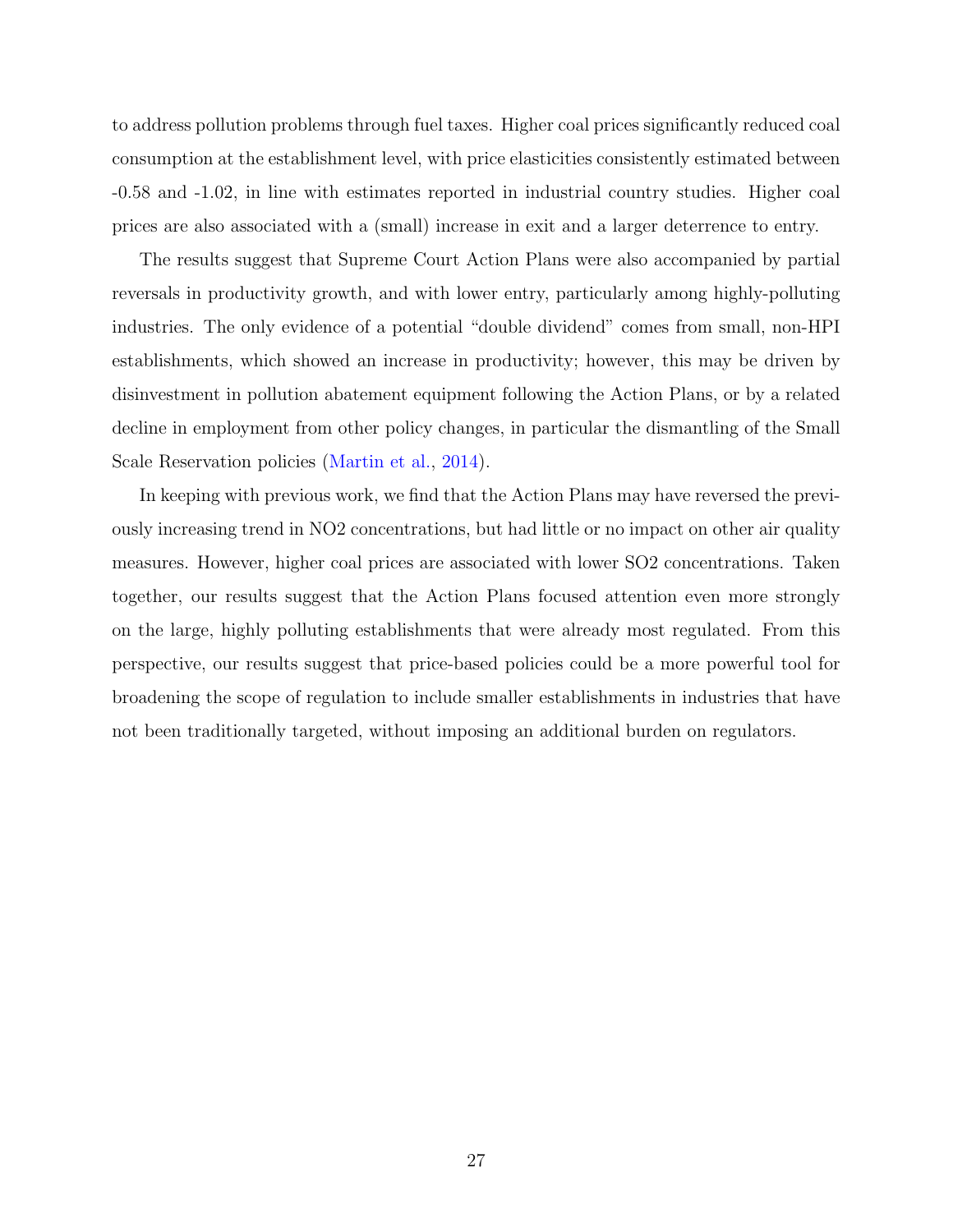to address pollution problems through fuel taxes. Higher coal prices significantly reduced coal consumption at the establishment level, with price elasticities consistently estimated between -0.58 and -1.02, in line with estimates reported in industrial country studies. Higher coal prices are also associated with a (small) increase in exit and a larger deterrence to entry.

The results suggest that Supreme Court Action Plans were also accompanied by partial reversals in productivity growth, and with lower entry, particularly among highly-polluting industries. The only evidence of a potential "double dividend" comes from small, non-HPI establishments, which showed an increase in productivity; however, this may be driven by disinvestment in pollution abatement equipment following the Action Plans, or by a related decline in employment from other policy changes, in particular the dismantling of the Small Scale Reservation policies (Martin et al., 2014).

In keeping with previous work, we find that the Action Plans may have reversed the previously increasing trend in $NO_2$ concentrations, but had little or no impact on other air quality measures. However, higher coal prices are associated with lower $SO_2$ concentrations. Taken together, our results suggest that the Action Plans focused attention even more strongly on the large, highly polluting establishments that were already most regulated. From this perspective, our results suggest that price-based policies could be a more powerful tool for broadening the scope of regulation to include smaller establishments in industries that have not been traditionally targeted, without imposing an additional burden on regulators.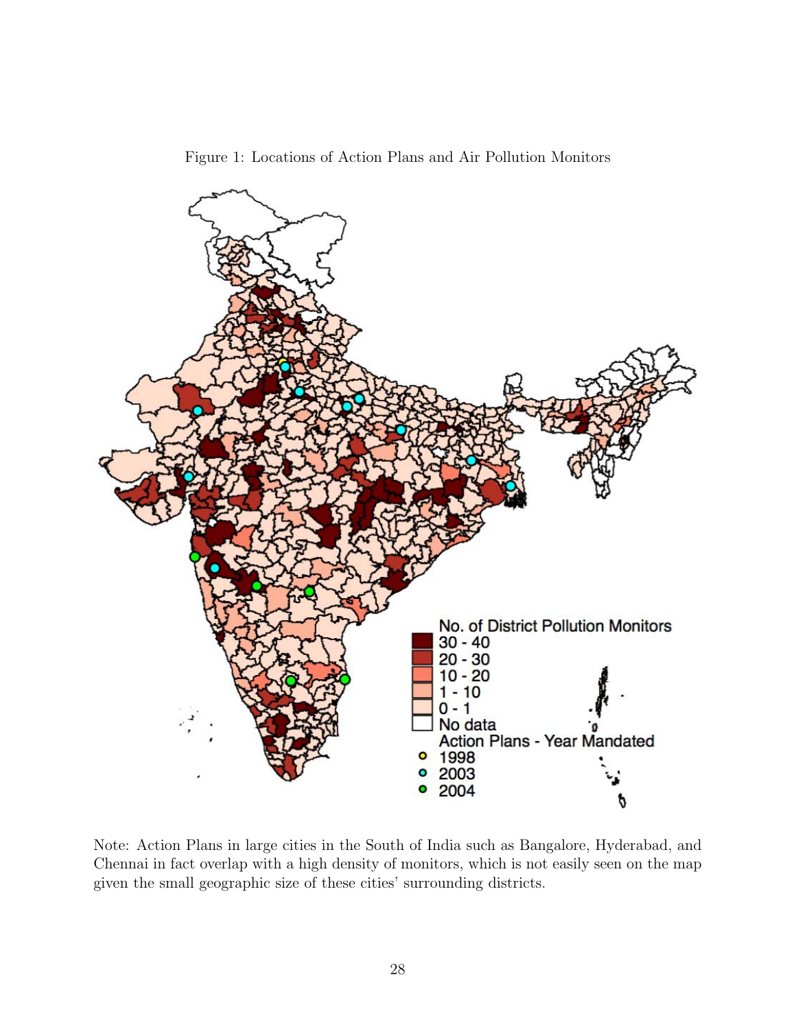Figure 1: Locations of Action Plans and Air Pollution Monitors

Note: Action Plans in large cities in the South of India such as Bangalore, Hyderabad, and Chennai in fact overlap with a high density of monitors, which is not easily seen on the map given the small geographic size of these cities' surrounding districts.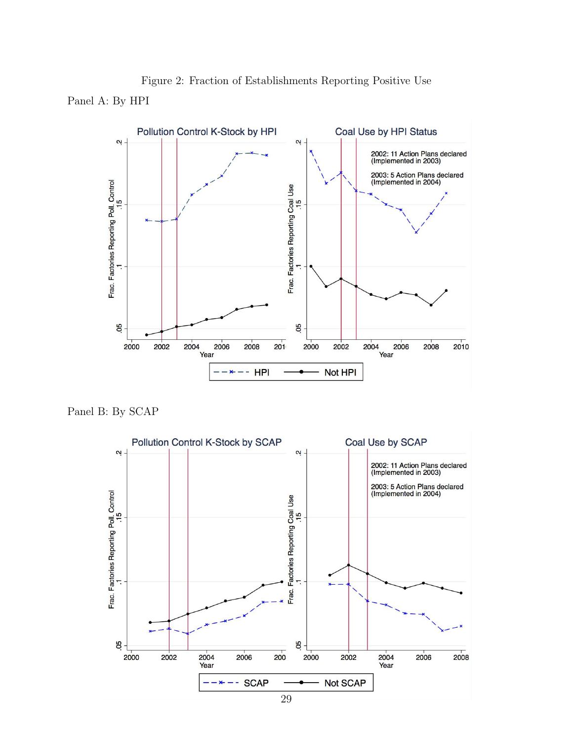Figure 2: Fraction of Establishments Reporting Positive Use

Panel A: By HPI

Panel B: By SCAP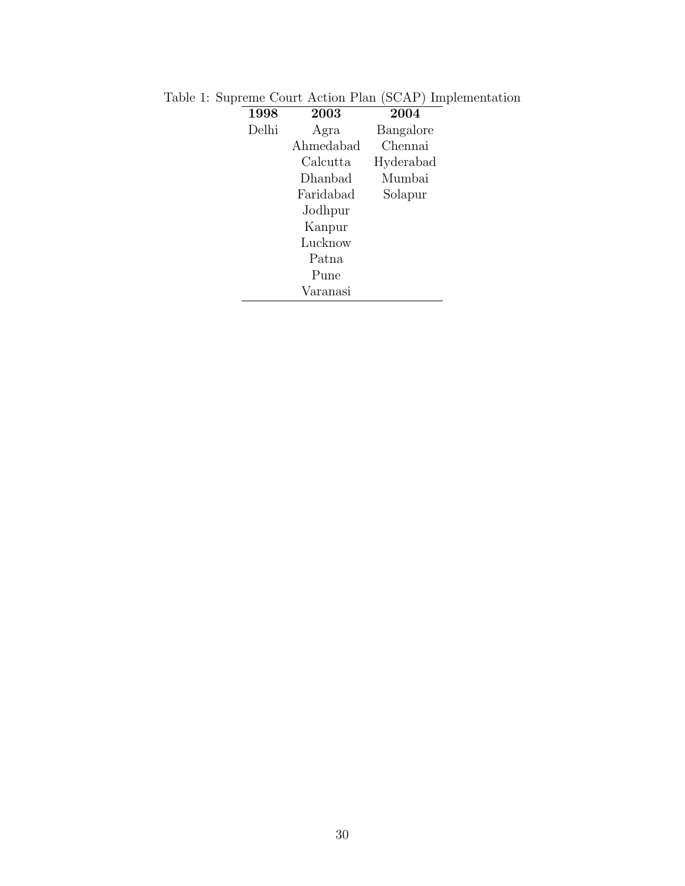Table 1: Supreme Court Action Plan (SCAP) Implementation

| 1998 | 2003 | 2004 |
|---|---|---|
| Delhi | Agra | Bangalore |
| | Ahmedabad | Chennai |
| | Calcutta | Hyderabad |
| | Dhanbad | Mumbai |
| | Faridabad | Solapur |
| | Jodhpur | |
| | Kanpur | |
| | Lucknow | |
| | Patna | |
| | Pune | |
| | Varanasi | |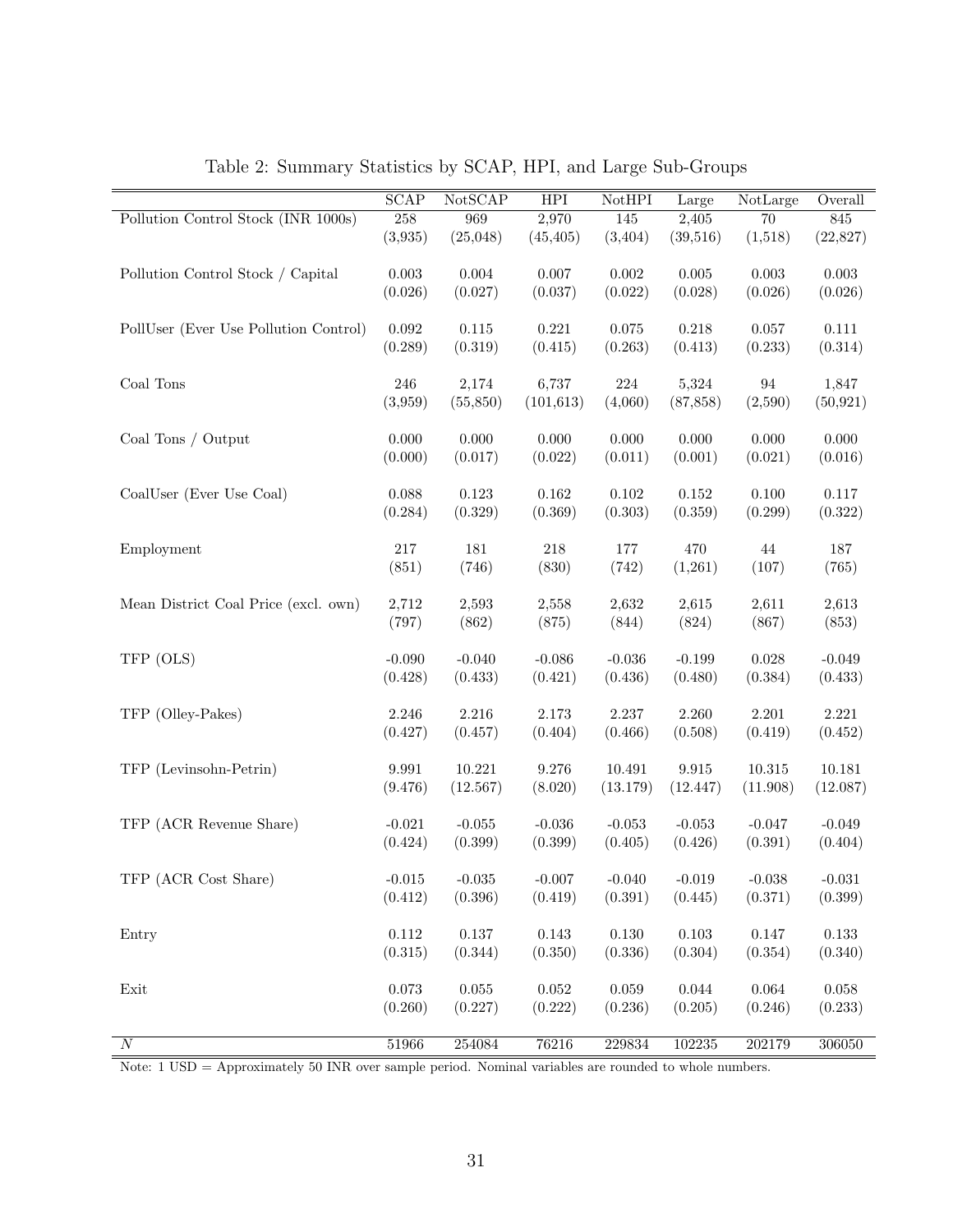Table 2: Summary Statistics by SCAP, HPI, and Large Sub-Groups

| | SCAP | NotSCAP | HPI | NotHPI | Large | NotLarge | Overall |
|---|---|---|---|---|---|---|---|
| Pollution Control Stock (INR 1000s) | 258 | 969 | 2,970 | 145 | 2,405 | 70 | 845 |
| | (3,935) | (25,048) | (45,405) | (3,404) | (39,516) | (1,518) | (22,827) |
| Pollution Control Stock / Capital | 0.003 | 0.004 | 0.007 | 0.002 | 0.005 | 0.003 | 0.003 |
| | (0.026) | (0.027) | (0.037) | (0.022) | (0.028) | (0.026) | (0.026) |
| PollUser (Ever Use Pollution Control) | 0.092 | 0.115 | 0.221 | 0.075 | 0.218 | 0.057 | 0.111 |
| | (0.289) | (0.319) | (0.415) | (0.263) | (0.413) | (0.233) | (0.314) |
| Coal Tons | 246 | 2,174 | 6,737 | 224 | 5,324 | 94 | 1,847 |
| | (3,959) | (55,850) | (101,613) | (4,060) | (87,858) | (2,590) | (50,921) |
| Coal Tons / Output | 0.000 | 0.000 | 0.000 | 0.000 | 0.000 | 0.000 | 0.000 |
| | (0.000) | (0.017) | (0.022) | (0.011) | (0.001) | (0.021) | (0.016) |
| CoalUser (Ever Use Coal) | 0.088 | 0.123 | 0.162 | 0.102 | 0.152 | 0.100 | 0.117 |
| | (0.284) | (0.329) | (0.369) | (0.303) | (0.359) | (0.299) | (0.322) |
| Employment | 217 | 181 | 218 | 177 | 470 | 44 | 187 |
| | (851) | (746) | (830) | (742) | (1,261) | (107) | (765) |
| Mean District Coal Price (excl. own) | 2,712 | 2,593 | 2,558 | 2,632 | 2,615 | 2,611 | 2,613 |
| | (797) | (862) | (875) | (844) | (824) | (867) | (853) |
| TFP (OLS) | -0.090 | -0.040 | -0.086 | -0.036 | -0.199 | 0.028 | -0.049 |
| | (0.428) | (0.433) | (0.421) | (0.436) | (0.480) | (0.384) | (0.433) |
| TFP (Olley-Pakes) | 2.246 | 2.216 | 2.173 | 2.237 | 2.260 | 2.201 | 2.221 |
| | (0.427) | (0.457) | (0.404) | (0.466) | (0.508) | (0.419) | (0.452) |
| TFP (Levinsohn-Petrin) | 9.991 | 10.221 | 9.276 | 10.491 | 9.915 | 10.315 | 10.181 |
| | (9.476) | (12.567) | (8.020) | (13.179) | (12.447) | (11.908) | (12.087) |
| TFP (ACR Revenue Share) | -0.021 | -0.055 | -0.036 | -0.053 | -0.053 | -0.047 | -0.049 |
| | (0.424) | (0.399) | (0.399) | (0.405) | (0.426) | (0.391) | (0.404) |
| TFP (ACR Cost Share) | -0.015 | -0.035 | -0.007 | -0.040 | -0.019 | -0.038 | -0.031 |
| | (0.412) | (0.396) | (0.419) | (0.391) | (0.445) | (0.371) | (0.399) |
| Entry | 0.112 | 0.137 | 0.143 | 0.130 | 0.103 | 0.147 | 0.133 |
| | (0.315) | (0.344) | (0.350) | (0.336) | (0.304) | (0.354) | (0.340) |
| Exit | 0.073 | 0.055 | 0.052 | 0.059 | 0.044 | 0.064 | 0.058 |
| | (0.260) | (0.227) | (0.222) | (0.236) | (0.205) | (0.246) | (0.233) |
| $N$ | 51966 | 254084 | 76216 | 229834 | 102235 | 202179 | 306050 |

Note: 1 USD = Approximately 50 INR over sample period. Nominal variables are rounded to whole numbers.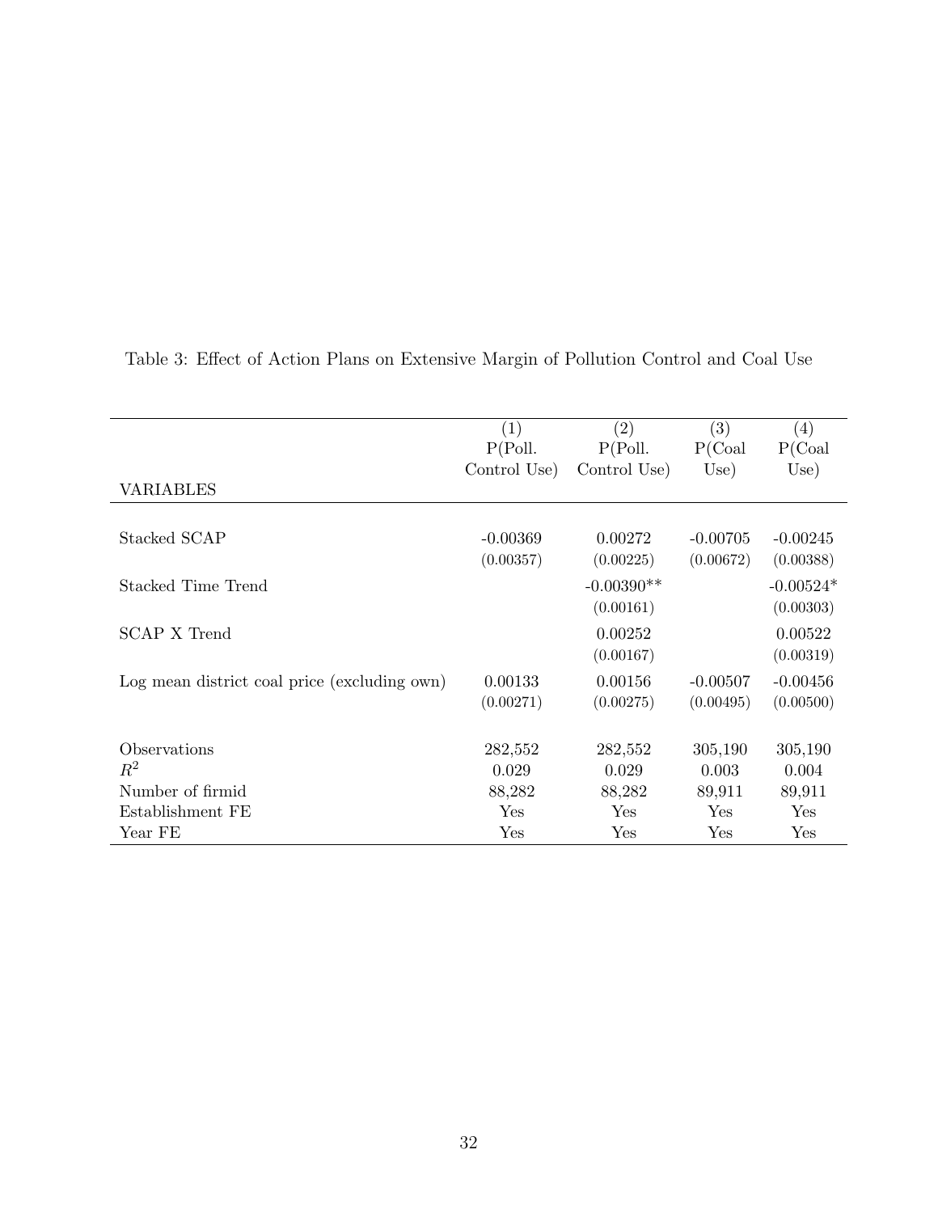Table 3: Effect of Action Plans on Extensive Margin of Pollution Control and Coal Use

| VARIABLES | (1) P(Poll. Control Use) | (2) P(Poll. Control Use) | (3) P(Coal Use) | (4) P(Coal Use) |
|---|---|---|---|---|
| Stacked SCAP | -0.00369 | 0.00272 | -0.00705 | -0.00245 |
| | (0.00357) | (0.00225) | (0.00672) | (0.00388) |
| Stacked Time Trend | | -0.00390** | | -0.00524* |
| | | (0.00161) | | (0.00303) |
| SCAP X Trend | | 0.00252 | | 0.00522 |
| | | (0.00167) | | (0.00319) |
| Log mean district coal price (excluding own) | 0.00133 | 0.00156 | -0.00507 | -0.00456 |
| | (0.00271) | (0.00275) | (0.00495) | (0.00500) |
| Observations | 282,552 | 282,552 | 305,190 | 305,190 |
| $R^2$ | 0.029 | 0.029 | 0.003 | 0.004 |
| Number of firmid | 88,282 | 88,282 | 89,911 | 89,911 |
| Establishment FE | Yes | Yes | Yes | Yes |
| Year FE | Yes | Yes | Yes | Yes |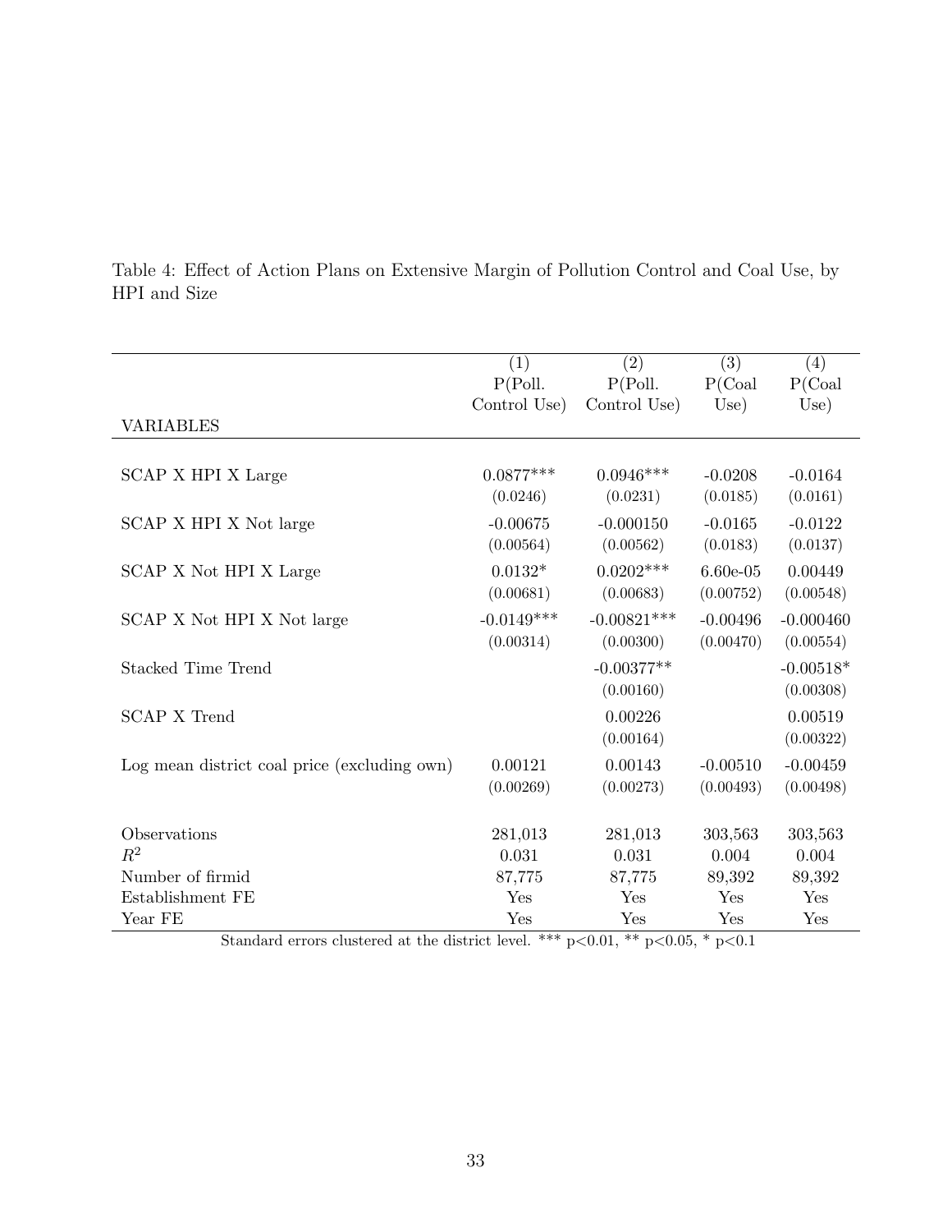Table 4: Effect of Action Plans on Extensive Margin of Pollution Control and Coal Use, by HPI and Size

| VARIABLES | (1)<br>P(Poll. Control Use) | (2)<br>P(Poll. Control Use) | (3)<br>P(Coal Use) | (4)<br>P(Coal Use) |
|---|---|---|---|---|
| SCAP X HPI X Large | 0.0877*** | 0.0946*** | -0.0208 | -0.0164 |
| | (0.0246) | (0.0231) | (0.0185) | (0.0161) |
| SCAP X HPI X Not large | -0.00675 | -0.000150 | -0.0165 | -0.0122 |
| | (0.00564) | (0.00562) | (0.0183) | (0.0137) |
| SCAP X Not HPI X Large | 0.0132* | 0.0202*** | 6.60e-05 | 0.00449 |
| | (0.00681) | (0.00683) | (0.00752) | (0.00548) |
| SCAP X Not HPI X Not large | -0.0149*** | -0.00821*** | -0.00496 | -0.000460 |
| | (0.00314) | (0.00300) | (0.00470) | (0.00554) |
| Stacked Time Trend | | -0.00377** | | -0.00518* |
| | | (0.00160) | | (0.00308) |
| SCAP X Trend | | 0.00226 | | 0.00519 |
| | | (0.00164) | | (0.00322) |
| Log mean district coal price (excluding own) | 0.00121 | 0.00143 | -0.00510 | -0.00459 |
| | (0.00269) | (0.00273) | (0.00493) | (0.00498) |
| Observations | 281,013 | 281,013 | 303,563 | 303,563 |
| $R^2$ | 0.031 | 0.031 | 0.004 | 0.004 |
| Number of firmid | 87,775 | 87,775 | 89,392 | 89,392 |
| Establishment FE | Yes | Yes | Yes | Yes |
| Year FE | Yes | Yes | Yes | Yes |

Standard errors clustered at the district level. *** p<0.01, ** p<0.05, * p<0.1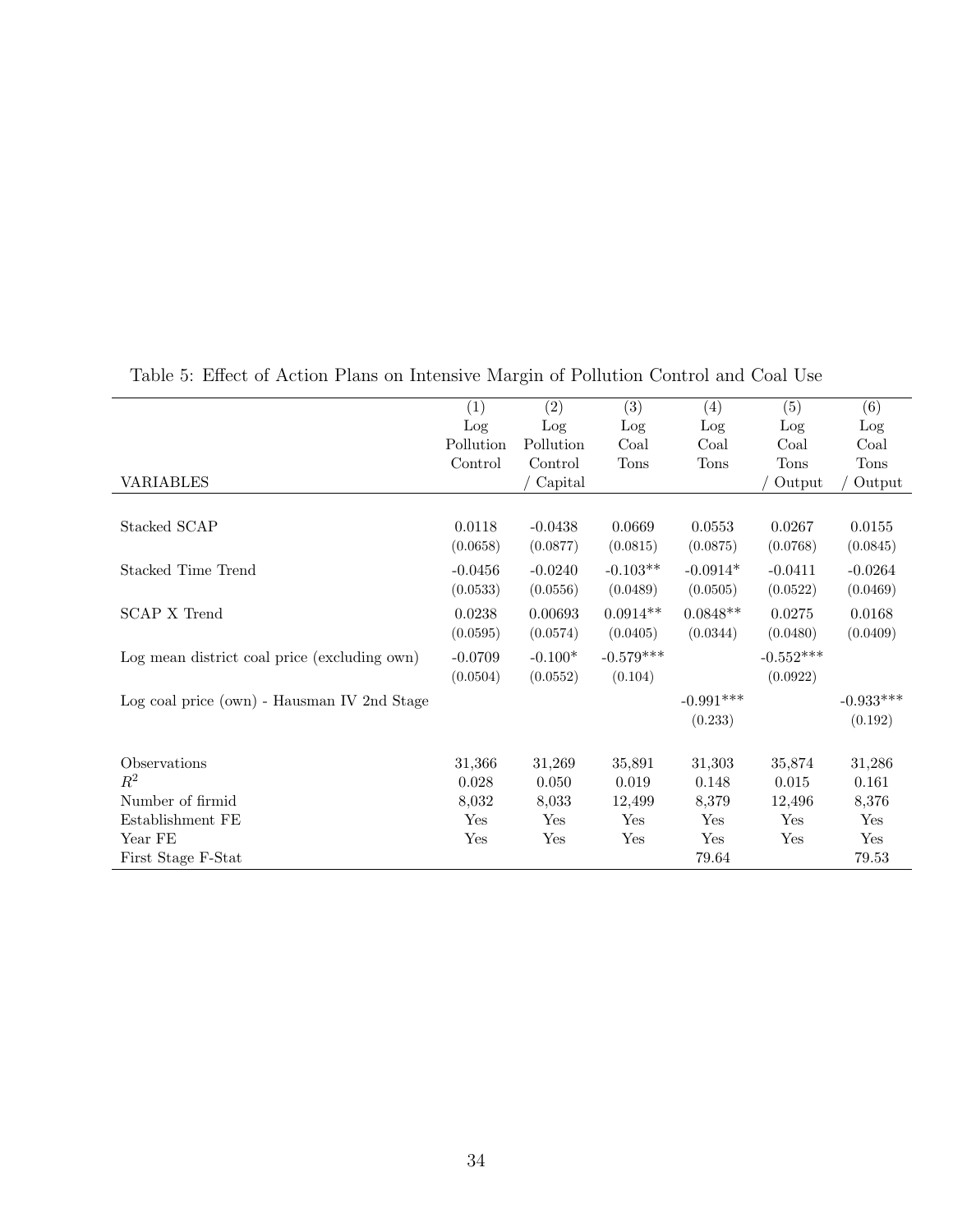Table 5: Effect of Action Plans on Intensive Margin of Pollution Control and Coal Use

| VARIABLES | (1) Log Pollution Control | (2) Log Pollution Control / Capital | (3) Log Coal Tons | (4) Log Coal Tons | (5) Log Coal Tons / Output | (6) Log Coal Tons / Output |
|---|---|---|---|---|---|---|
| Stacked SCAP | 0.0118 | -0.0438 | 0.0669 | 0.0553 | 0.0267 | 0.0155 |
| | (0.0658) | (0.0877) | (0.0815) | (0.0875) | (0.0768) | (0.0845) |
| Stacked Time Trend | -0.0456 | -0.0240 | -0.103** | -0.0914* | -0.0411 | -0.0264 |
| | (0.0533) | (0.0556) | (0.0489) | (0.0505) | (0.0522) | (0.0469) |
| SCAP X Trend | 0.0238 | 0.00693 | 0.0914** | 0.0848** | 0.0275 | 0.0168 |
| | (0.0595) | (0.0574) | (0.0405) | (0.0344) | (0.0480) | (0.0409) |
| Log mean district coal price (excluding own) | -0.0709 | -0.100* | -0.579*** | | -0.552*** | |
| | (0.0504) | (0.0552) | (0.104) | | (0.0922) | |
| Log coal price (own) - Hausman IV 2nd Stage | | | | -0.991*** | | -0.933*** |
| | | | | (0.233) | | (0.192) |
| Observations | 31,366 | 31,269 | 35,891 | 31,303 | 35,874 | 31,286 |
| $R^2$ | 0.028 | 0.050 | 0.019 | 0.148 | 0.015 | 0.161 |
| Number of firmid | 8,032 | 8,033 | 12,499 | 8,379 | 12,496 | 8,376 |
| Establishment FE | Yes | Yes | Yes | Yes | Yes | Yes |
| Year FE | Yes | Yes | Yes | Yes | Yes | Yes |
| First Stage F-Stat | | | | 79.64 | | 79.53 |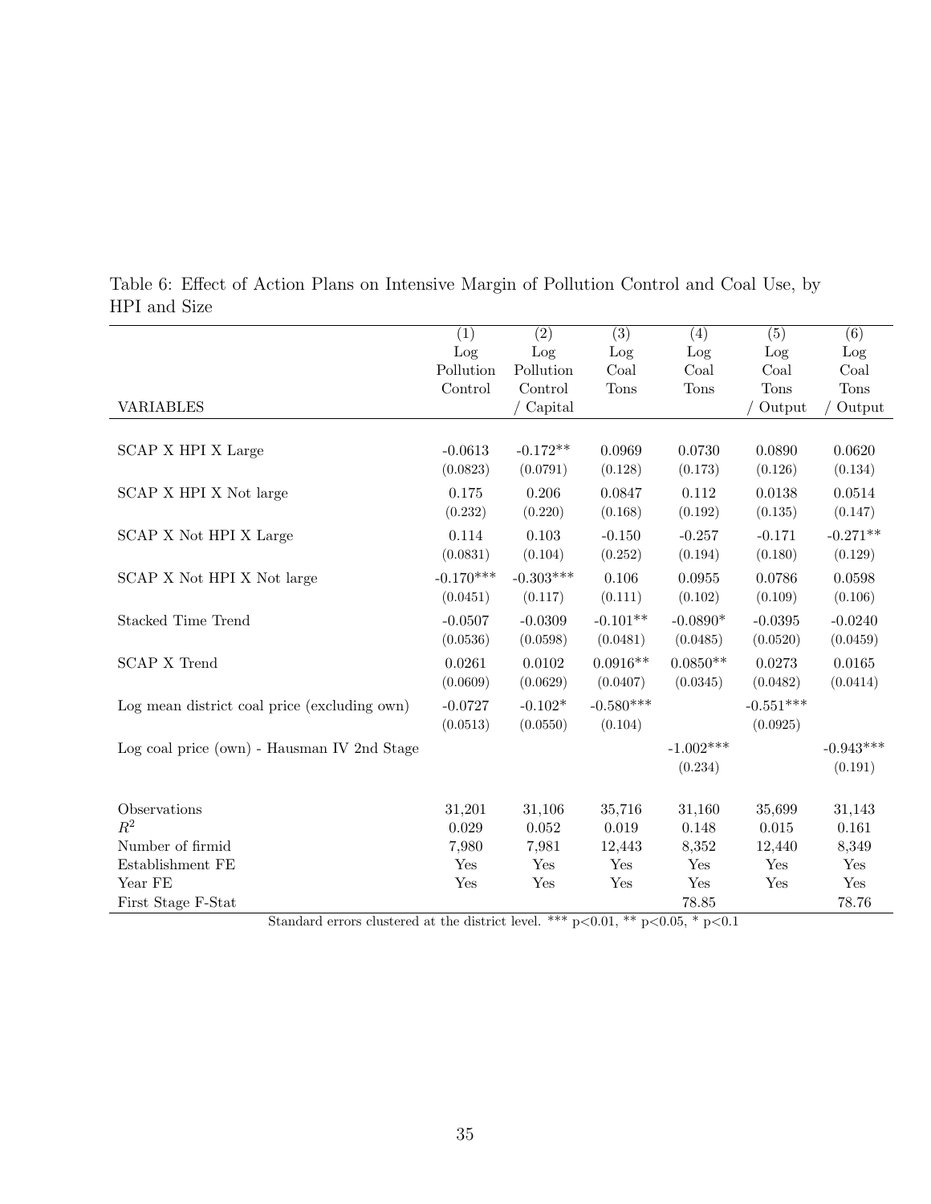Table 6: Effect of Action Plans on Intensive Margin of Pollution Control and Coal Use, by HPI and Size

| VARIABLES | (1) Log Pollution Control | (2) Log Pollution Control / Capital | (3) Log Coal Tons | (4) Log Coal Tons | (5) Log Coal Tons / Output | (6) Log Coal Tons / Output |
|---|---|---|---|---|---|---|
| SCAP X HPI X Large | -0.0613 | -0.172** | 0.0969 | 0.0730 | 0.0890 | 0.0620 |
| | (0.0823) | (0.0791) | (0.128) | (0.173) | (0.126) | (0.134) |
| SCAP X HPI X Not large | 0.175 | 0.206 | 0.0847 | 0.112 | 0.0138 | 0.0514 |
| | (0.232) | (0.220) | (0.168) | (0.192) | (0.135) | (0.147) |
| SCAP X Not HPI X Large | 0.114 | 0.103 | -0.150 | -0.257 | -0.171 | -0.271** |
| | (0.0831) | (0.104) | (0.252) | (0.194) | (0.180) | (0.129) |
| SCAP X Not HPI X Not large | -0.170*** | -0.303*** | 0.106 | 0.0955 | 0.0786 | 0.0598 |
| | (0.0451) | (0.117) | (0.111) | (0.102) | (0.109) | (0.106) |
| Stacked Time Trend | -0.0507 | -0.0309 | -0.101** | -0.0890* | -0.0395 | -0.0240 |
| | (0.0536) | (0.0598) | (0.0481) | (0.0485) | (0.0520) | (0.0459) |
| SCAP X Trend | 0.0261 | 0.0102 | 0.0916** | 0.0850** | 0.0273 | 0.0165 |
| | (0.0609) | (0.0629) | (0.0407) | (0.0345) | (0.0482) | (0.0414) |
| Log mean district coal price (excluding own) | -0.0727 | -0.102* | -0.580*** | | -0.551*** | |
| | (0.0513) | (0.0550) | (0.104) | | (0.0925) | |
| Log coal price (own) - Hausman IV 2nd Stage | | | | -1.002*** | | -0.943*** |
| | | | | (0.234) | | (0.191) |
| Observations | 31,201 | 31,106 | 35,716 | 31,160 | 35,699 | 31,143 |
| $R^2$ | 0.029 | 0.052 | 0.019 | 0.148 | 0.015 | 0.161 |
| Number of firmid | 7,980 | 7,981 | 12,443 | 8,352 | 12,440 | 8,349 |
| Establishment FE | Yes | Yes | Yes | Yes | Yes | Yes |
| Year FE | Yes | Yes | Yes | Yes | Yes | Yes |
| First Stage F-Stat | | | | 78.85 | | 78.76 |

Standard errors clustered at the district level. *** p<0.01, ** p<0.05, * p<0.1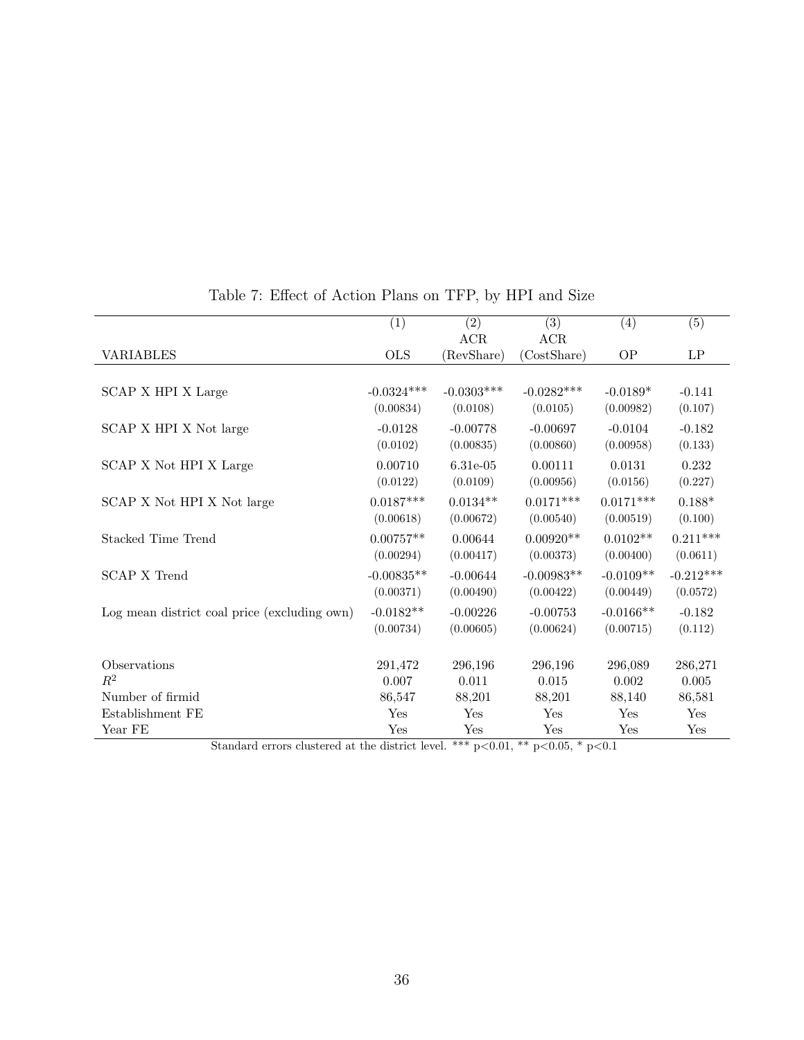Table 7: Effect of Action Plans on TFP, by HPI and Size

| VARIABLES | (1) OLS | (2) ACR (RevShare) | (3) ACR (CostShare) | (4) OP | (5) LP |
|---|---|---|---|---|---|
| SCAP X HPI X Large | -0.0324*** | -0.0303*** | -0.0282*** | -0.0189* | -0.141 |
| | (0.00834) | (0.0108) | (0.0105) | (0.00982) | (0.107) |
| SCAP X HPI X Not large | -0.0128 | -0.00778 | -0.00697 | -0.0104 | -0.182 |
| | (0.0102) | (0.00835) | (0.00860) | (0.00958) | (0.133) |
| SCAP X Not HPI X Large | 0.00710 | 6.31e-05 | 0.00111 | 0.0131 | 0.232 |
| | (0.0122) | (0.0109) | (0.00956) | (0.0156) | (0.227) |
| SCAP X Not HPI X Not large | 0.0187*** | 0.0134** | 0.0171*** | 0.0171*** | 0.188* |
| | (0.00618) | (0.00672) | (0.00540) | (0.00519) | (0.100) |
| Stacked Time Trend | 0.00757** | 0.00644 | 0.00920** | 0.0102** | 0.211*** |
| | (0.00294) | (0.00417) | (0.00373) | (0.00400) | (0.0611) |
| SCAP X Trend | -0.00835** | -0.00644 | -0.00983** | -0.0109** | -0.212*** |
| | (0.00371) | (0.00490) | (0.00422) | (0.00449) | (0.0572) |
| Log mean district coal price (excluding own) | -0.0182** | -0.00226 | -0.00753 | -0.0166** | -0.182 |
| | (0.00734) | (0.00605) | (0.00624) | (0.00715) | (0.112) |
| Observations | 291,472 | 296,196 | 296,196 | 296,089 | 286,271 |
| $R^2$ | 0.007 | 0.011 | 0.015 | 0.002 | 0.005 |
| Number of firmid | 86,547 | 88,201 | 88,201 | 88,140 | 86,581 |
| Establishment FE | Yes | Yes | Yes | Yes | Yes |
| Year FE | Yes | Yes | Yes | Yes | Yes |

Standard errors clustered at the district level. *** $p<0.01$, ** $p<0.05$, * $p<0.1$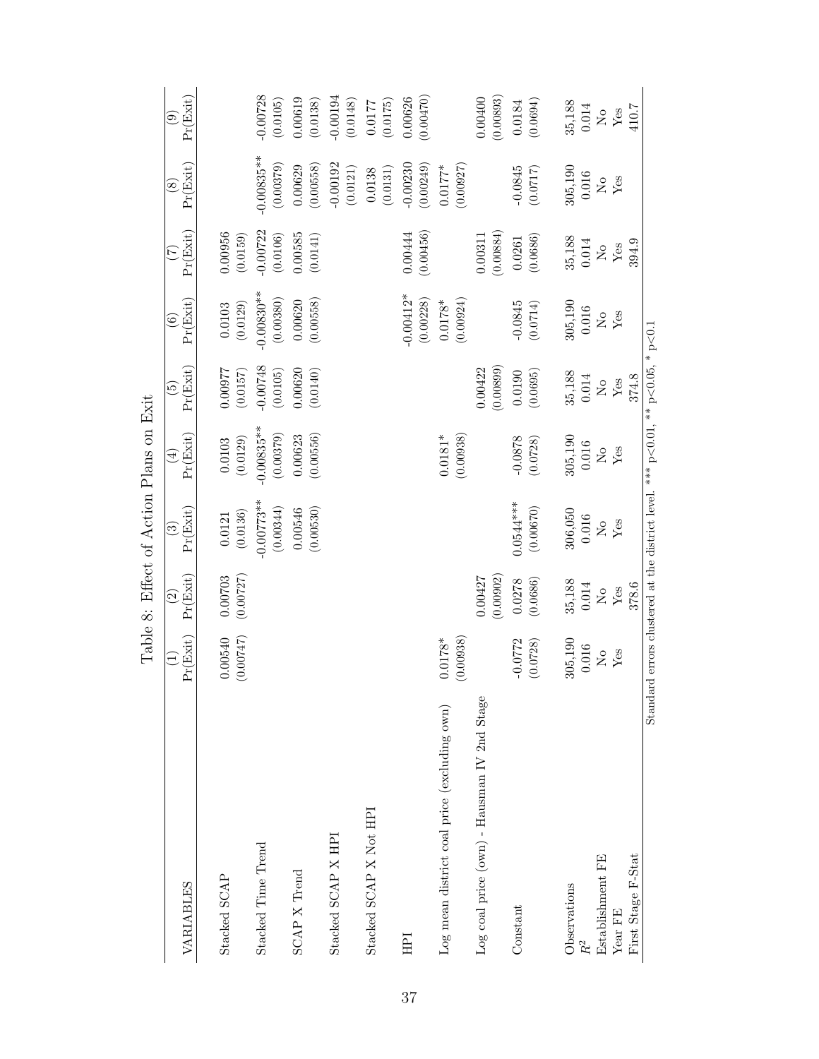Table 8: Effect of Action Plans on Exit

| VARIABLES | (1) Pr(Exit) | (2) Pr(Exit) | (3) Pr(Exit) | (4) Pr(Exit) | (5) Pr(Exit) | (6) Pr(Exit) | (7) Pr(Exit) | (8) Pr(Exit) | (9) Pr(Exit) |
|---|---|---|---|---|---|---|---|---|---|
| Stacked SCAP | 0.00540 | 0.00703 | 0.0121 | 0.0103 | 0.00977 | 0.0103 | 0.00956 | | |
| | (0.00747) | (0.00727) | (0.0136) | (0.0129) | (0.0157) | (0.0129) | (0.0159) | | |
| Stacked Time Trend | | | -0.00773** | -0.00835** | -0.00748 | -0.00830** | -0.00722 | -0.00835** | -0.00728 |
| | | | (0.00344) | (0.00379) | (0.0105) | (0.00380) | (0.0106) | (0.00379) | (0.0105) |
| SCAP X Trend | | | 0.00546 | 0.00623 | 0.00620 | 0.00620 | 0.00585 | 0.00629 | 0.00619 |
| | | | (0.00530) | (0.00556) | (0.0140) | (0.00558) | (0.0141) | (0.00558) | (0.0138) |
| Stacked SCAP X HPI | | | | | | | | -0.00192 | -0.00194 |
| | | | | | | | | (0.0121) | (0.0148) |
| Stacked SCAP X Not HPI | | | | | | | | 0.0138 | 0.0177 |
| | | | | | | | | (0.0131) | (0.0175) |
| HPI | | | | | | -0.00412* | 0.00444 | -0.00230 | 0.00626 |
| | | | | | | (0.00228) | (0.00456) | (0.00249) | (0.00470) |
| Log mean district coal price (excluding own) | 0.0178* | | | 0.0181* | | 0.0178* | | 0.0177* | |
| | (0.00938) | | | (0.00938) | | (0.00924) | | (0.00927) | |
| Log coal price (own) - Hausman IV 2nd Stage | | 0.00427 | | | 0.00422 | | 0.00311 | | 0.00400 |
| | | (0.00902) | | | (0.00899) | | (0.00884) | | (0.00893) |
| Constant | -0.0772 | 0.0278 | 0.0544*** | -0.0878 | 0.0190 | -0.0845 | 0.0261 | -0.0845 | 0.0184 |
| | (0.0728) | (0.0686) | (0.00670) | (0.0728) | (0.0695) | (0.0714) | (0.0686) | (0.0717) | (0.0694) |
| Observations | 305,190 | 35,188 | 306,050 | 305,190 | 35,188 | 305,190 | 35,188 | 305,190 | 35,188 |
| $R^2$ | 0.016 | 0.014 | 0.016 | 0.016 | 0.014 | 0.016 | 0.014 | 0.016 | 0.014 |
| Establishment FE | No | No | No | No | No | No | No | No | No |
| Year FE | Yes | Yes | Yes | Yes | Yes | Yes | Yes | Yes | Yes |
| First Stage F-Stat | | 378.6 | | | 374.8 | | 394.9 | | 410.7 |

Standard errors clustered at the district level. *** p<0.01, ** p<0.05, * p<0.1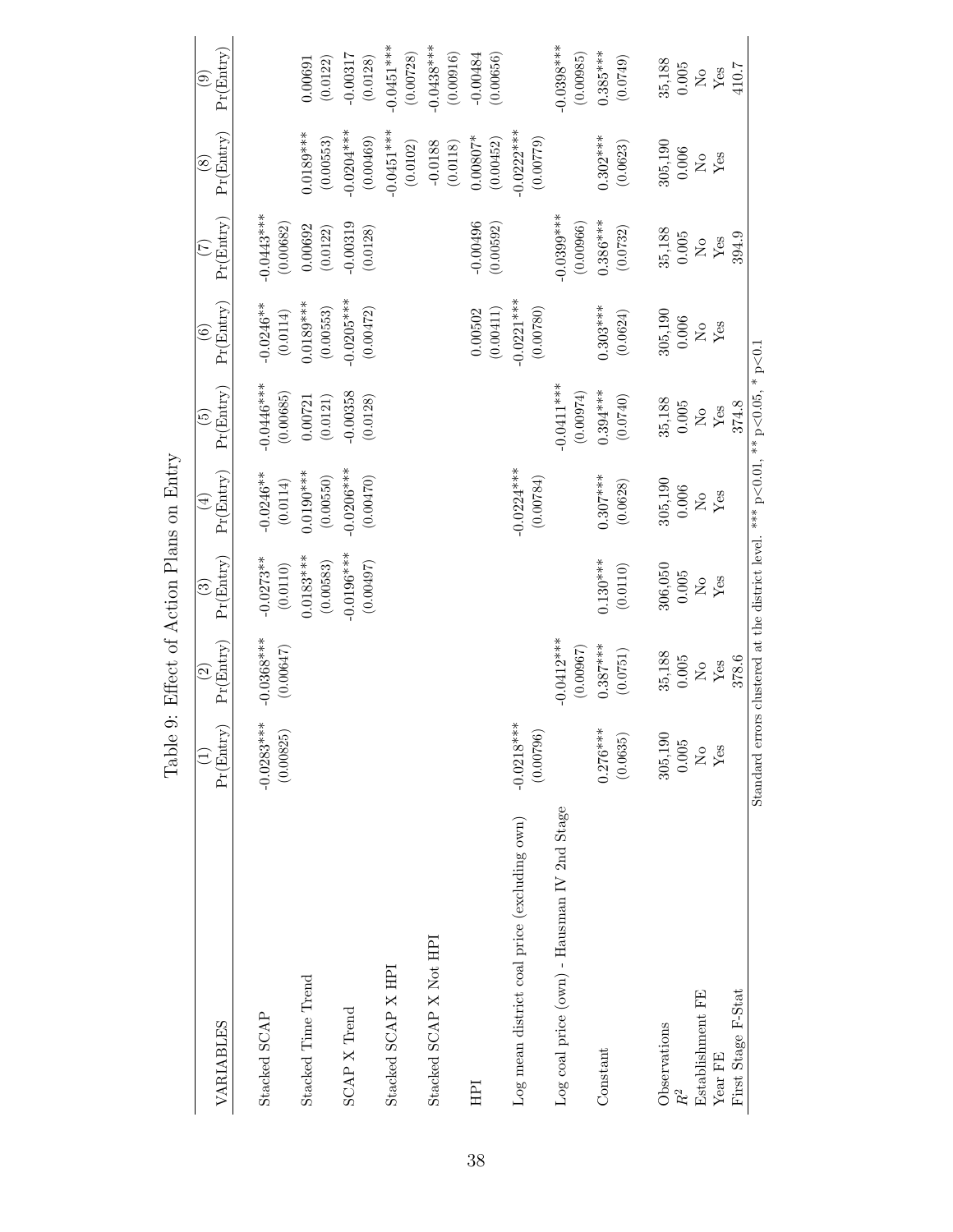Table 9: Effect of Action Plans on Entry

| VARIABLES | (1) Pr(Entry) | (2) Pr(Entry) | (3) Pr(Entry) | (4) Pr(Entry) | (5) Pr(Entry) | (6) Pr(Entry) | (7) Pr(Entry) | (8) Pr(Entry) | (9) Pr(Entry) |
|---|---|---|---|---|---|---|---|---|---|
| Stacked SCAP | -0.0283*** | -0.0368*** | -0.0273** | -0.0246** | -0.0446*** | -0.0246** | -0.0443*** | | |
| | (0.00825) | (0.00647) | (0.0110) | (0.0114) | (0.00685) | (0.0114) | (0.00682) | | |
| Stacked Time Trend | | | 0.0183*** | 0.0190*** | 0.00721 | 0.0189*** | 0.00692 | 0.0189*** | 0.00691 |
| | | | (0.00583) | (0.00550) | (0.0121) | (0.00553) | (0.0122) | (0.00553) | (0.0122) |
| SCAP X Trend | | | -0.0196*** | -0.0206*** | -0.00358 | -0.0205*** | -0.00319 | -0.0204*** | -0.00317 |
| | | | (0.00497) | (0.00470) | (0.0128) | (0.00472) | (0.0128) | (0.00469) | (0.0128) |
| Stacked SCAP X HPI | | | | | | | | -0.0451*** | -0.0451*** |
| | | | | | | | | (0.0102) | (0.00728) |
| Stacked SCAP X Not HPI | | | | | | | | -0.0188 | -0.0438*** |
| | | | | | | | | (0.0118) | (0.00916) |
| HPI | | | | | | 0.00502 | -0.00496 | 0.00807* | -0.00484 |
| | | | | | | (0.00411) | (0.00592) | (0.00452) | (0.00656) |
| Log mean district coal price (excluding own) | -0.0218*** | | | -0.0224*** | | -0.0221*** | | -0.0222*** | |
| | (0.00796) | | | (0.00784) | | (0.00780) | | (0.00779) | |
| Log coal price (own) - Hausman IV 2nd Stage | | -0.0412*** | | | -0.0411*** | | -0.0399*** | | -0.0398*** |
| | | (0.00967) | | | (0.00974) | | (0.00966) | | (0.00985) |
| Constant | 0.276*** | 0.387*** | 0.130*** | 0.307*** | 0.394*** | 0.303*** | 0.386*** | 0.302*** | 0.385*** |
| | (0.0635) | (0.0751) | (0.0110) | (0.0628) | (0.0740) | (0.0624) | (0.0732) | (0.0623) | (0.0749) |
| Observations | 305,190 | 35,188 | 306,050 | 305,190 | 35,188 | 305,190 | 35,188 | 305,190 | 35,188 |
| $R^2$ | 0.005 | 0.005 | 0.005 | 0.006 | 0.005 | 0.006 | 0.005 | 0.006 | 0.005 |
| Establishment FE | No | No | No | No | No | No | No | No | No |
| Year FE | Yes | Yes | Yes | Yes | Yes | Yes | Yes | Yes | Yes |
| First Stage F-Stat | | 378.6 | | | 374.8 | | 394.9 | | 410.7 |

Standard errors clustered at the district level. *** p<0.01, ** p<0.05, * p<0.1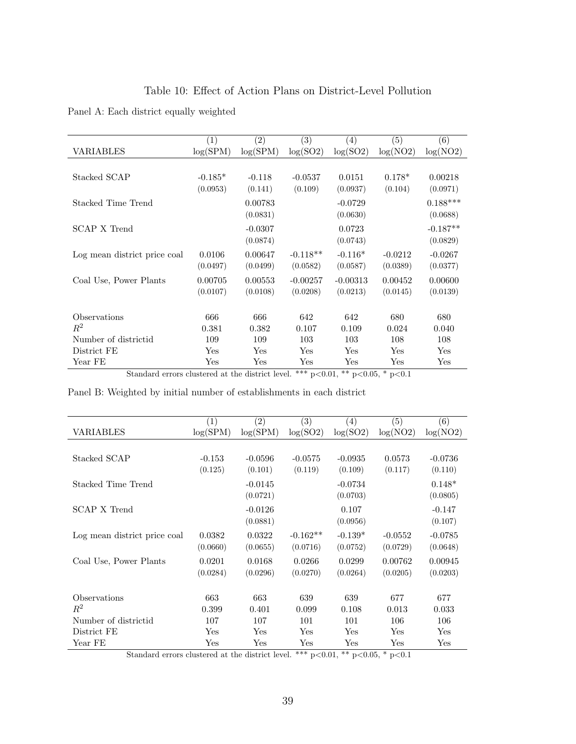Table 10: Effect of Action Plans on District-Level Pollution

Panel A: Each district equally weighted

| VARIABLES | (1) log(SPM) | (2) log(SPM) | (3) log(SO2) | (4) log(SO2) | (5) log(NO2) | (6) log(NO2) |
|---|---|---|---|---|---|---|
| Stacked SCAP | -0.185* | -0.118 | -0.0537 | 0.0151 | 0.178* | 0.00218 |
| | (0.0953) | (0.141) | (0.109) | (0.0937) | (0.104) | (0.0971) |
| Stacked Time Trend | | 0.00783 | | -0.0729 | | 0.188*** |
| | | (0.0831) | | (0.0630) | | (0.0688) |
| SCAP X Trend | | -0.0307 | | 0.0723 | | -0.187** |
| | | (0.0874) | | (0.0743) | | (0.0829) |
| Log mean district price coal | 0.0106 | 0.00647 | -0.118** | -0.116* | -0.0212 | -0.0267 |
| | (0.0497) | (0.0499) | (0.0582) | (0.0587) | (0.0389) | (0.0377) |
| Coal Use, Power Plants | 0.00705 | 0.00553 | -0.00257 | -0.00313 | 0.00452 | 0.00600 |
| | (0.0107) | (0.0108) | (0.0208) | (0.0213) | (0.0145) | (0.0139) |
| Observations | 666 | 666 | 642 | 642 | 680 | 680 |
| $R^2$ | 0.381 | 0.382 | 0.107 | 0.109 | 0.024 | 0.040 |
| Number of districtid | 109 | 109 | 103 | 103 | 108 | 108 |
| District FE | Yes | Yes | Yes | Yes | Yes | Yes |
| Year FE | Yes | Yes | Yes | Yes | Yes | Yes |

Standard errors clustered at the district level. *** p<0.01, ** p<0.05, * p<0.1

Panel B: Weighted by initial number of establishments in each district

| VARIABLES | (1) log(SPM) | (2) log(SPM) | (3) log(SO2) | (4) log(SO2) | (5) log(NO2) | (6) log(NO2) |
|---|---|---|---|---|---|---|
| Stacked SCAP | -0.153 | -0.0596 | -0.0575 | -0.0935 | 0.0573 | -0.0736 |
| | (0.125) | (0.101) | (0.119) | (0.109) | (0.117) | (0.110) |
| Stacked Time Trend | | -0.0145 | | -0.0734 | | 0.148* |
| | | (0.0721) | | (0.0703) | | (0.0805) |
| SCAP X Trend | | -0.0126 | | 0.107 | | -0.147 |
| | | (0.0881) | | (0.0956) | | (0.107) |
| Log mean district price coal | 0.0382 | 0.0322 | -0.162** | -0.139* | -0.0552 | -0.0785 |
| | (0.0660) | (0.0655) | (0.0716) | (0.0752) | (0.0729) | (0.0648) |
| Coal Use, Power Plants | 0.0201 | 0.0168 | 0.0266 | 0.0299 | 0.00762 | 0.00945 |
| | (0.0284) | (0.0296) | (0.0270) | (0.0264) | (0.0205) | (0.0203) |
| Observations | 663 | 663 | 639 | 639 | 677 | 677 |
| $R^2$ | 0.399 | 0.401 | 0.099 | 0.108 | 0.013 | 0.033 |
| Number of districtid | 107 | 107 | 101 | 101 | 106 | 106 |
| District FE | Yes | Yes | Yes | Yes | Yes | Yes |
| Year FE | Yes | Yes | Yes | Yes | Yes | Yes |

Standard errors clustered at the district level. *** p<0.01, ** p<0.05, * p<0.1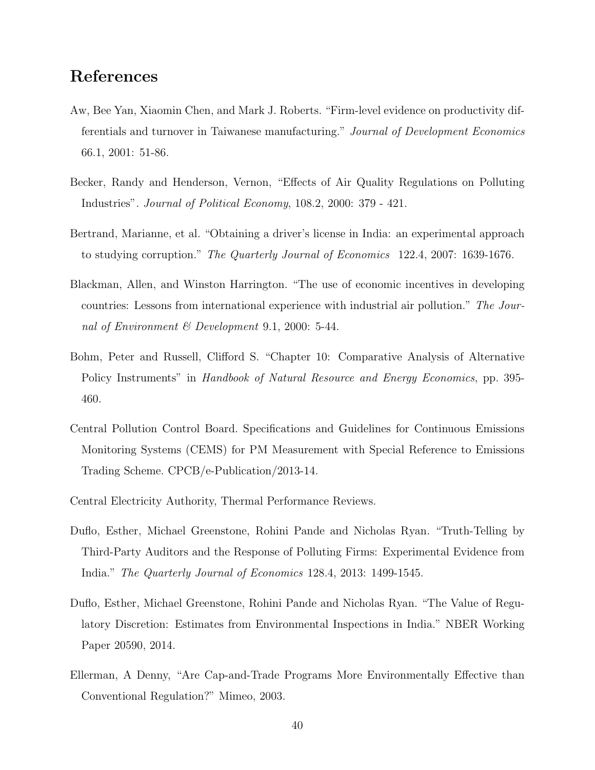# References

Aw, Bee Yan, Xiaomin Chen, and Mark J. Roberts. "Firm-level evidence on productivity differentials and turnover in Taiwanese manufacturing." *Journal of Development Economics* 66.1, 2001: 51-86.

Becker, Randy and Henderson, Vernon, "Effects of Air Quality Regulations on Polluting Industries". *Journal of Political Economy*, 108.2, 2000: 379 - 421.

Bertrand, Marianne, et al. "Obtaining a driver's license in India: an experimental approach to studying corruption." *The Quarterly Journal of Economics* 122.4, 2007: 1639-1676.

Blackman, Allen, and Winston Harrington. "The use of economic incentives in developing countries: Lessons from international experience with industrial air pollution." *The Journal of Environment & Development* 9.1, 2000: 5-44.

Bohm, Peter and Russell, Clifford S. "Chapter 10: Comparative Analysis of Alternative Policy Instruments" in *Handbook of Natural Resource and Energy Economics*, pp. 395-460.

Central Pollution Control Board. Specifications and Guidelines for Continuous Emissions Monitoring Systems (CEMS) for PM Measurement with Special Reference to Emissions Trading Scheme. CPCB/e-Publication/2013-14.

Central Electricity Authority, Thermal Performance Reviews.

Duflo, Esther, Michael Greenstone, Rohini Pande and Nicholas Ryan. "Truth-Telling by Third-Party Auditors and the Response of Polluting Firms: Experimental Evidence from India." *The Quarterly Journal of Economics* 128.4, 2013: 1499-1545.

Duflo, Esther, Michael Greenstone, Rohini Pande and Nicholas Ryan. "The Value of Regulatory Discretion: Estimates from Environmental Inspections in India." NBER Working Paper 20590, 2014.

Ellerman, A Denny, "Are Cap-and-Trade Programs More Environmentally Effective than Conventional Regulation?" Mimeo, 2003.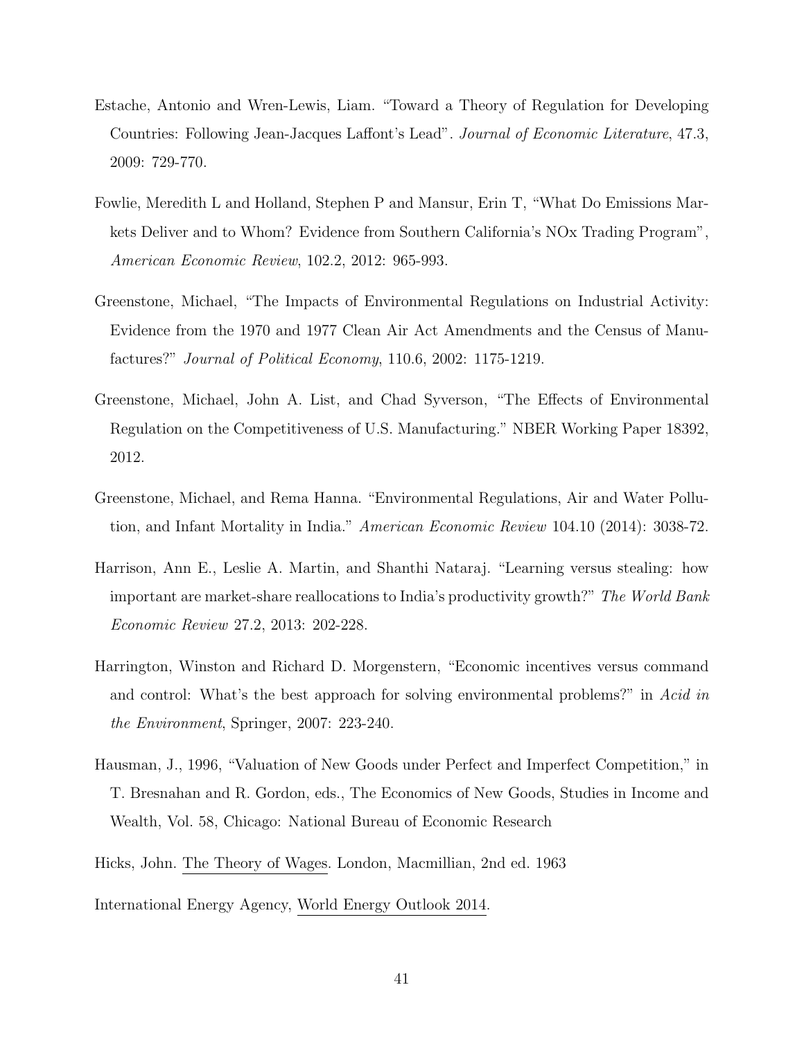Estache, Antonio and Wren-Lewis, Liam. "Toward a Theory of Regulation for Developing Countries: Following Jean-Jacques Laffont's Lead". *Journal of Economic Literature*, 47.3, 2009: 729-770.

Fowlie, Meredith L and Holland, Stephen P and Mansur, Erin T, "What Do Emissions Markets Deliver and to Whom? Evidence from Southern California's NOx Trading Program", *American Economic Review*, 102.2, 2012: 965-993.

Greenstone, Michael, "The Impacts of Environmental Regulations on Industrial Activity: Evidence from the 1970 and 1977 Clean Air Act Amendments and the Census of Manufactures?" *Journal of Political Economy*, 110.6, 2002: 1175-1219.

Greenstone, Michael, John A. List, and Chad Syverson, "The Effects of Environmental Regulation on the Competitiveness of U.S. Manufacturing." NBER Working Paper 18392, 2012.

Greenstone, Michael, and Rema Hanna. "Environmental Regulations, Air and Water Pollution, and Infant Mortality in India." *American Economic Review* 104.10 (2014): 3038-72.

Harrison, Ann E., Leslie A. Martin, and Shanthi Nataraj. "Learning versus stealing: how important are market-share reallocations to India's productivity growth?" *The World Bank Economic Review* 27.2, 2013: 202-228.

Harrington, Winston and Richard D. Morgenstern, "Economic incentives versus command and control: What's the best approach for solving environmental problems?" in *Acid in the Environment*, Springer, 2007: 223-240.

Hausman, J., 1996, "Valuation of New Goods under Perfect and Imperfect Competition," in T. Bresnahan and R. Gordon, eds., The Economics of New Goods, Studies in Income and Wealth, Vol. 58, Chicago: National Bureau of Economic Research

Hicks, John. The Theory of Wages. London, Macmillian, 2nd ed. 1963

International Energy Agency, World Energy Outlook 2014.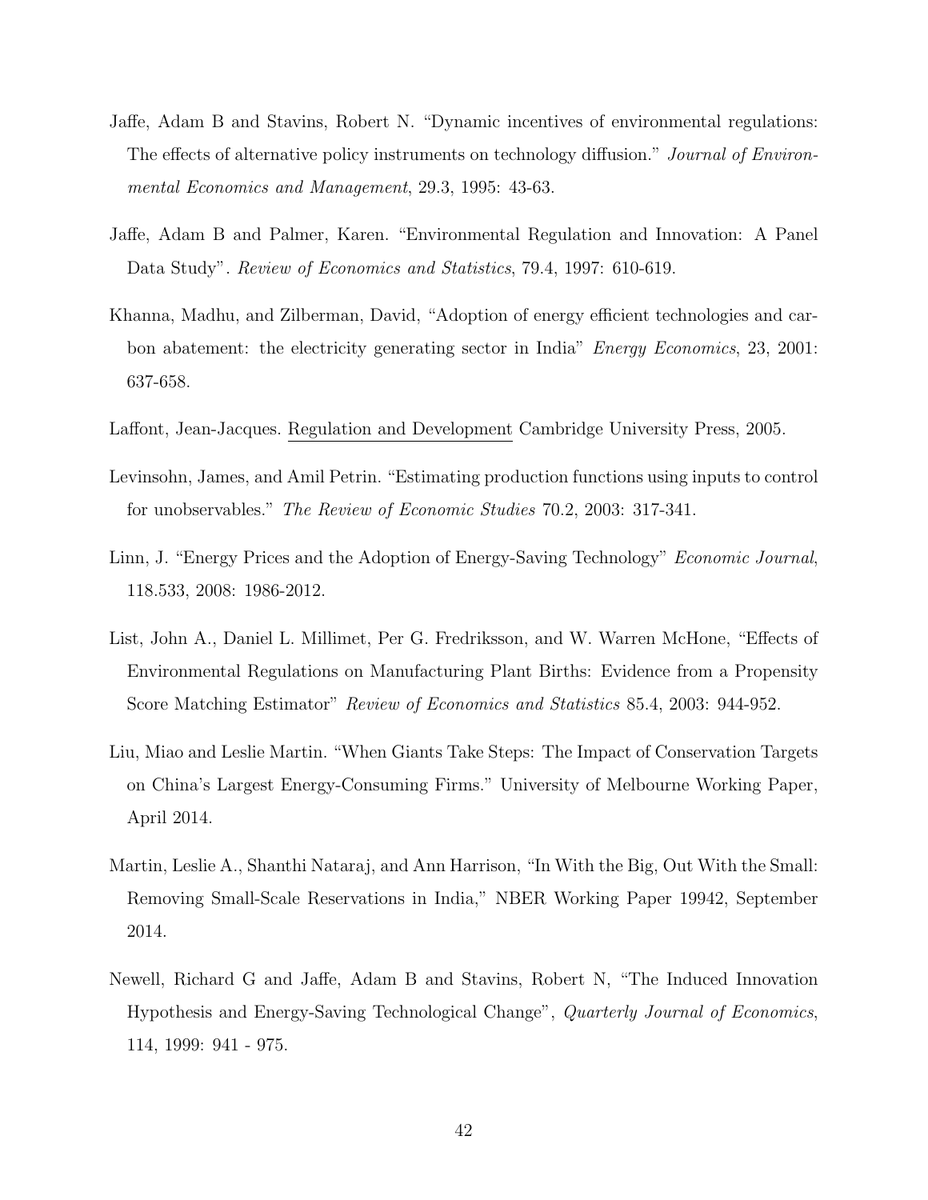Jaffe, Adam B and Stavins, Robert N. "Dynamic incentives of environmental regulations: The effects of alternative policy instruments on technology diffusion." *Journal of Environmental Economics and Management*, 29.3, 1995: 43-63.

Jaffe, Adam B and Palmer, Karen. "Environmental Regulation and Innovation: A Panel Data Study". *Review of Economics and Statistics*, 79.4, 1997: 610-619.

Khanna, Madhu, and Zilberman, David, "Adoption of energy efficient technologies and carbon abatement: the electricity generating sector in India" *Energy Economics*, 23, 2001: 637-658.

Laffont, Jean-Jacques. Regulation and Development Cambridge University Press, 2005.

Levinsohn, James, and Amil Petrin. "Estimating production functions using inputs to control for unobservables." *The Review of Economic Studies* 70.2, 2003: 317-341.

Linn, J. "Energy Prices and the Adoption of Energy-Saving Technology" *Economic Journal*, 118.533, 2008: 1986-2012.

List, John A., Daniel L. Millimet, Per G. Fredriksson, and W. Warren McHone, "Effects of Environmental Regulations on Manufacturing Plant Births: Evidence from a Propensity Score Matching Estimator" *Review of Economics and Statistics* 85.4, 2003: 944-952.

Liu, Miao and Leslie Martin. "When Giants Take Steps: The Impact of Conservation Targets on China's Largest Energy-Consuming Firms." University of Melbourne Working Paper, April 2014.

Martin, Leslie A., Shanthi Nataraj, and Ann Harrison, "In With the Big, Out With the Small: Removing Small-Scale Reservations in India," NBER Working Paper 19942, September 2014.

Newell, Richard G and Jaffe, Adam B and Stavins, Robert N, "The Induced Innovation Hypothesis and Energy-Saving Technological Change", *Quarterly Journal of Economics*, 114, 1999: 941 - 975.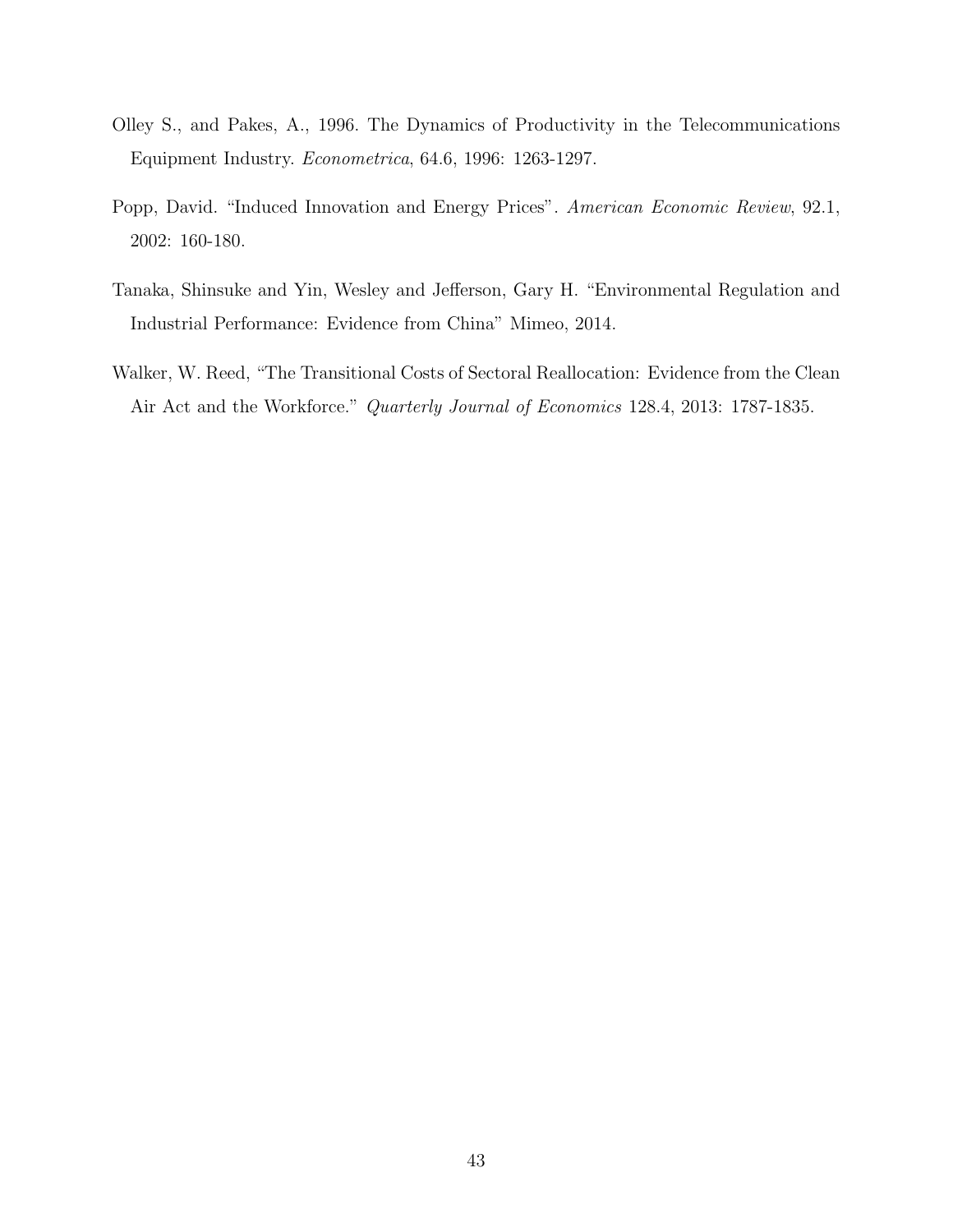Olley S., and Pakes, A., 1996. The Dynamics of Productivity in the Telecommunications Equipment Industry. *Econometrica*, 64.6, 1996: 1263-1297.

Popp, David. "Induced Innovation and Energy Prices". *American Economic Review*, 92.1, 2002: 160-180.

Tanaka, Shinsuke and Yin, Wesley and Jefferson, Gary H. "Environmental Regulation and Industrial Performance: Evidence from China" Mimeo, 2014.

Walker, W. Reed, "The Transitional Costs of Sectoral Reallocation: Evidence from the Clean Air Act and the Workforce." *Quarterly Journal of Economics* 128.4, 2013: 1787-1835.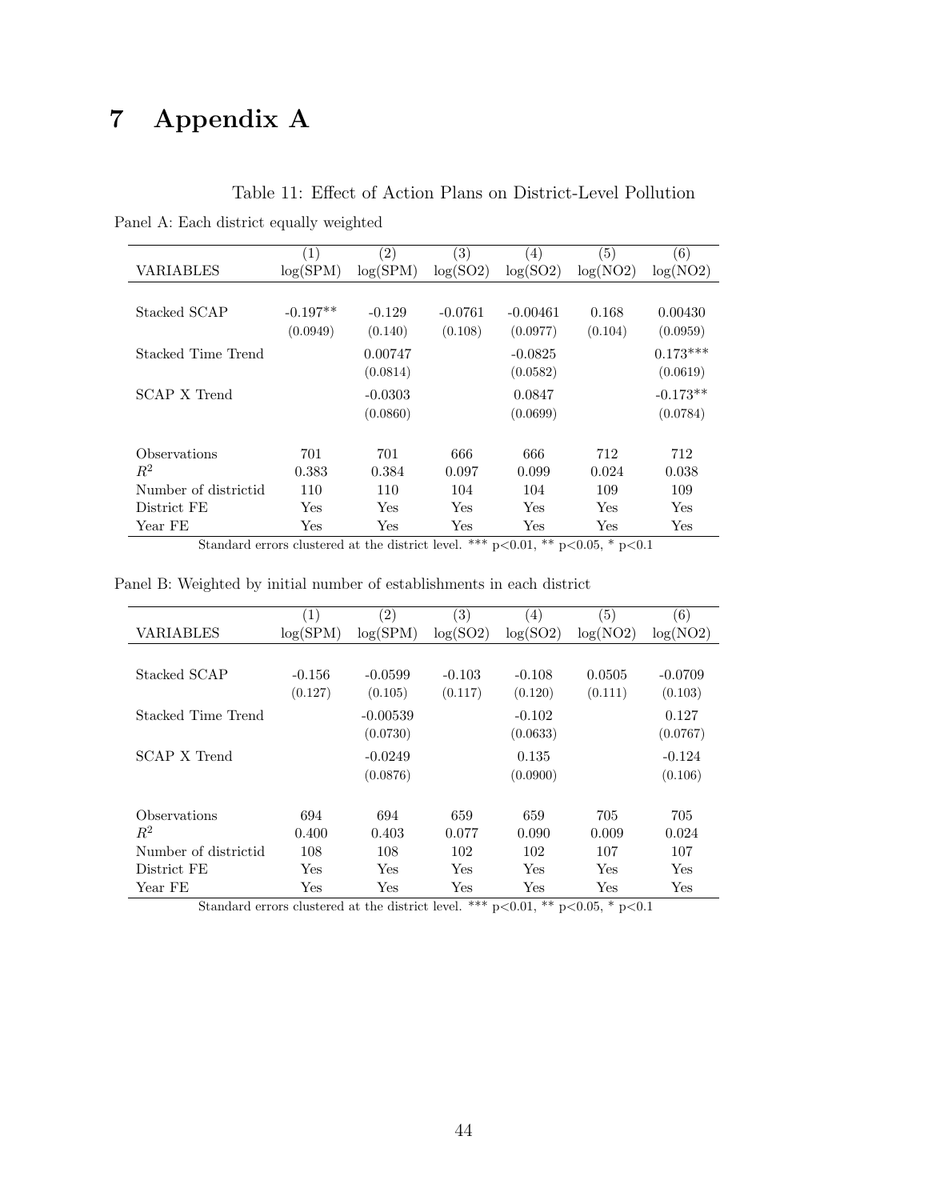# 7 Appendix A

Table 11: Effect of Action Plans on District-Level Pollution

Panel A: Each district equally weighted

| | (1) | (2) | (3) | (4) | (5) | (6) |
|---|---|---|---|---|---|---|
| VARIABLES | log(SPM) | log(SPM) | log(SO2) | log(SO2) | log(NO2) | log(NO2) |
| Stacked SCAP | -0.197** | -0.129 | -0.0761 | -0.00461 | 0.168 | 0.00430 |
| | (0.0949) | (0.140) | (0.108) | (0.0977) | (0.104) | (0.0959) |
| Stacked Time Trend | | 0.00747 | | -0.0825 | | 0.173*** |
| | | (0.0814) | | (0.0582) | | (0.0619) |
| SCAP X Trend | | -0.0303 | | 0.0847 | | -0.173** |
| | | (0.0860) | | (0.0699) | | (0.0784) |
| Observations | 701 | 701 | 666 | 666 | 712 | 712 |
| $R^2$ | 0.383 | 0.384 | 0.097 | 0.099 | 0.024 | 0.038 |
| Number of districtid | 110 | 110 | 104 | 104 | 109 | 109 |
| District FE | Yes | Yes | Yes | Yes | Yes | Yes |
| Year FE | Yes | Yes | Yes | Yes | Yes | Yes |

Standard errors clustered at the district level. *** p<0.01, ** p<0.05, * p<0.1

Panel B: Weighted by initial number of establishments in each district

| | (1) | (2) | (3) | (4) | (5) | (6) |
|---|---|---|---|---|---|---|
| VARIABLES | log(SPM) | log(SPM) | log(SO2) | log(SO2) | log(NO2) | log(NO2) |
| Stacked SCAP | -0.156 | -0.0599 | -0.103 | -0.108 | 0.0505 | -0.0709 |
| | (0.127) | (0.105) | (0.117) | (0.120) | (0.111) | (0.103) |
| Stacked Time Trend | | -0.00539 | | -0.102 | | 0.127 |
| | | (0.0730) | | (0.0633) | | (0.0767) |
| SCAP X Trend | | -0.0249 | | 0.135 | | -0.124 |
| | | (0.0876) | | (0.0900) | | (0.106) |
| Observations | 694 | 694 | 659 | 659 | 705 | 705 |
| $R^2$ | 0.400 | 0.403 | 0.077 | 0.090 | 0.009 | 0.024 |
| Number of districtid | 108 | 108 | 102 | 102 | 107 | 107 |
| District FE | Yes | Yes | Yes | Yes | Yes | Yes |
| Year FE | Yes | Yes | Yes | Yes | Yes | Yes |

Standard errors clustered at the district level. *** p<0.01, ** p<0.05, * p<0.1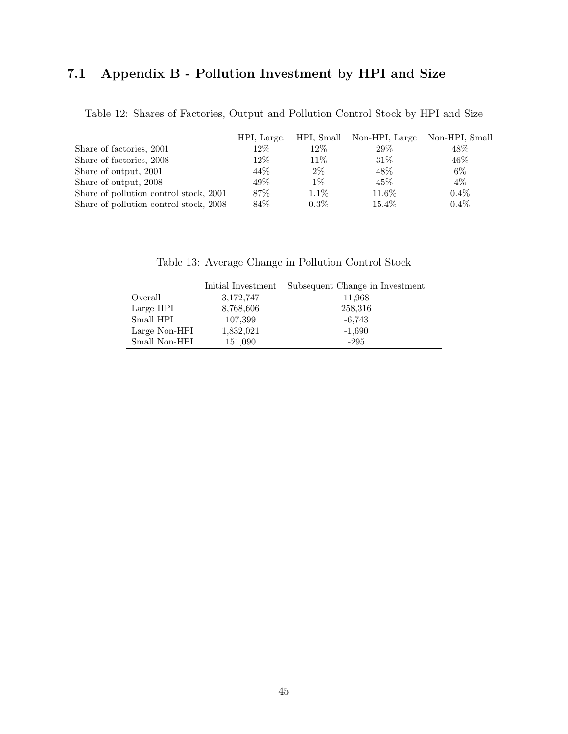## 7.1 Appendix B - Pollution Investment by HPI and Size

Table 12: Shares of Factories, Output and Pollution Control Stock by HPI and Size

| | HPI, Large, | HPI, Small | Non-HPI, Large | Non-HPI, Small |
|---|---|---|---|---|
| Share of factories, 2001 | 12% | 12% | 29% | 48% |
| Share of factories, 2008 | 12% | 11% | 31% | 46% |
| Share of output, 2001 | 44% | 2% | 48% | 6% |
| Share of output, 2008 | 49% | 1% | 45% | 4% |
| Share of pollution control stock, 2001 | 87% | 1.1% | 11.6% | 0.4% |
| Share of pollution control stock, 2008 | 84% | 0.3% | 15.4% | 0.4% |

Table 13: Average Change in Pollution Control Stock

| | Initial Investment | Subsequent Change in Investment |
|---|---|---|
| Overall | 3,172,747 | 11,968 |
| Large HPI | 8,768,606 | 258,316 |
| Small HPI | 107,399 | -6,743 |
| Large Non-HPI | 1,832,021 | -1,690 |
| Small Non-HPI | 151,090 | -295 |